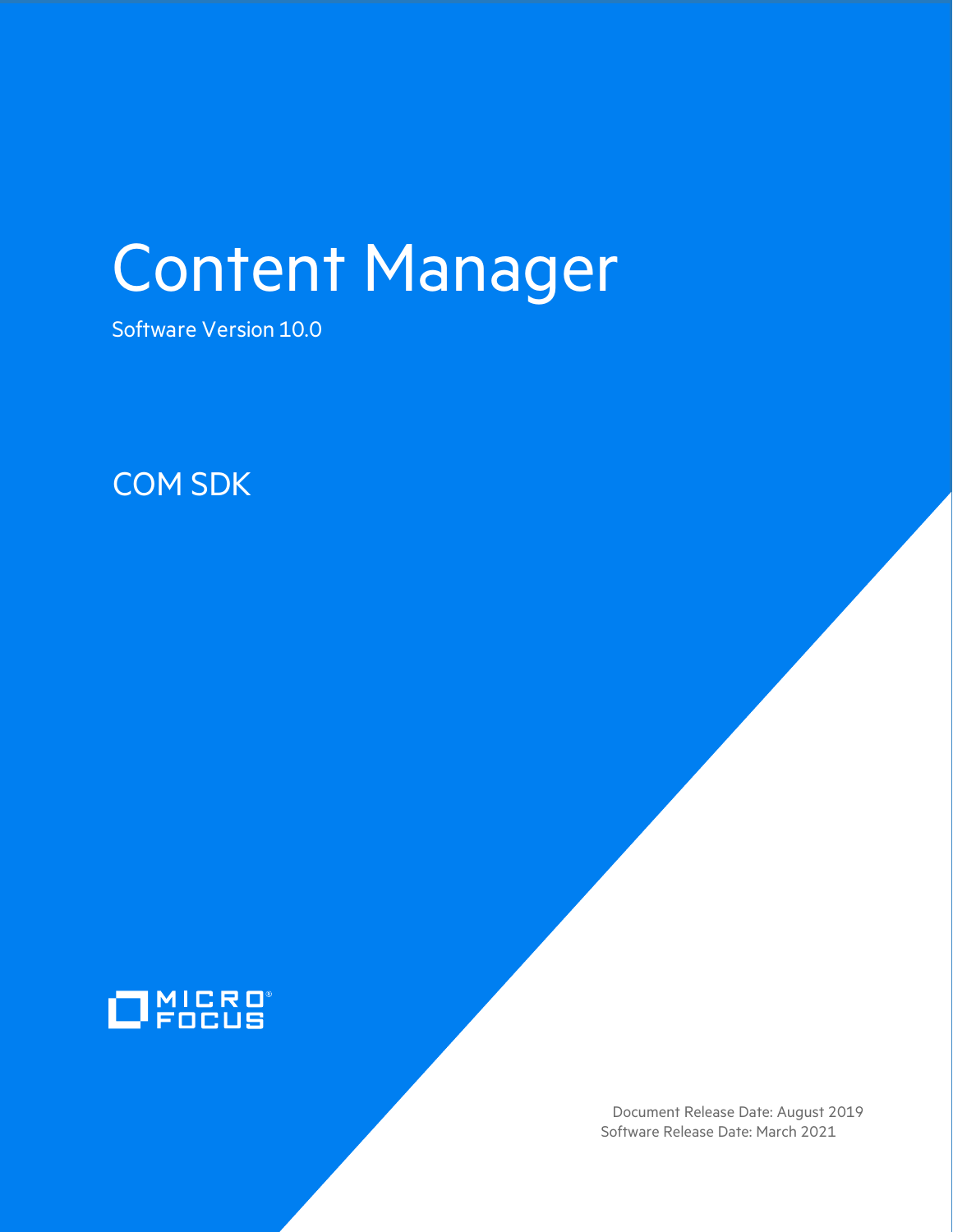# Content Manager

Software Version 10.0

## COM SDK

MICRO FOCUS

Document Release Date: August 2019
Software Release Date: March 2021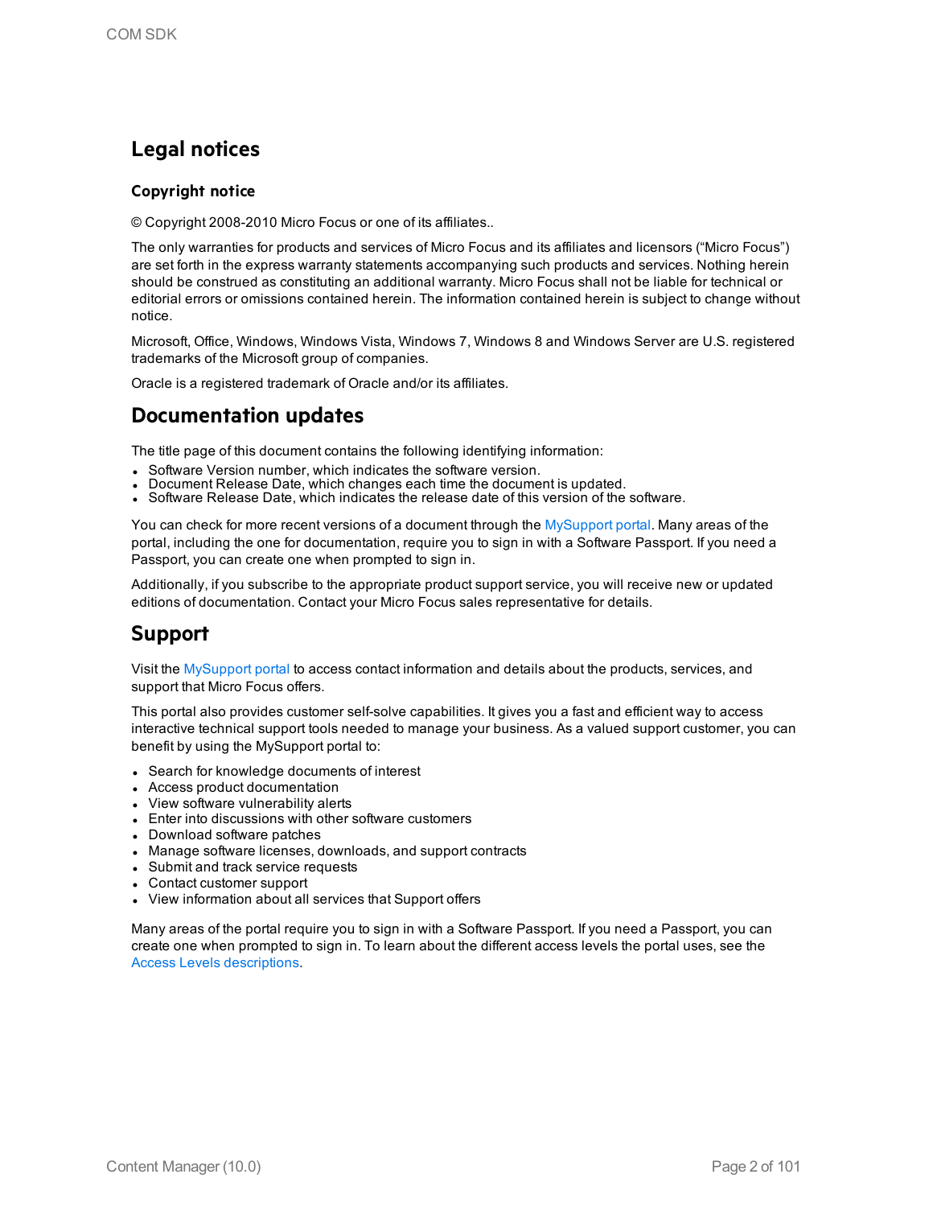# Legal notices

### Copyright notice

© Copyright 2008-2010 Micro Focus or one of its affiliates..

The only warranties for products and services of Micro Focus and its affiliates and licensors ("Micro Focus") are set forth in the express warranty statements accompanying such products and services. Nothing herein should be construed as constituting an additional warranty. Micro Focus shall not be liable for technical or editorial errors or omissions contained herein. The information contained herein is subject to change without notice.

Microsoft, Office, Windows, Windows Vista, Windows 7, Windows 8 and Windows Server are U.S. registered trademarks of the Microsoft group of companies.

Oracle is a registered trademark of Oracle and/or its affiliates.

# Documentation updates

The title page of this document contains the following identifying information:

- Software Version number, which indicates the software version.
- Document Release Date, which changes each time the document is updated.
- Software Release Date, which indicates the release date of this version of the software.

You can check for more recent versions of a document through the MySupport portal. Many areas of the portal, including the one for documentation, require you to sign in with a Software Passport. If you need a Passport, you can create one when prompted to sign in.

Additionally, if you subscribe to the appropriate product support service, you will receive new or updated editions of documentation. Contact your Micro Focus sales representative for details.

# Support

Visit the MySupport portal to access contact information and details about the products, services, and support that Micro Focus offers.

This portal also provides customer self-solve capabilities. It gives you a fast and efficient way to access interactive technical support tools needed to manage your business. As a valued support customer, you can benefit by using the MySupport portal to:

- Search for knowledge documents of interest
- Access product documentation
- View software vulnerability alerts
- Enter into discussions with other software customers
- Download software patches
- Manage software licenses, downloads, and support contracts
- Submit and track service requests
- Contact customer support
- View information about all services that Support offers

Many areas of the portal require you to sign in with a Software Passport. If you need a Passport, you can create one when prompted to sign in. To learn about the different access levels the portal uses, see the Access Levels descriptions.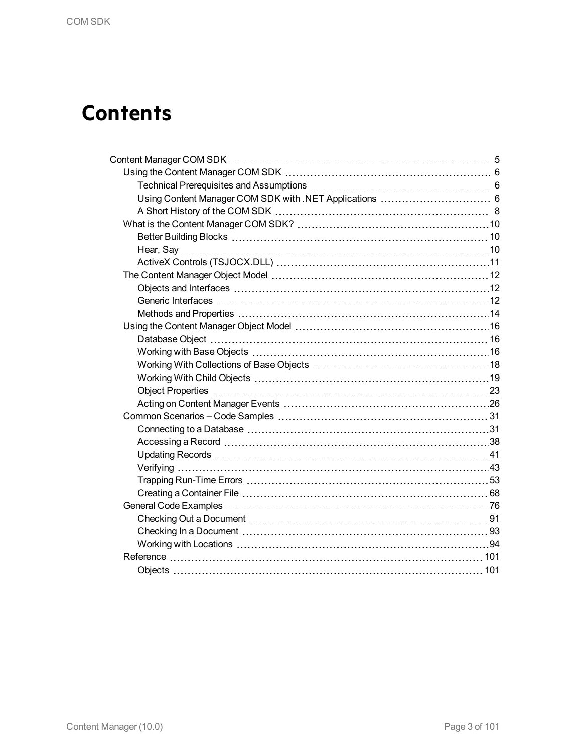# Contents

- Content Manager COM SDK 5
  - Using the Content Manager COM SDK 6
    - Technical Prerequisites and Assumptions 6
    - Using Content Manager COM SDK with .NET Applications 6
    - A Short History of the COM SDK 8
  - What is the Content Manager COM SDK? 10
    - Better Building Blocks 10
    - Hear, Say 10
    - ActiveX Controls (TSJOCX.DLL) 11
  - The Content Manager Object Model 12
    - Objects and Interfaces 12
    - Generic Interfaces 12
    - Methods and Properties 14
  - Using the Content Manager Object Model 16
    - Database Object 16
    - Working with Base Objects 16
    - Working With Collections of Base Objects 18
    - Working With Child Objects 19
    - Object Properties 23
    - Acting on Content Manager Events 26
  - Common Scenarios – Code Samples 31
    - Connecting to a Database 31
    - Accessing a Record 38
    - Updating Records 41
    - Verifying 43
    - Trapping Run-Time Errors 53
    - Creating a Container File 68
  - General Code Examples 76
    - Checking Out a Document 91
    - Checking In a Document 93
    - Working with Locations 94
  - Reference 101
    - Objects 101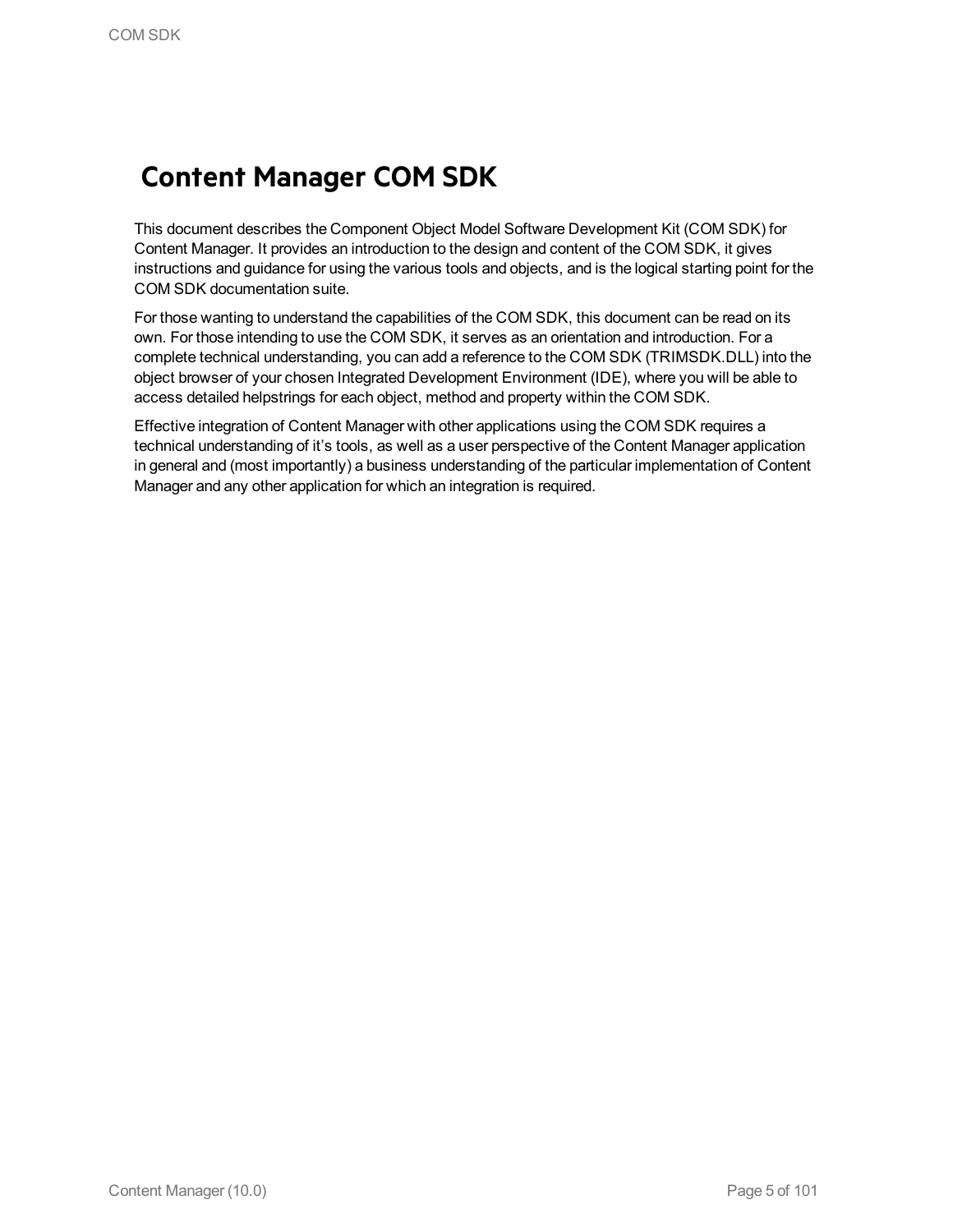# Content Manager COM SDK

This document describes the Component Object Model Software Development Kit (COM SDK) for Content Manager. It provides an introduction to the design and content of the COM SDK, it gives instructions and guidance for using the various tools and objects, and is the logical starting point for the COM SDK documentation suite.

For those wanting to understand the capabilities of the COM SDK, this document can be read on its own. For those intending to use the COM SDK, it serves as an orientation and introduction. For a complete technical understanding, you can add a reference to the COM SDK (TRIMSDK.DLL) into the object browser of your chosen Integrated Development Environment (IDE), where you will be able to access detailed helpstrings for each object, method and property within the COM SDK.

Effective integration of Content Manager with other applications using the COM SDK requires a technical understanding of it's tools, as well as a user perspective of the Content Manager application in general and (most importantly) a business understanding of the particular implementation of Content Manager and any other application for which an integration is required.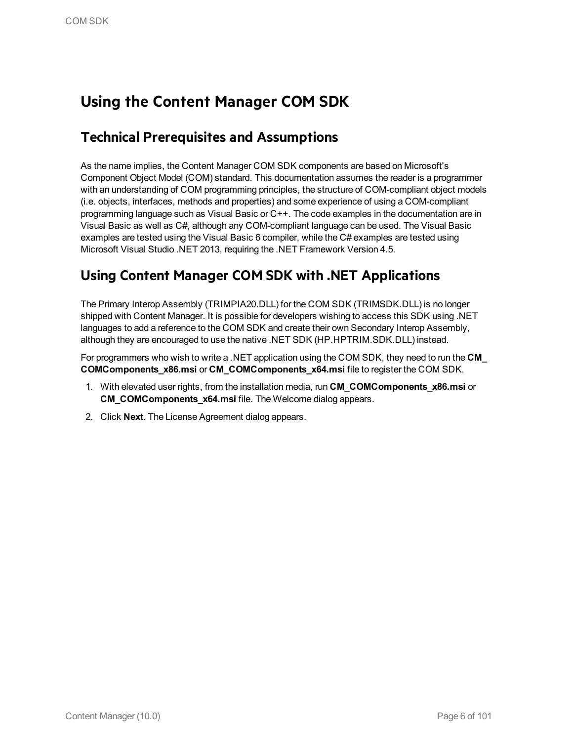# Using the Content Manager COM SDK

## Technical Prerequisites and Assumptions

As the name implies, the Content Manager COM SDK components are based on Microsoft's Component Object Model (COM) standard. This documentation assumes the reader is a programmer with an understanding of COM programming principles, the structure of COM-compliant object models (i.e. objects, interfaces, methods and properties) and some experience of using a COM-compliant programming language such as Visual Basic or C++. The code examples in the documentation are in Visual Basic as well as C#, although any COM-compliant language can be used. The Visual Basic examples are tested using the Visual Basic 6 compiler, while the C# examples are tested using Microsoft Visual Studio .NET 2013, requiring the .NET Framework Version 4.5.

## Using Content Manager COM SDK with .NET Applications

The Primary Interop Assembly (TRIMPIA20.DLL) for the COM SDK (TRIMSDK.DLL) is no longer shipped with Content Manager. It is possible for developers wishing to access this SDK using .NET languages to add a reference to the COM SDK and create their own Secondary Interop Assembly, although they are encouraged to use the native .NET SDK (HP.HPTRIM.SDK.DLL) instead.

For programmers who wish to write a .NET application using the COM SDK, they need to run the **CM_COMComponents_x86.msi** or **CM_COMComponents_x64.msi** file to register the COM SDK.

1. With elevated user rights, from the installation media, run **CM_COMComponents_x86.msi** or **CM_COMComponents_x64.msi** file. The Welcome dialog appears.
2. Click **Next**. The License Agreement dialog appears.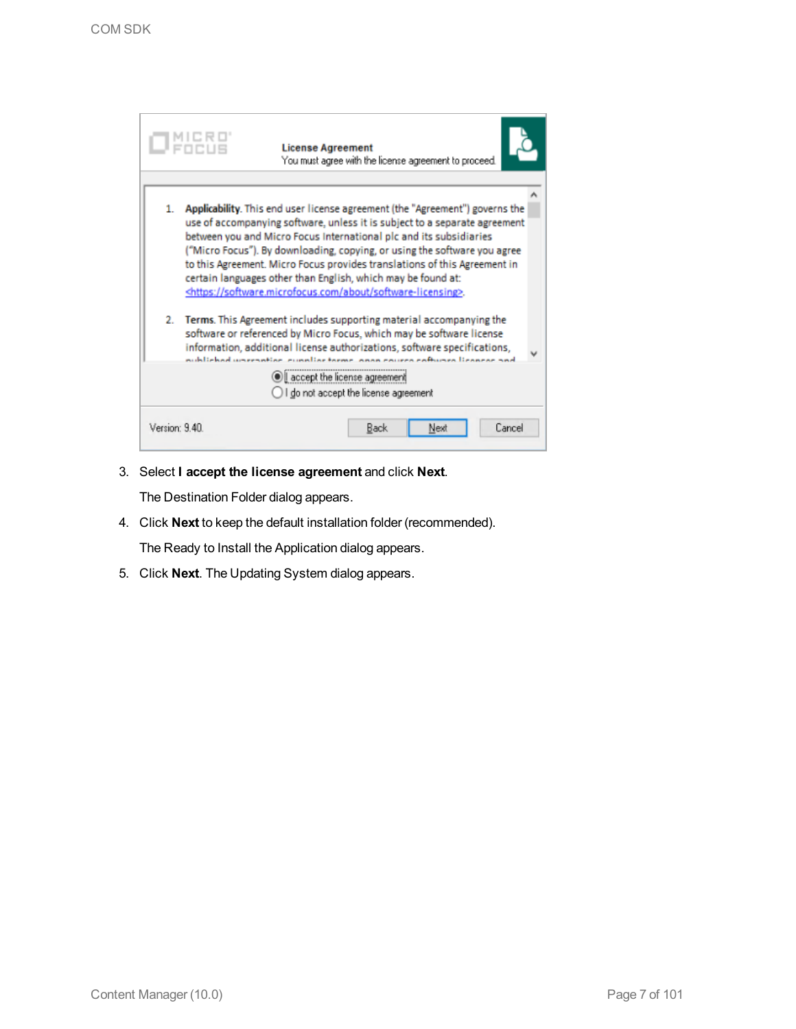3. Select **I accept the license agreement** and click **Next**.

   The Destination Folder dialog appears.

4. Click **Next** to keep the default installation folder (recommended).

   The Ready to Install the Application dialog appears.

5. Click **Next**. The Updating System dialog appears.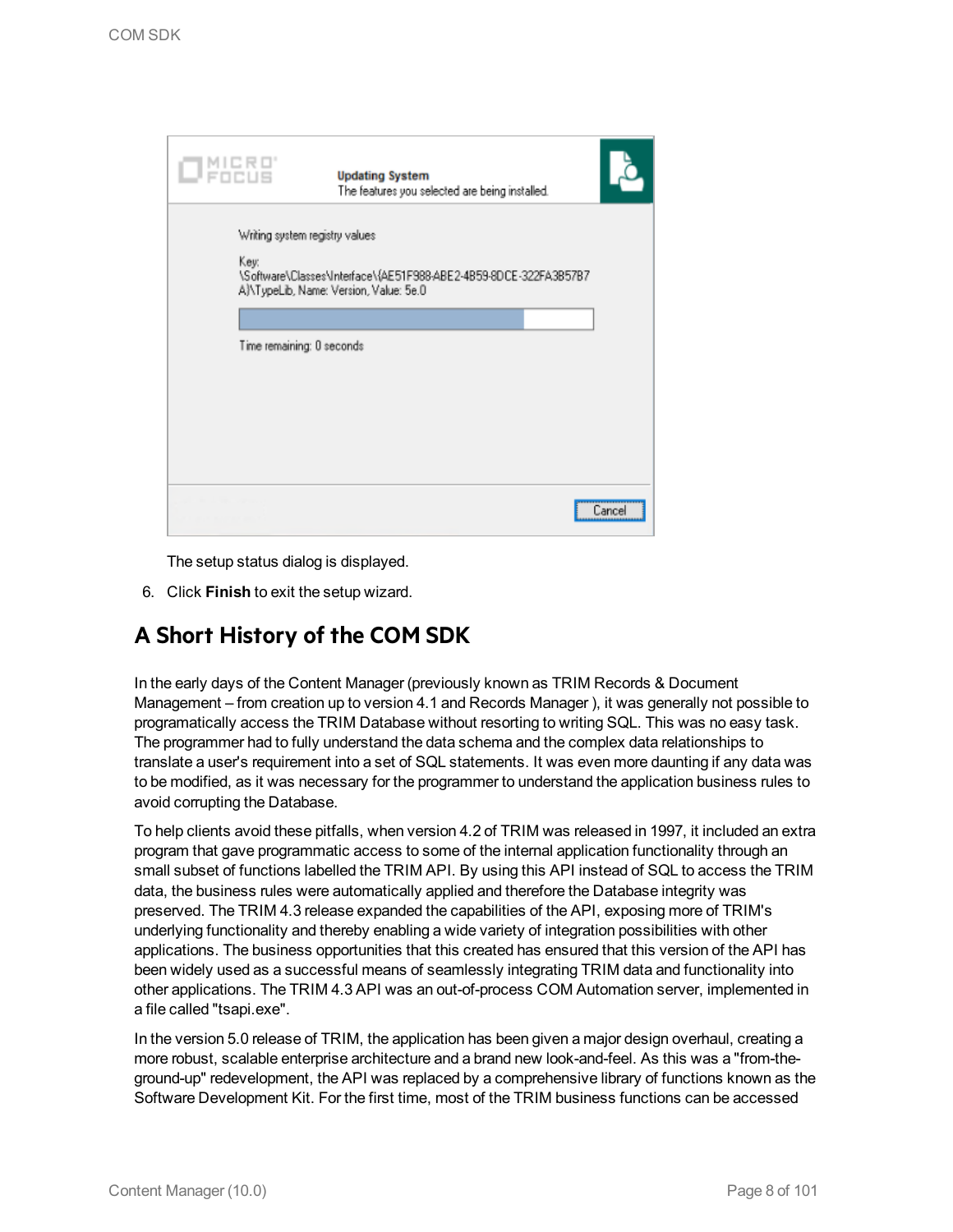The setup status dialog is displayed.

6. Click **Finish** to exit the setup wizard.

## A Short History of the COM SDK

In the early days of the Content Manager (previously known as TRIM Records & Document Management – from creation up to version 4.1 and Records Manager ), it was generally not possible to programatically access the TRIM Database without resorting to writing SQL. This was no easy task. The programmer had to fully understand the data schema and the complex data relationships to translate a user's requirement into a set of SQL statements. It was even more daunting if any data was to be modified, as it was necessary for the programmer to understand the application business rules to avoid corrupting the Database.

To help clients avoid these pitfalls, when version 4.2 of TRIM was released in 1997, it included an extra program that gave programmatic access to some of the internal application functionality through an small subset of functions labelled the TRIM API. By using this API instead of SQL to access the TRIM data, the business rules were automatically applied and therefore the Database integrity was preserved. The TRIM 4.3 release expanded the capabilities of the API, exposing more of TRIM's underlying functionality and thereby enabling a wide variety of integration possibilities with other applications. The business opportunities that this created has ensured that this version of the API has been widely used as a successful means of seamlessly integrating TRIM data and functionality into other applications. The TRIM 4.3 API was an out-of-process COM Automation server, implemented in a file called "tsapi.exe".

In the version 5.0 release of TRIM, the application has been given a major design overhaul, creating a more robust, scalable enterprise architecture and a brand new look-and-feel. As this was a "from-the-ground-up" redevelopment, the API was replaced by a comprehensive library of functions known as the Software Development Kit. For the first time, most of the TRIM business functions can be accessed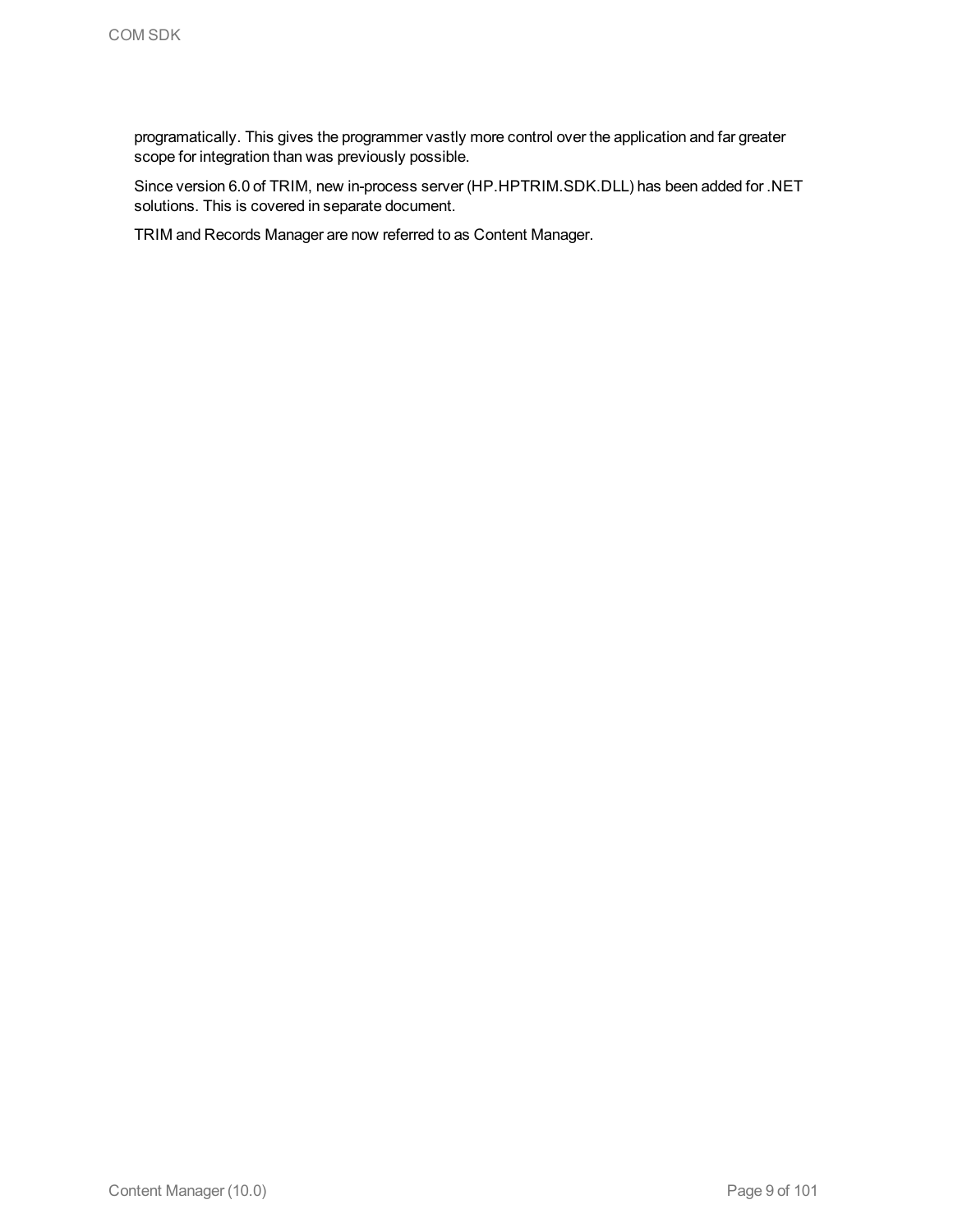programatically. This gives the programmer vastly more control over the application and far greater scope for integration than was previously possible.

Since version 6.0 of TRIM, new in-process server (HP.HPTRIM.SDK.DLL) has been added for .NET solutions. This is covered in separate document.

TRIM and Records Manager are now referred to as Content Manager.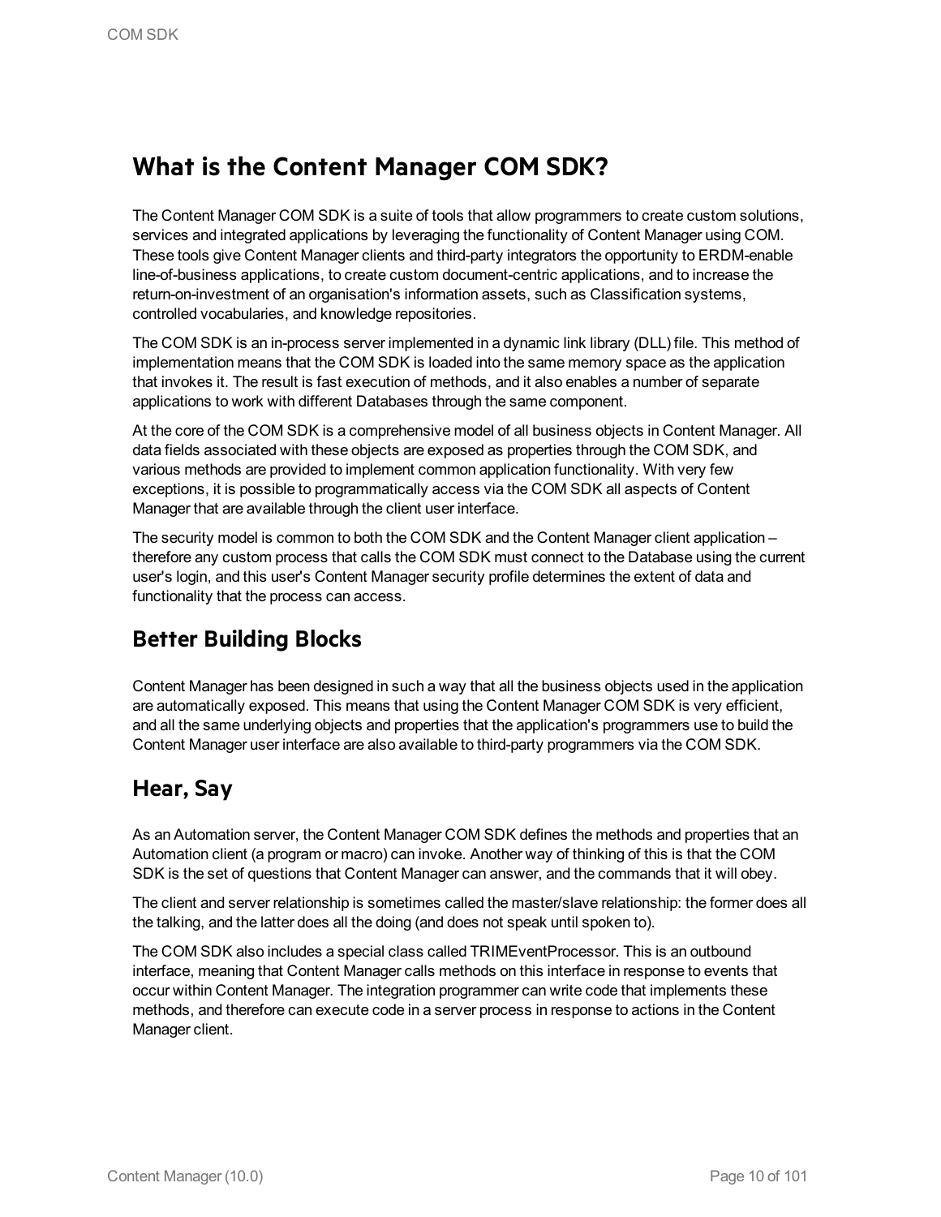# What is the Content Manager COM SDK?

The Content Manager COM SDK is a suite of tools that allow programmers to create custom solutions, services and integrated applications by leveraging the functionality of Content Manager using COM. These tools give Content Manager clients and third-party integrators the opportunity to ERDM-enable line-of-business applications, to create custom document-centric applications, and to increase the return-on-investment of an organisation's information assets, such as Classification systems, controlled vocabularies, and knowledge repositories.

The COM SDK is an in-process server implemented in a dynamic link library (DLL) file. This method of implementation means that the COM SDK is loaded into the same memory space as the application that invokes it. The result is fast execution of methods, and it also enables a number of separate applications to work with different Databases through the same component.

At the core of the COM SDK is a comprehensive model of all business objects in Content Manager. All data fields associated with these objects are exposed as properties through the COM SDK, and various methods are provided to implement common application functionality. With very few exceptions, it is possible to programmatically access via the COM SDK all aspects of Content Manager that are available through the client user interface.

The security model is common to both the COM SDK and the Content Manager client application – therefore any custom process that calls the COM SDK must connect to the Database using the current user's login, and this user's Content Manager security profile determines the extent of data and functionality that the process can access.

## Better Building Blocks

Content Manager has been designed in such a way that all the business objects used in the application are automatically exposed. This means that using the Content Manager COM SDK is very efficient, and all the same underlying objects and properties that the application's programmers use to build the Content Manager user interface are also available to third-party programmers via the COM SDK.

## Hear, Say

As an Automation server, the Content Manager COM SDK defines the methods and properties that an Automation client (a program or macro) can invoke. Another way of thinking of this is that the COM SDK is the set of questions that Content Manager can answer, and the commands that it will obey.

The client and server relationship is sometimes called the master/slave relationship: the former does all the talking, and the latter does all the doing (and does not speak until spoken to).

The COM SDK also includes a special class called TRIMEventProcessor. This is an outbound interface, meaning that Content Manager calls methods on this interface in response to events that occur within Content Manager. The integration programmer can write code that implements these methods, and therefore can execute code in a server process in response to actions in the Content Manager client.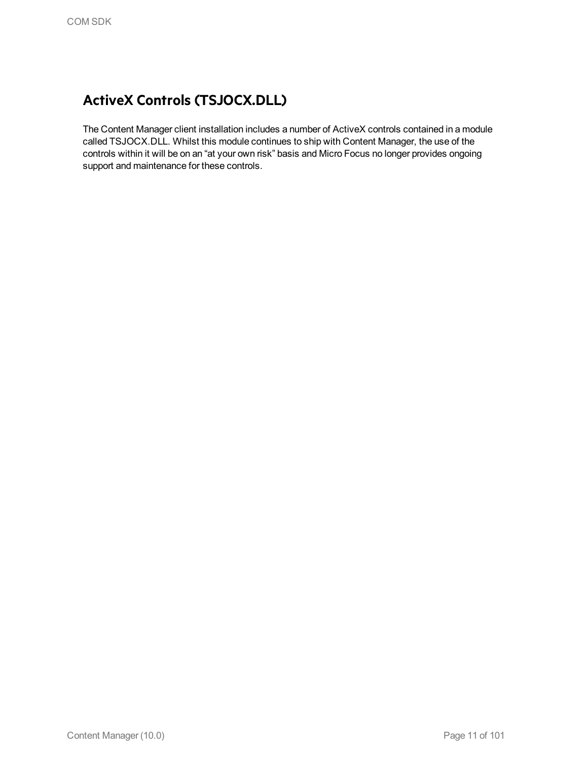## ActiveX Controls (TSJOCX.DLL)

The Content Manager client installation includes a number of ActiveX controls contained in a module called TSJOCX.DLL. Whilst this module continues to ship with Content Manager, the use of the controls within it will be on an “at your own risk” basis and Micro Focus no longer provides ongoing support and maintenance for these controls.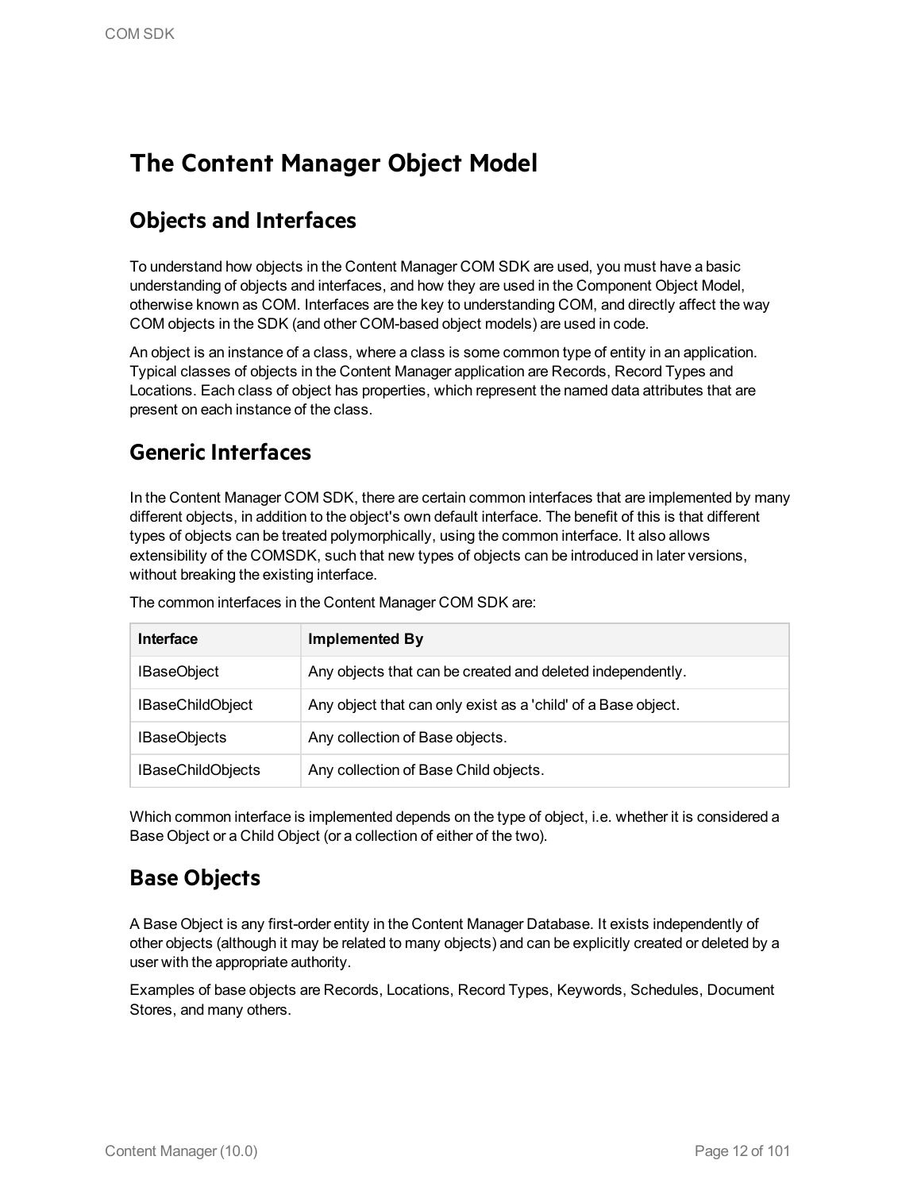# The Content Manager Object Model

## Objects and Interfaces

To understand how objects in the Content Manager COM SDK are used, you must have a basic understanding of objects and interfaces, and how they are used in the Component Object Model, otherwise known as COM. Interfaces are the key to understanding COM, and directly affect the way COM objects in the SDK (and other COM-based object models) are used in code.

An object is an instance of a class, where a class is some common type of entity in an application. Typical classes of objects in the Content Manager application are Records, Record Types and Locations. Each class of object has properties, which represent the named data attributes that are present on each instance of the class.

## Generic Interfaces

In the Content Manager COM SDK, there are certain common interfaces that are implemented by many different objects, in addition to the object's own default interface. The benefit of this is that different types of objects can be treated polymorphically, using the common interface. It also allows extensibility of the COMSDK, such that new types of objects can be introduced in later versions, without breaking the existing interface.

The common interfaces in the Content Manager COM SDK are:

| Interface | Implemented By |
|---|---|
| IBaseObject | Any objects that can be created and deleted independently. |
| IBaseChildObject | Any object that can only exist as a 'child' of a Base object. |
| IBaseObjects | Any collection of Base objects. |
| IBaseChildObjects | Any collection of Base Child objects. |

Which common interface is implemented depends on the type of object, i.e. whether it is considered a Base Object or a Child Object (or a collection of either of the two).

## Base Objects

A Base Object is any first-order entity in the Content Manager Database. It exists independently of other objects (although it may be related to many objects) and can be explicitly created or deleted by a user with the appropriate authority.

Examples of base objects are Records, Locations, Record Types, Keywords, Schedules, Document Stores, and many others.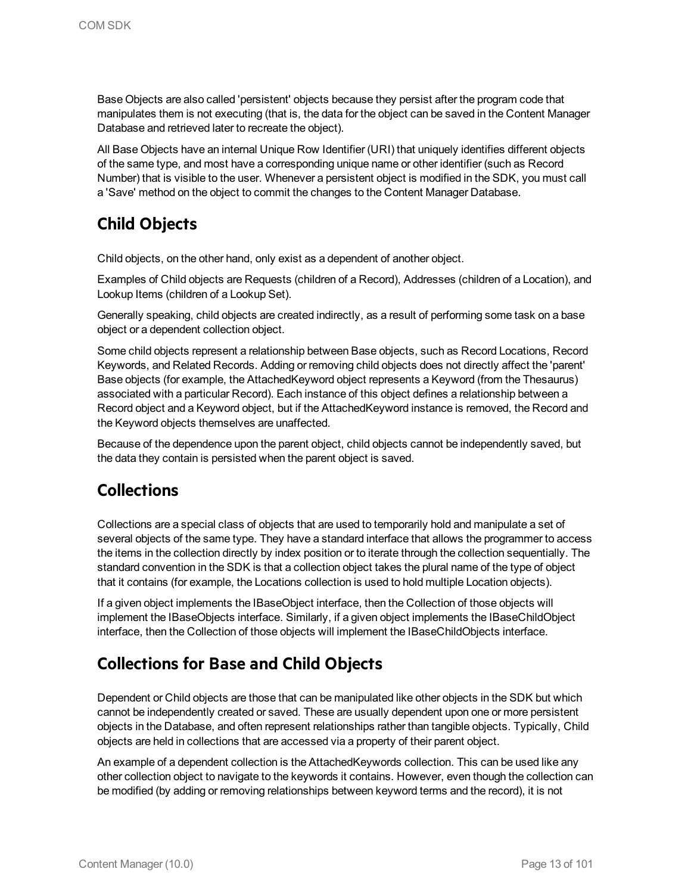Base Objects are also called 'persistent' objects because they persist after the program code that manipulates them is not executing (that is, the data for the object can be saved in the Content Manager Database and retrieved later to recreate the object).

All Base Objects have an internal Unique Row Identifier (URI) that uniquely identifies different objects of the same type, and most have a corresponding unique name or other identifier (such as Record Number) that is visible to the user. Whenever a persistent object is modified in the SDK, you must call a 'Save' method on the object to commit the changes to the Content Manager Database.

## Child Objects

Child objects, on the other hand, only exist as a dependent of another object.

Examples of Child objects are Requests (children of a Record), Addresses (children of a Location), and Lookup Items (children of a Lookup Set).

Generally speaking, child objects are created indirectly, as a result of performing some task on a base object or a dependent collection object.

Some child objects represent a relationship between Base objects, such as Record Locations, Record Keywords, and Related Records. Adding or removing child objects does not directly affect the 'parent' Base objects (for example, the AttachedKeyword object represents a Keyword (from the Thesaurus) associated with a particular Record). Each instance of this object defines a relationship between a Record object and a Keyword object, but if the AttachedKeyword instance is removed, the Record and the Keyword objects themselves are unaffected.

Because of the dependence upon the parent object, child objects cannot be independently saved, but the data they contain is persisted when the parent object is saved.

## Collections

Collections are a special class of objects that are used to temporarily hold and manipulate a set of several objects of the same type. They have a standard interface that allows the programmer to access the items in the collection directly by index position or to iterate through the collection sequentially. The standard convention in the SDK is that a collection object takes the plural name of the type of object that it contains (for example, the Locations collection is used to hold multiple Location objects).

If a given object implements the IBaseObject interface, then the Collection of those objects will implement the IBaseObjects interface. Similarly, if a given object implements the IBaseChildObject interface, then the Collection of those objects will implement the IBaseChildObjects interface.

## Collections for Base and Child Objects

Dependent or Child objects are those that can be manipulated like other objects in the SDK but which cannot be independently created or saved. These are usually dependent upon one or more persistent objects in the Database, and often represent relationships rather than tangible objects. Typically, Child objects are held in collections that are accessed via a property of their parent object.

An example of a dependent collection is the AttachedKeywords collection. This can be used like any other collection object to navigate to the keywords it contains. However, even though the collection can be modified (by adding or removing relationships between keyword terms and the record), it is not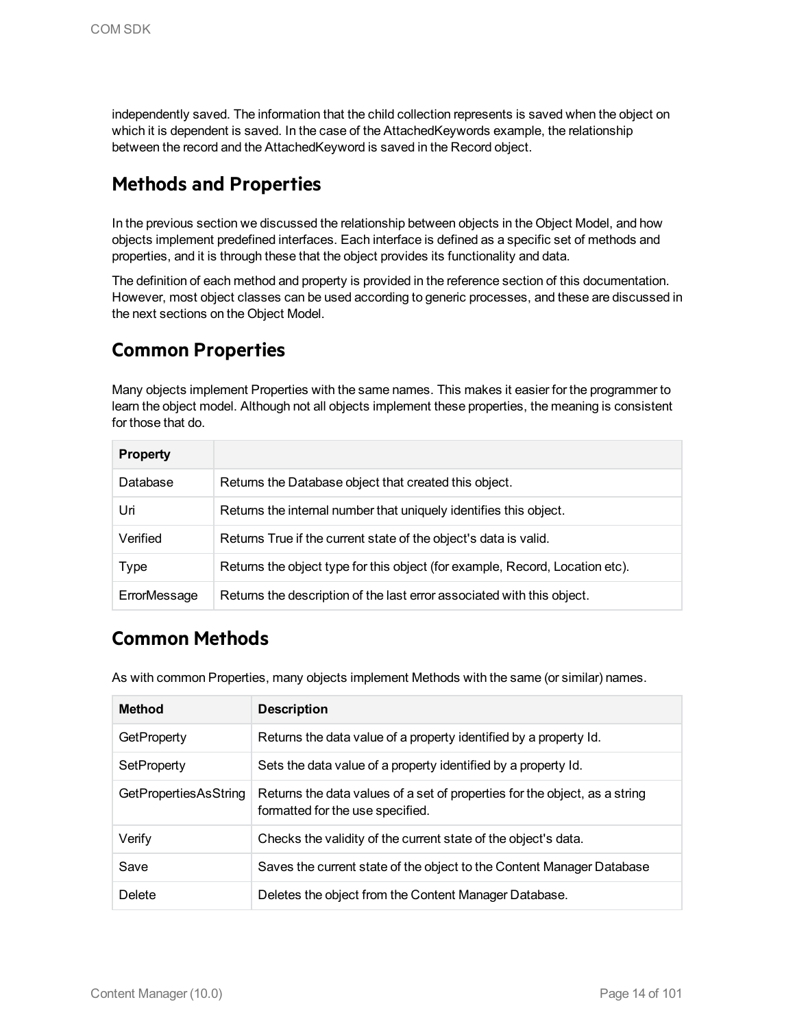independently saved. The information that the child collection represents is saved when the object on which it is dependent is saved. In the case of the AttachedKeywords example, the relationship between the record and the AttachedKeyword is saved in the Record object.

## Methods and Properties

In the previous section we discussed the relationship between objects in the Object Model, and how objects implement predefined interfaces. Each interface is defined as a specific set of methods and properties, and it is through these that the object provides its functionality and data.

The definition of each method and property is provided in the reference section of this documentation. However, most object classes can be used according to generic processes, and these are discussed in the next sections on the Object Model.

## Common Properties

Many objects implement Properties with the same names. This makes it easier for the programmer to learn the object model. Although not all objects implement these properties, the meaning is consistent for those that do.

| Property | |
|---|---|
| Database | Returns the Database object that created this object. |
| Uri | Returns the internal number that uniquely identifies this object. |
| Verified | Returns True if the current state of the object's data is valid. |
| Type | Returns the object type for this object (for example, Record, Location etc). |
| ErrorMessage | Returns the description of the last error associated with this object. |

## Common Methods

As with common Properties, many objects implement Methods with the same (or similar) names.

| Method | Description |
|---|---|
| GetProperty | Returns the data value of a property identified by a property Id. |
| SetProperty | Sets the data value of a property identified by a property Id. |
| GetPropertiesAsString | Returns the data values of a set of properties for the object, as a string formatted for the use specified. |
| Verify | Checks the validity of the current state of the object's data. |
| Save | Saves the current state of the object to the Content Manager Database |
| Delete | Deletes the object from the Content Manager Database. |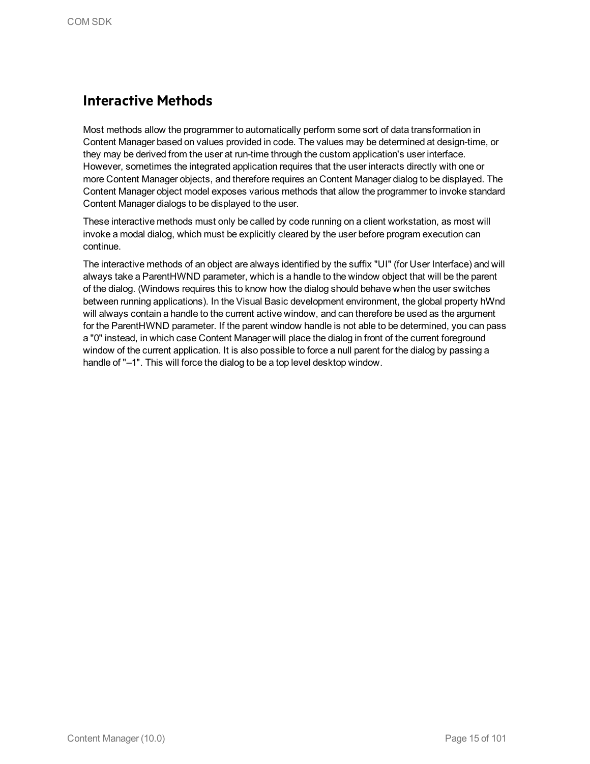## Interactive Methods

Most methods allow the programmer to automatically perform some sort of data transformation in Content Manager based on values provided in code. The values may be determined at design-time, or they may be derived from the user at run-time through the custom application's user interface. However, sometimes the integrated application requires that the user interacts directly with one or more Content Manager objects, and therefore requires an Content Manager dialog to be displayed. The Content Manager object model exposes various methods that allow the programmer to invoke standard Content Manager dialogs to be displayed to the user.

These interactive methods must only be called by code running on a client workstation, as most will invoke a modal dialog, which must be explicitly cleared by the user before program execution can continue.

The interactive methods of an object are always identified by the suffix "UI" (for User Interface) and will always take a ParentHWND parameter, which is a handle to the window object that will be the parent of the dialog. (Windows requires this to know how the dialog should behave when the user switches between running applications). In the Visual Basic development environment, the global property hWnd will always contain a handle to the current active window, and can therefore be used as the argument for the ParentHWND parameter. If the parent window handle is not able to be determined, you can pass a "0" instead, in which case Content Manager will place the dialog in front of the current foreground window of the current application. It is also possible to force a null parent for the dialog by passing a handle of "–1". This will force the dialog to be a top level desktop window.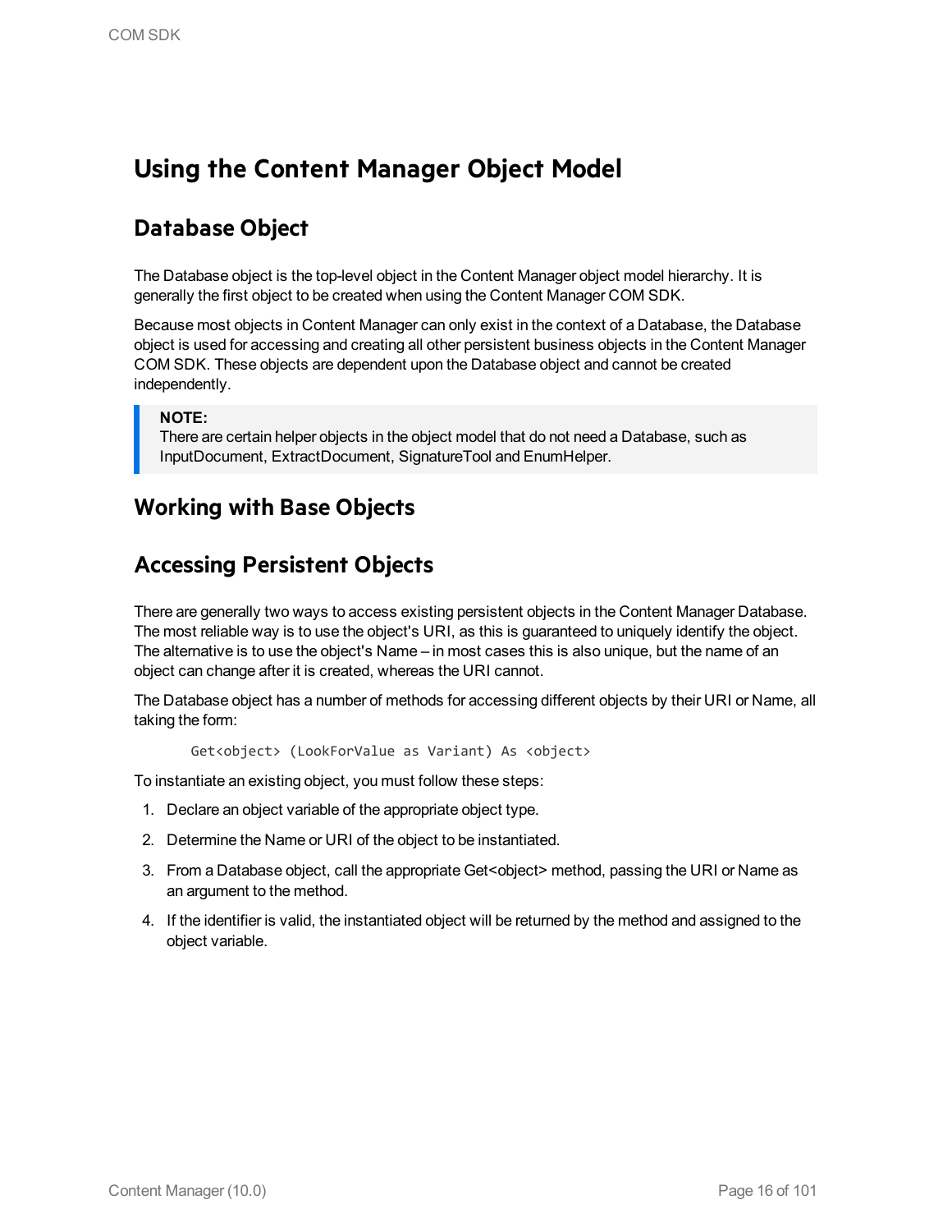# Using the Content Manager Object Model

## Database Object

The Database object is the top-level object in the Content Manager object model hierarchy. It is generally the first object to be created when using the Content Manager COM SDK.

Because most objects in Content Manager can only exist in the context of a Database, the Database object is used for accessing and creating all other persistent business objects in the Content Manager COM SDK. These objects are dependent upon the Database object and cannot be created independently.

> **NOTE:**
> There are certain helper objects in the object model that do not need a Database, such as InputDocument, ExtractDocument, SignatureTool and EnumHelper.

## Working with Base Objects

## Accessing Persistent Objects

There are generally two ways to access existing persistent objects in the Content Manager Database. The most reliable way is to use the object's URI, as this is guaranteed to uniquely identify the object. The alternative is to use the object's Name – in most cases this is also unique, but the name of an object can change after it is created, whereas the URI cannot.

The Database object has a number of methods for accessing different objects by their URI or Name, all taking the form:

```
Get<object> (LookForValue as Variant) As <object>
```

To instantiate an existing object, you must follow these steps:

1. Declare an object variable of the appropriate object type.
2. Determine the Name or URI of the object to be instantiated.
3. From a Database object, call the appropriate Get<object> method, passing the URI or Name as an argument to the method.
4. If the identifier is valid, the instantiated object will be returned by the method and assigned to the object variable.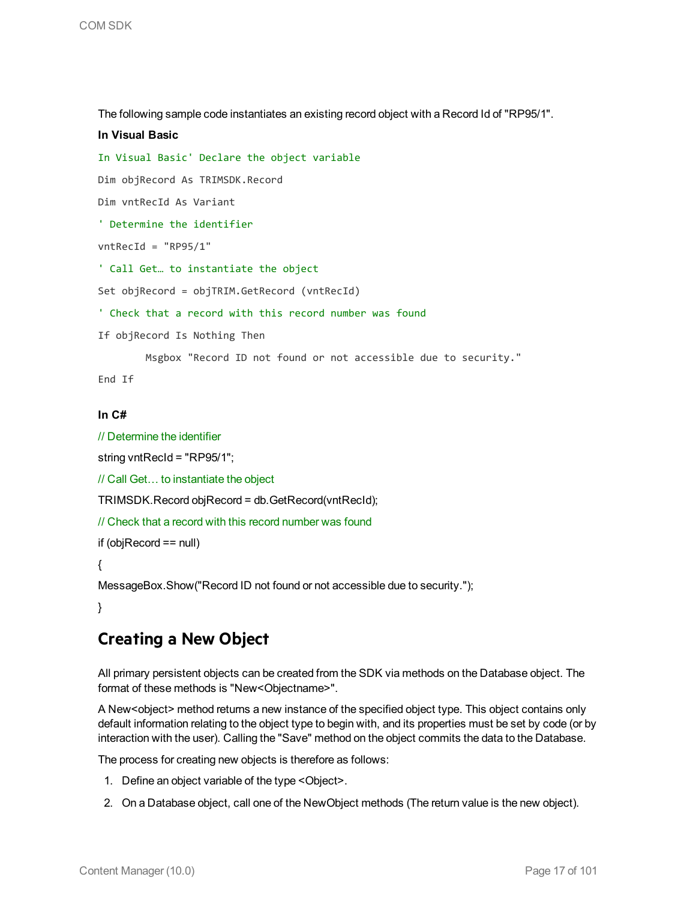The following sample code instantiates an existing record object with a Record Id of "RP95/1".

**In Visual Basic**

```
In Visual Basic' Declare the object variable
Dim objRecord As TRIMSDK.Record
Dim vntRecId As Variant
' Determine the identifier
vntRecId = "RP95/1"
' Call Get… to instantiate the object
Set objRecord = objTRIM.GetRecord (vntRecId)
' Check that a record with this record number was found
If objRecord Is Nothing Then
        Msgbox "Record ID not found or not accessible due to security."
End If
```

**In C#**

```
// Determine the identifier
string vntRecId = "RP95/1";
// Call Get… to instantiate the object
TRIMSDK.Record objRecord = db.GetRecord(vntRecId);
// Check that a record with this record number was found
if (objRecord == null)
{
MessageBox.Show("Record ID not found or not accessible due to security.");
}
```

## Creating a New Object

All primary persistent objects can be created from the SDK via methods on the Database object. The format of these methods is "New<Objectname>".

A New<object> method returns a new instance of the specified object type. This object contains only default information relating to the object type to begin with, and its properties must be set by code (or by interaction with the user). Calling the "Save" method on the object commits the data to the Database.

The process for creating new objects is therefore as follows:

1. Define an object variable of the type <Object>.
2. On a Database object, call one of the NewObject methods (The return value is the new object).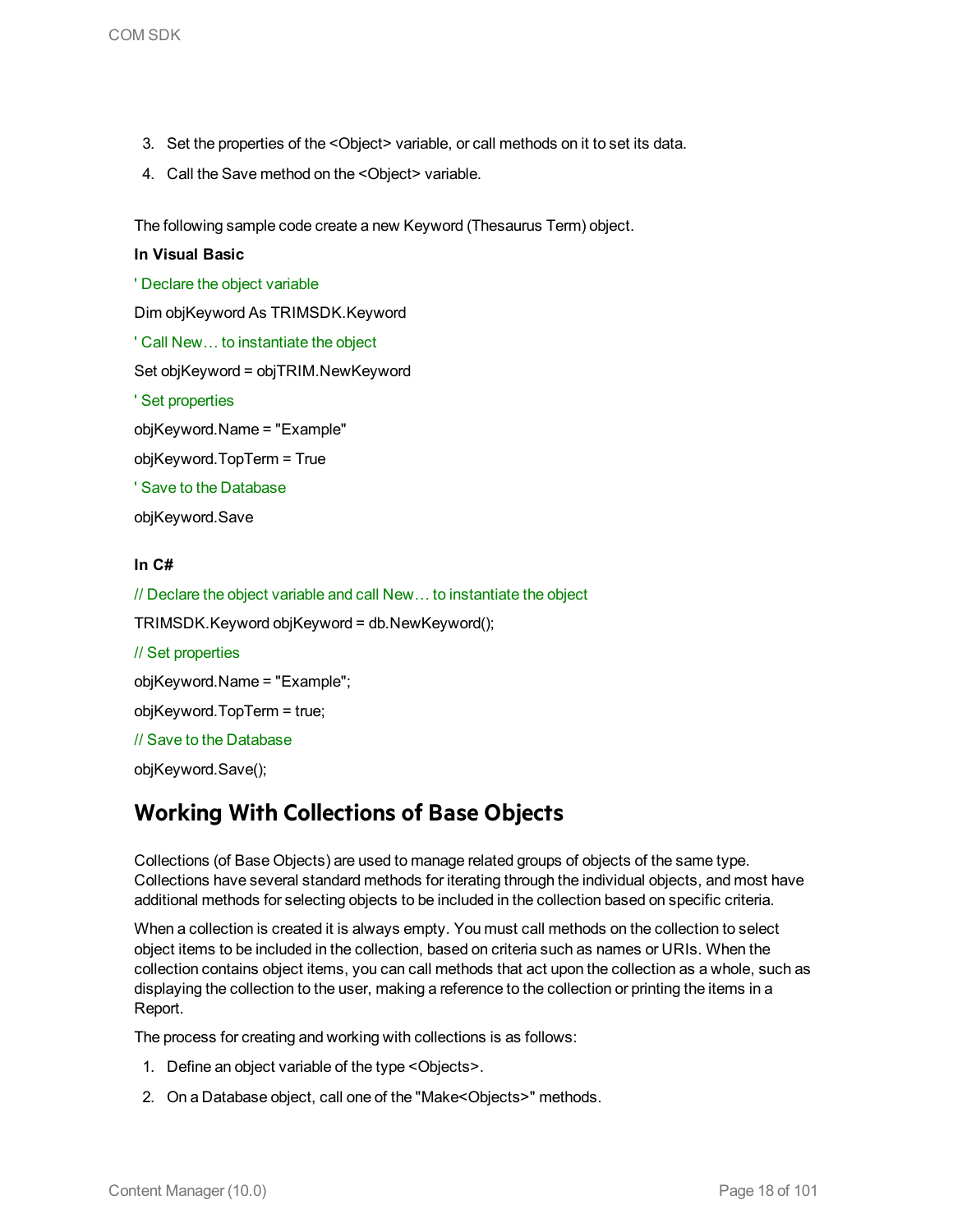3. Set the properties of the <Object> variable, or call methods on it to set its data.
4. Call the Save method on the <Object> variable.

The following sample code create a new Keyword (Thesaurus Term) object.

**In Visual Basic**

```
' Declare the object variable
Dim objKeyword As TRIMSDK.Keyword
' Call New… to instantiate the object
Set objKeyword = objTRIM.NewKeyword
' Set properties
objKeyword.Name = "Example"
objKeyword.TopTerm = True
' Save to the Database
objKeyword.Save
```

**In C#**

```
// Declare the object variable and call New… to instantiate the object
TRIMSDK.Keyword objKeyword = db.NewKeyword();
// Set properties
objKeyword.Name = "Example";
objKeyword.TopTerm = true;
// Save to the Database
objKeyword.Save();
```

## Working With Collections of Base Objects

Collections (of Base Objects) are used to manage related groups of objects of the same type. Collections have several standard methods for iterating through the individual objects, and most have additional methods for selecting objects to be included in the collection based on specific criteria.

When a collection is created it is always empty. You must call methods on the collection to select object items to be included in the collection, based on criteria such as names or URIs. When the collection contains object items, you can call methods that act upon the collection as a whole, such as displaying the collection to the user, making a reference to the collection or printing the items in a Report.

The process for creating and working with collections is as follows:

1. Define an object variable of the type <Objects>.
2. On a Database object, call one of the "Make<Objects>" methods.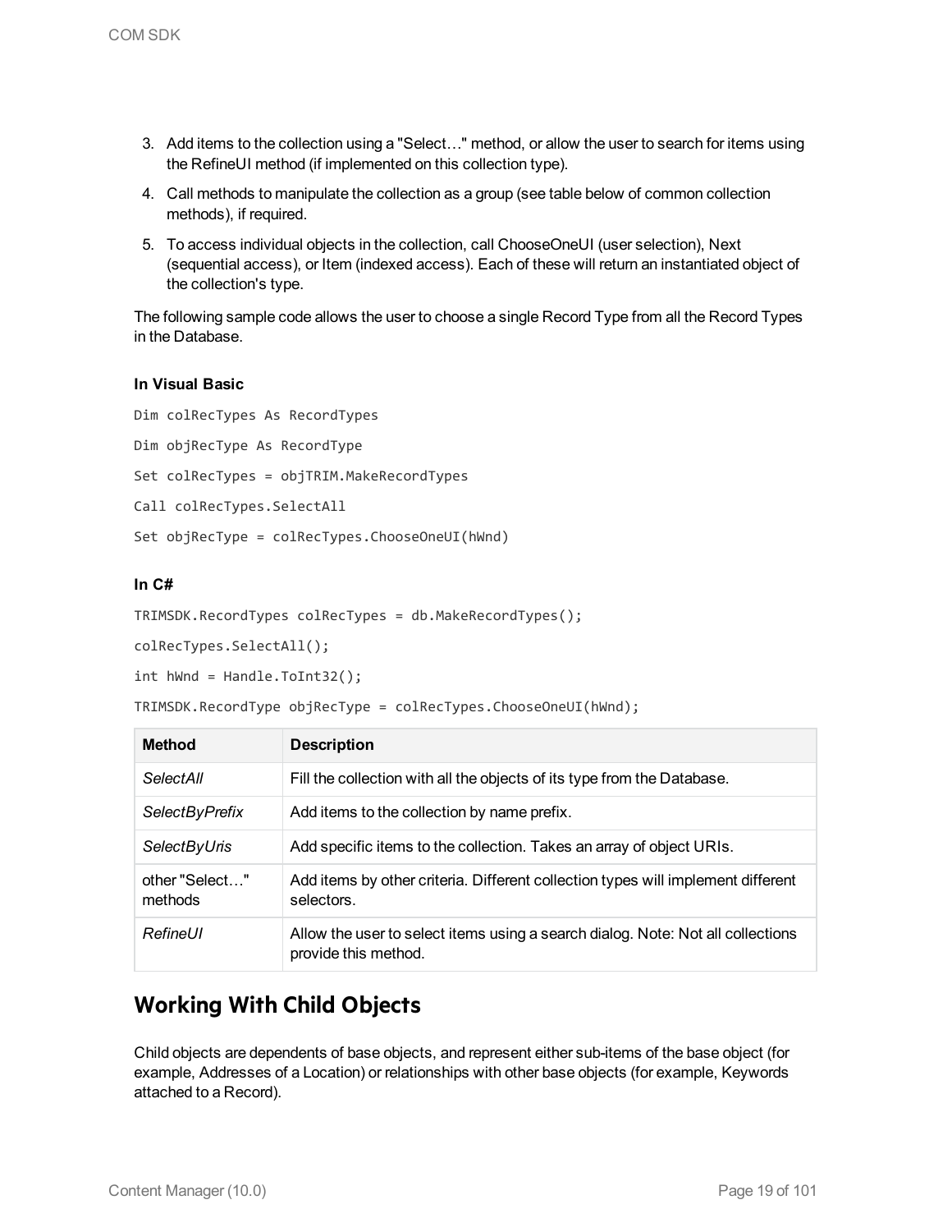3. Add items to the collection using a "Select…" method, or allow the user to search for items using the RefineUI method (if implemented on this collection type).
4. Call methods to manipulate the collection as a group (see table below of common collection methods), if required.
5. To access individual objects in the collection, call ChooseOneUI (user selection), Next (sequential access), or Item (indexed access). Each of these will return an instantiated object of the collection's type.

The following sample code allows the user to choose a single Record Type from all the Record Types in the Database.

**In Visual Basic**

```
Dim colRecTypes As RecordTypes
Dim objRecType As RecordType
Set colRecTypes = objTRIM.MakeRecordTypes
Call colRecTypes.SelectAll
Set objRecType = colRecTypes.ChooseOneUI(hWnd)
```

**In C#**

```
TRIMSDK.RecordTypes colRecTypes = db.MakeRecordTypes();
colRecTypes.SelectAll();
int hWnd = Handle.ToInt32();
TRIMSDK.RecordType objRecType = colRecTypes.ChooseOneUI(hWnd);
```

| Method | Description |
| --- | --- |
| *SelectAll* | Fill the collection with all the objects of its type from the Database. |
| *SelectByPrefix* | Add items to the collection by name prefix. |
| *SelectByUris* | Add specific items to the collection. Takes an array of object URIs. |
| other "Select…" methods | Add items by other criteria. Different collection types will implement different selectors. |
| *RefineUI* | Allow the user to select items using a search dialog. Note: Not all collections provide this method. |

## Working With Child Objects

Child objects are dependents of base objects, and represent either sub-items of the base object (for example, Addresses of a Location) or relationships with other base objects (for example, Keywords attached to a Record).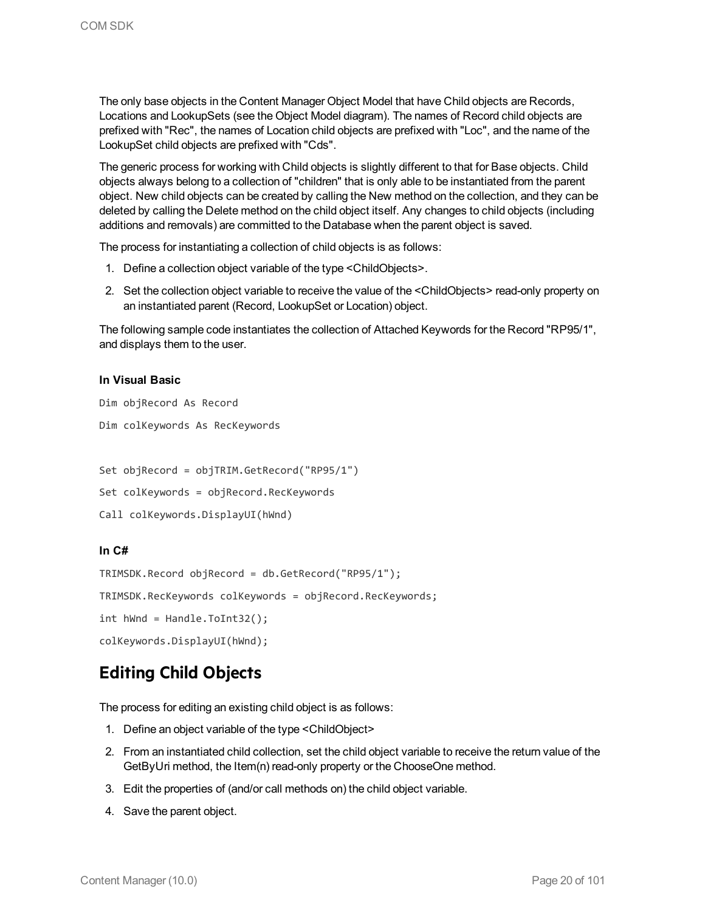The only base objects in the Content Manager Object Model that have Child objects are Records, Locations and LookupSets (see the Object Model diagram). The names of Record child objects are prefixed with "Rec", the names of Location child objects are prefixed with "Loc", and the name of the LookupSet child objects are prefixed with "Cds".

The generic process for working with Child objects is slightly different to that for Base objects. Child objects always belong to a collection of "children" that is only able to be instantiated from the parent object. New child objects can be created by calling the New method on the collection, and they can be deleted by calling the Delete method on the child object itself. Any changes to child objects (including additions and removals) are committed to the Database when the parent object is saved.

The process for instantiating a collection of child objects is as follows:

1. Define a collection object variable of the type <ChildObjects>.
2. Set the collection object variable to receive the value of the <ChildObjects> read-only property on an instantiated parent (Record, LookupSet or Location) object.

The following sample code instantiates the collection of Attached Keywords for the Record "RP95/1", and displays them to the user.

**In Visual Basic**

```
Dim objRecord As Record
Dim colKeywords As RecKeywords

Set objRecord = objTRIM.GetRecord("RP95/1")
Set colKeywords = objRecord.RecKeywords
Call colKeywords.DisplayUI(hWnd)
```

**In C#**

```
TRIMSDK.Record objRecord = db.GetRecord("RP95/1");
TRIMSDK.RecKeywords colKeywords = objRecord.RecKeywords;
int hWnd = Handle.ToInt32();
colKeywords.DisplayUI(hWnd);
```

## Editing Child Objects

The process for editing an existing child object is as follows:

1. Define an object variable of the type <ChildObject>
2. From an instantiated child collection, set the child object variable to receive the return value of the GetByUri method, the Item(n) read-only property or the ChooseOne method.
3. Edit the properties of (and/or call methods on) the child object variable.
4. Save the parent object.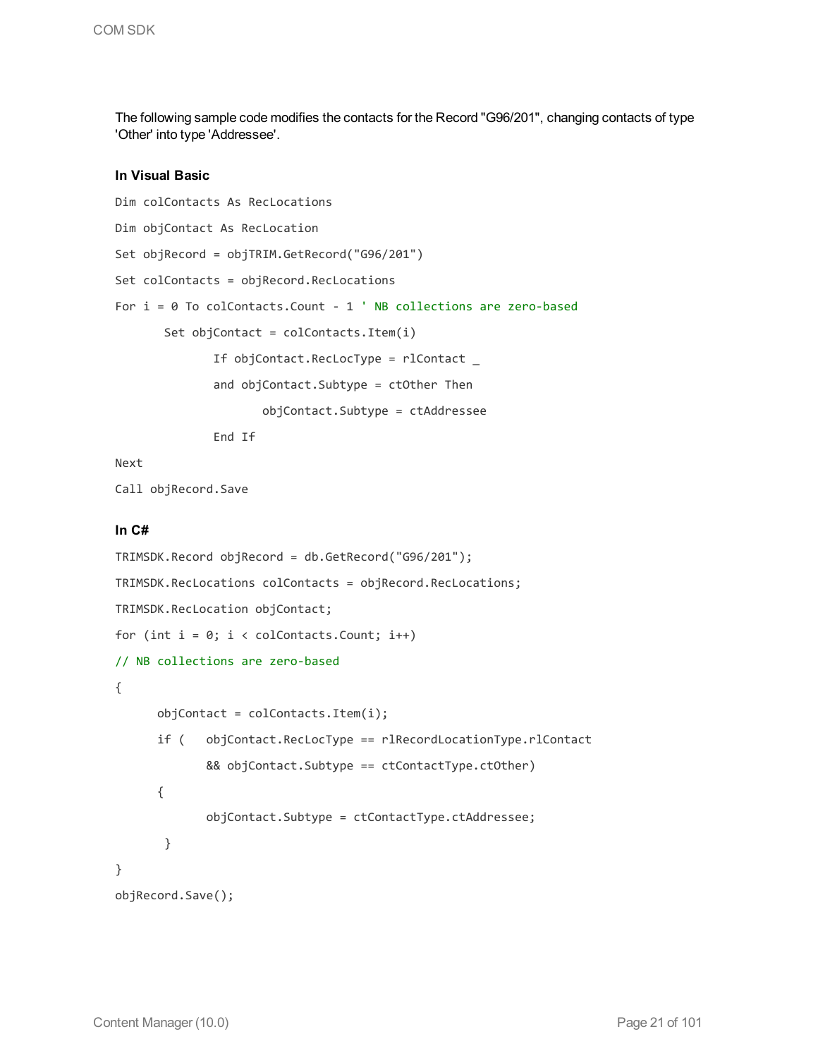The following sample code modifies the contacts for the Record "G96/201", changing contacts of type 'Other' into type 'Addressee'.

**In Visual Basic**

```
Dim colContacts As RecLocations

Dim objContact As RecLocation

Set objRecord = objTRIM.GetRecord("G96/201")

Set colContacts = objRecord.RecLocations

For i = 0 To colContacts.Count - 1 ' NB collections are zero-based

       Set objContact = colContacts.Item(i)

              If objContact.RecLocType = rlContact _

              and objContact.Subtype = ctOther Then

                     objContact.Subtype = ctAddressee

              End If

Next

Call objRecord.Save
```

**In C#**

```
TRIMSDK.Record objRecord = db.GetRecord("G96/201");

TRIMSDK.RecLocations colContacts = objRecord.RecLocations;

TRIMSDK.RecLocation objContact;

for (int i = 0; i < colContacts.Count; i++)

// NB collections are zero-based

{

      objContact = colContacts.Item(i);

      if (   objContact.RecLocType == rlRecordLocationType.rlContact

             && objContact.Subtype == ctContactType.ctOther)

      {

             objContact.Subtype = ctContactType.ctAddressee;

       }

}

objRecord.Save();
```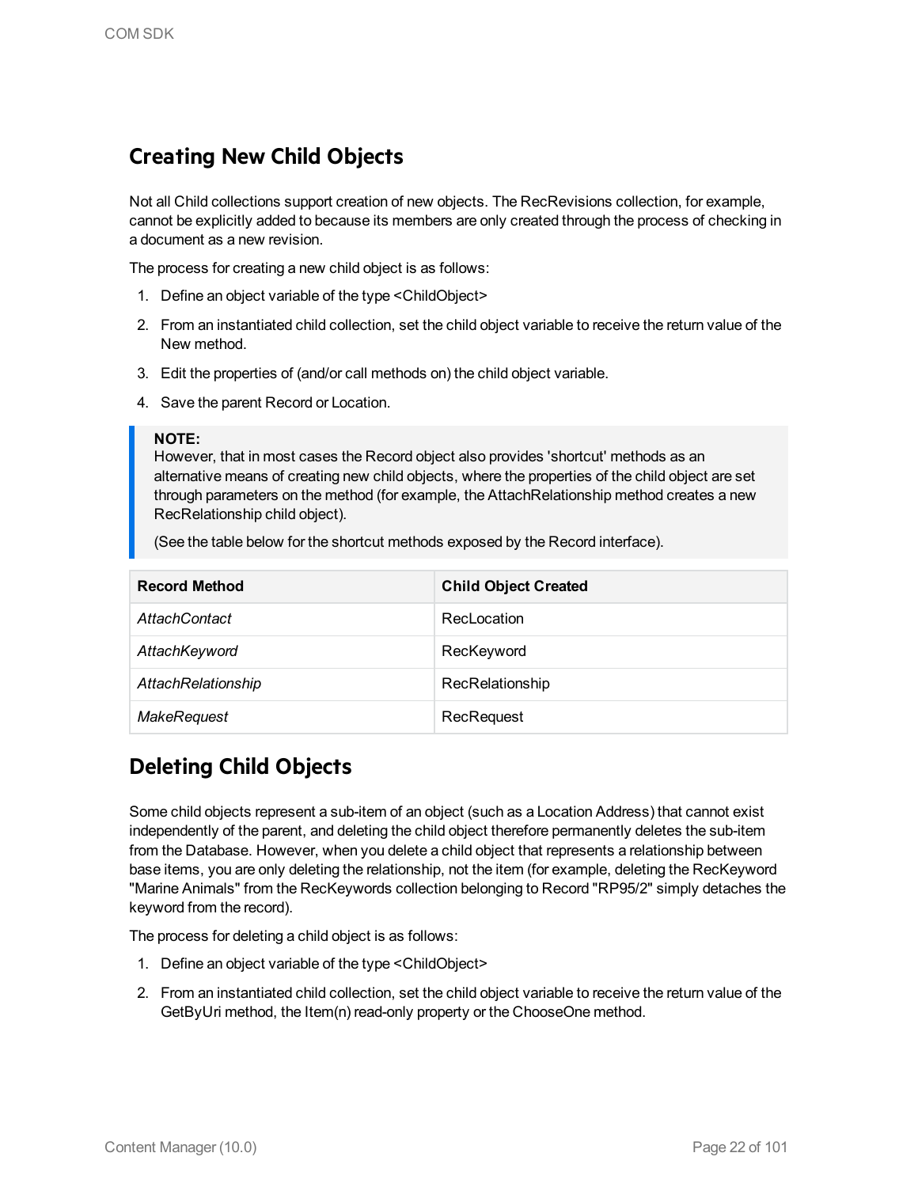## Creating New Child Objects

Not all Child collections support creation of new objects. The RecRevisions collection, for example, cannot be explicitly added to because its members are only created through the process of checking in a document as a new revision.

The process for creating a new child object is as follows:

1. Define an object variable of the type <ChildObject>
2. From an instantiated child collection, set the child object variable to receive the return value of the New method.
3. Edit the properties of (and/or call methods on) the child object variable.
4. Save the parent Record or Location.

> **NOTE:**
> However, that in most cases the Record object also provides 'shortcut' methods as an alternative means of creating new child objects, where the properties of the child object are set through parameters on the method (for example, the AttachRelationship method creates a new RecRelationship child object).
>
> (See the table below for the shortcut methods exposed by the Record interface).

| Record Method | Child Object Created |
|---|---|
| *AttachContact* | RecLocation |
| *AttachKeyword* | RecKeyword |
| *AttachRelationship* | RecRelationship |
| *MakeRequest* | RecRequest |

## Deleting Child Objects

Some child objects represent a sub-item of an object (such as a Location Address) that cannot exist independently of the parent, and deleting the child object therefore permanently deletes the sub-item from the Database. However, when you delete a child object that represents a relationship between base items, you are only deleting the relationship, not the item (for example, deleting the RecKeyword "Marine Animals" from the RecKeywords collection belonging to Record "RP95/2" simply detaches the keyword from the record).

The process for deleting a child object is as follows:

1. Define an object variable of the type <ChildObject>
2. From an instantiated child collection, set the child object variable to receive the return value of the GetByUri method, the Item(n) read-only property or the ChooseOne method.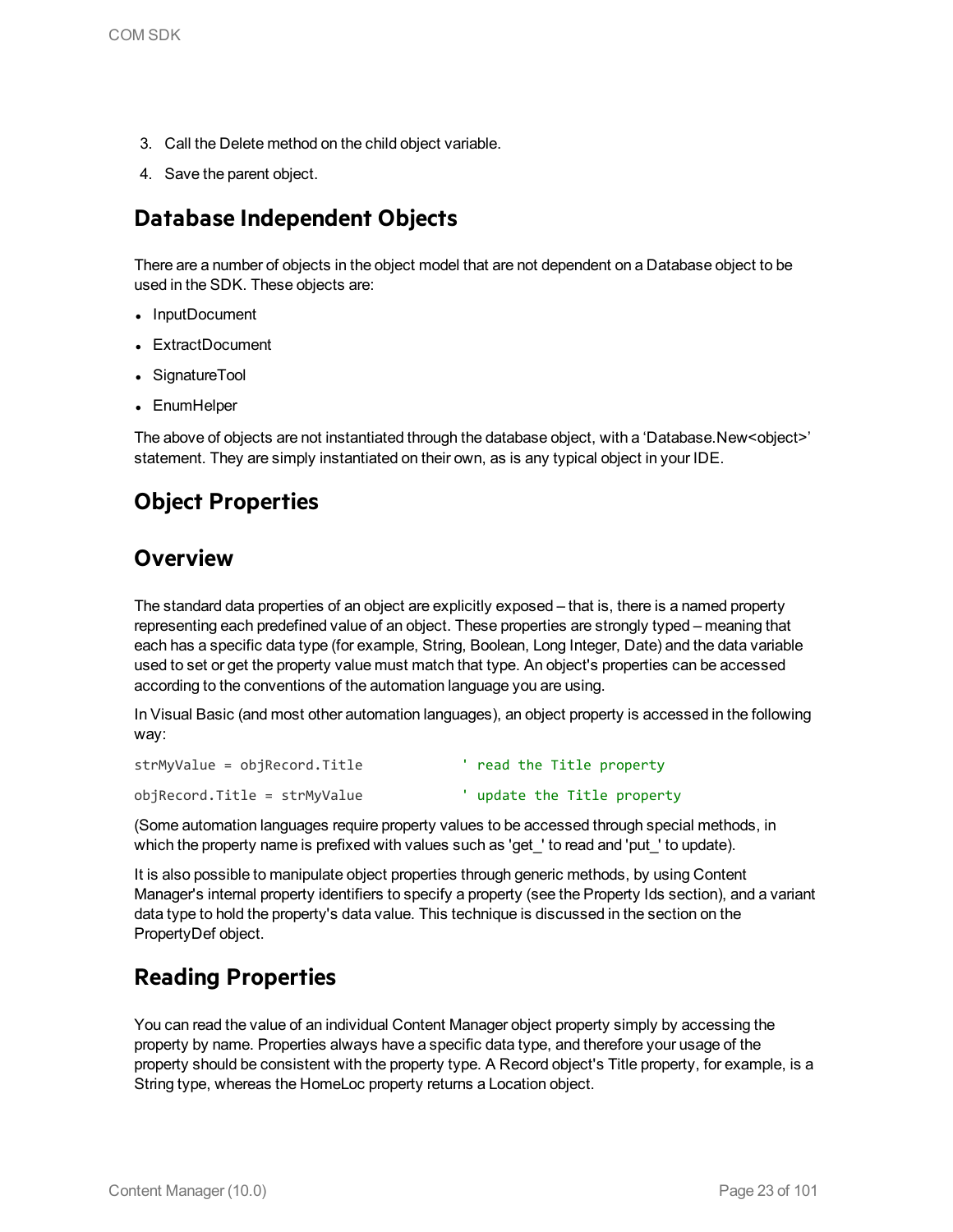3. Call the Delete method on the child object variable.
4. Save the parent object.

## Database Independent Objects

There are a number of objects in the object model that are not dependent on a Database object to be used in the SDK. These objects are:

- InputDocument
- ExtractDocument
- SignatureTool
- EnumHelper

The above of objects are not instantiated through the database object, with a 'Database.New<object>' statement. They are simply instantiated on their own, as is any typical object in your IDE.

## Object Properties

## Overview

The standard data properties of an object are explicitly exposed – that is, there is a named property representing each predefined value of an object. These properties are strongly typed – meaning that each has a specific data type (for example, String, Boolean, Long Integer, Date) and the data variable used to set or get the property value must match that type. An object's properties can be accessed according to the conventions of the automation language you are using.

In Visual Basic (and most other automation languages), an object property is accessed in the following way:

```
strMyValue = objRecord.Title            ' read the Title property

objRecord.Title = strMyValue            ' update the Title property
```

(Some automation languages require property values to be accessed through special methods, in which the property name is prefixed with values such as 'get_' to read and 'put_' to update).

It is also possible to manipulate object properties through generic methods, by using Content Manager's internal property identifiers to specify a property (see the Property Ids section), and a variant data type to hold the property's data value. This technique is discussed in the section on the PropertyDef object.

## Reading Properties

You can read the value of an individual Content Manager object property simply by accessing the property by name. Properties always have a specific data type, and therefore your usage of the property should be consistent with the property type. A Record object's Title property, for example, is a String type, whereas the HomeLoc property returns a Location object.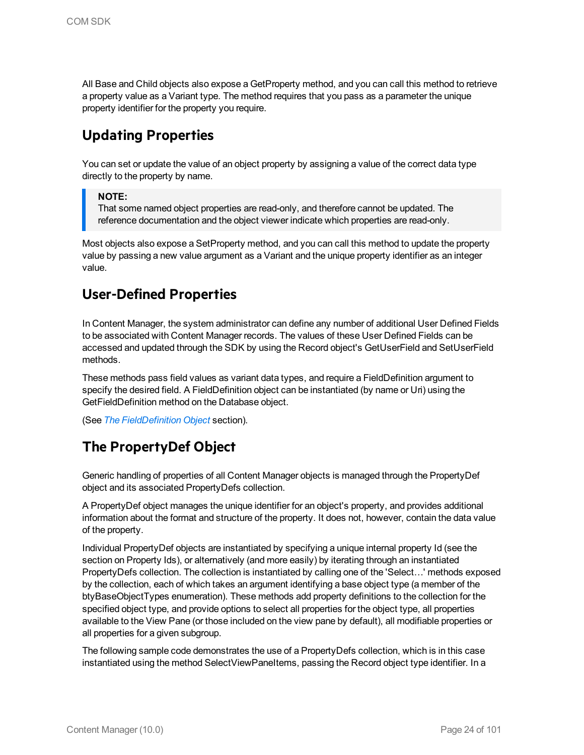All Base and Child objects also expose a GetProperty method, and you can call this method to retrieve a property value as a Variant type. The method requires that you pass as a parameter the unique property identifier for the property you require.

## Updating Properties

You can set or update the value of an object property by assigning a value of the correct data type directly to the property by name.

> **NOTE:**
> That some named object properties are read-only, and therefore cannot be updated. The reference documentation and the object viewer indicate which properties are read-only.

Most objects also expose a SetProperty method, and you can call this method to update the property value by passing a new value argument as a Variant and the unique property identifier as an integer value.

## User-Defined Properties

In Content Manager, the system administrator can define any number of additional User Defined Fields to be associated with Content Manager records. The values of these User Defined Fields can be accessed and updated through the SDK by using the Record object's GetUserField and SetUserField methods.

These methods pass field values as variant data types, and require a FieldDefinition argument to specify the desired field. A FieldDefinition object can be instantiated (by name or Uri) using the GetFieldDefinition method on the Database object.

(See *The FieldDefinition Object* section).

## The PropertyDef Object

Generic handling of properties of all Content Manager objects is managed through the PropertyDef object and its associated PropertyDefs collection.

A PropertyDef object manages the unique identifier for an object's property, and provides additional information about the format and structure of the property. It does not, however, contain the data value of the property.

Individual PropertyDef objects are instantiated by specifying a unique internal property Id (see the section on Property Ids), or alternatively (and more easily) by iterating through an instantiated PropertyDefs collection. The collection is instantiated by calling one of the 'Select…' methods exposed by the collection, each of which takes an argument identifying a base object type (a member of the btyBaseObjectTypes enumeration). These methods add property definitions to the collection for the specified object type, and provide options to select all properties for the object type, all properties available to the View Pane (or those included on the view pane by default), all modifiable properties or all properties for a given subgroup.

The following sample code demonstrates the use of a PropertyDefs collection, which is in this case instantiated using the method SelectViewPaneItems, passing the Record object type identifier. In a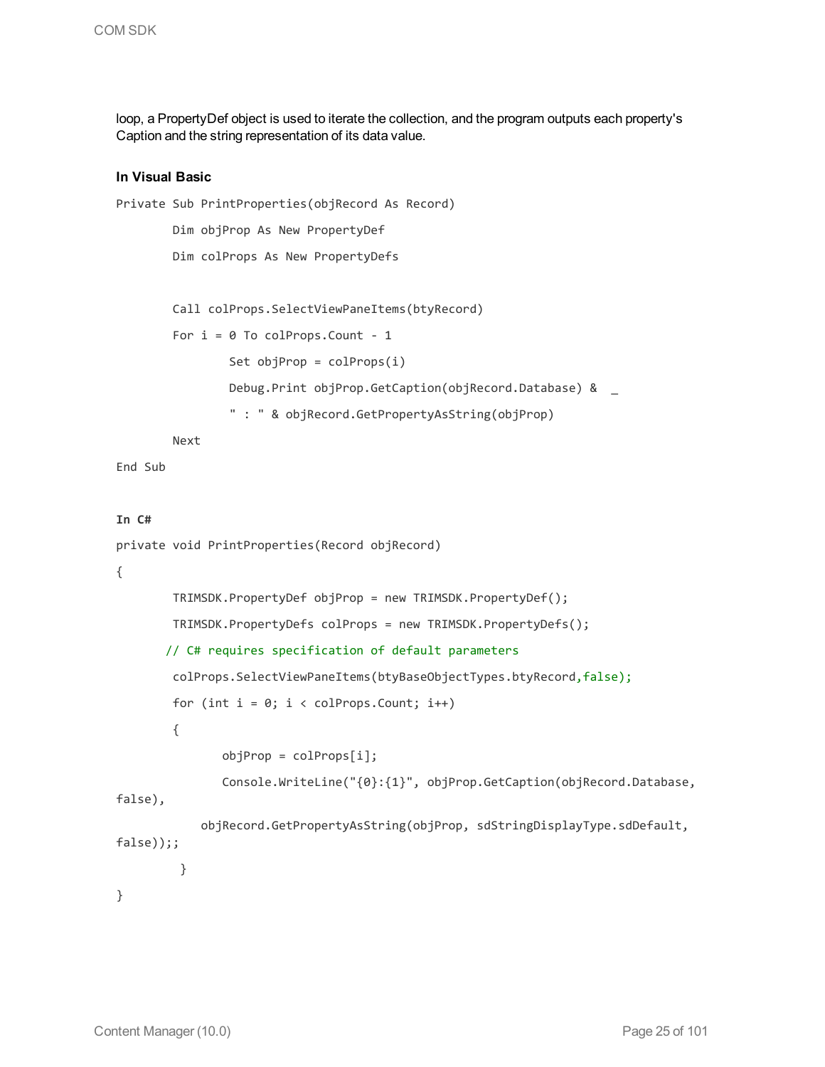loop, a PropertyDef object is used to iterate the collection, and the program outputs each property's Caption and the string representation of its data value.

**In Visual Basic**

```
Private Sub PrintProperties(objRecord As Record)
        Dim objProp As New PropertyDef
        Dim colProps As New PropertyDefs

        Call colProps.SelectViewPaneItems(btyRecord)
        For i = 0 To colProps.Count - 1
                Set objProp = colProps(i)
                Debug.Print objProp.GetCaption(objRecord.Database) &  _
                " : " & objRecord.GetPropertyAsString(objProp)
        Next
End Sub
```

**In C#**

```
private void PrintProperties(Record objRecord)
{
        TRIMSDK.PropertyDef objProp = new TRIMSDK.PropertyDef();
        TRIMSDK.PropertyDefs colProps = new TRIMSDK.PropertyDefs();
       // C# requires specification of default parameters
        colProps.SelectViewPaneItems(btyBaseObjectTypes.btyRecord,false);
        for (int i = 0; i < colProps.Count; i++)
        {
               objProp = colProps[i];
               Console.WriteLine("{0}:{1}", objProp.GetCaption(objRecord.Database, 
false),
            objRecord.GetPropertyAsString(objProp, sdStringDisplayType.sdDefault, 
false));;
         }
}
```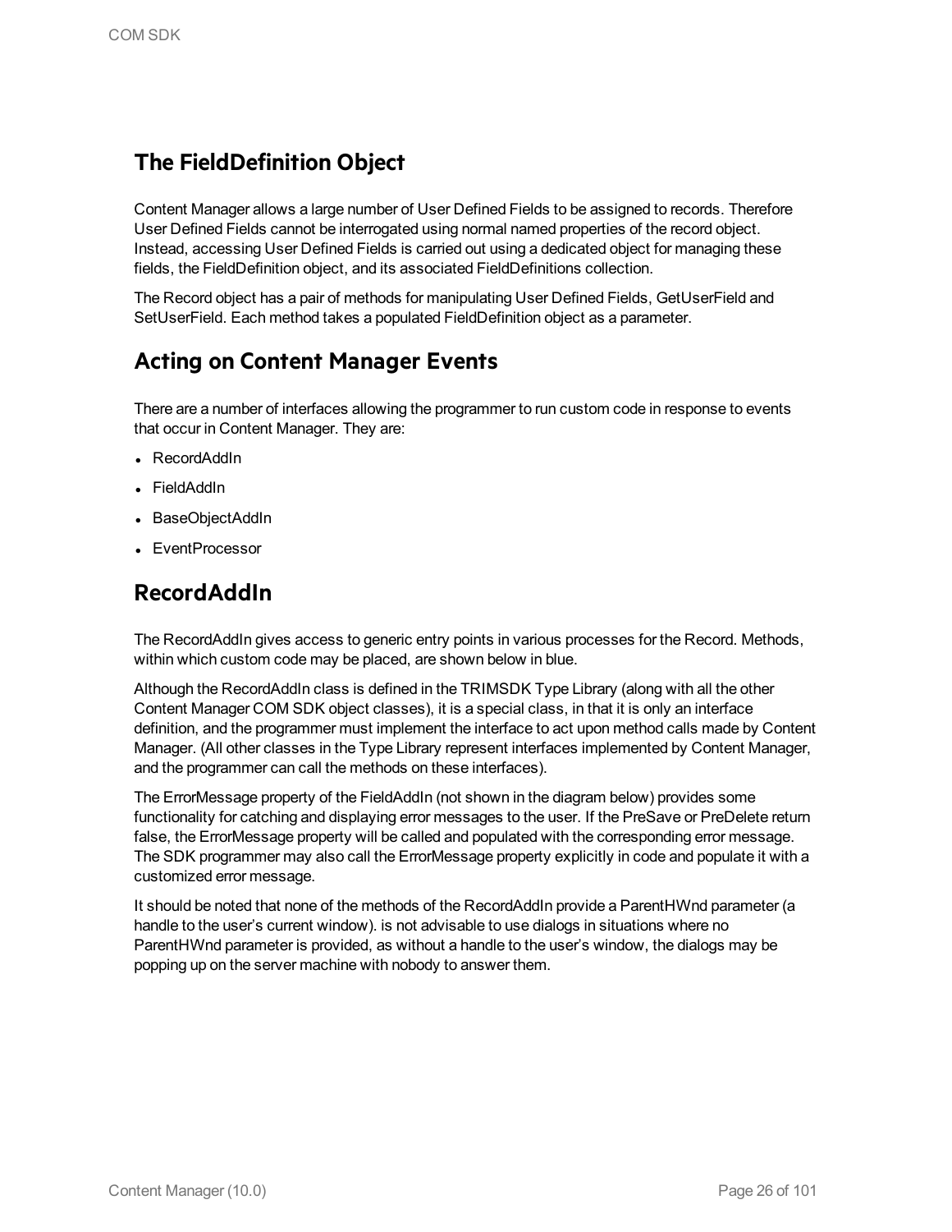## The FieldDefinition Object

Content Manager allows a large number of User Defined Fields to be assigned to records. Therefore User Defined Fields cannot be interrogated using normal named properties of the record object. Instead, accessing User Defined Fields is carried out using a dedicated object for managing these fields, the FieldDefinition object, and its associated FieldDefinitions collection.

The Record object has a pair of methods for manipulating User Defined Fields, GetUserField and SetUserField. Each method takes a populated FieldDefinition object as a parameter.

## Acting on Content Manager Events

There are a number of interfaces allowing the programmer to run custom code in response to events that occur in Content Manager. They are:

- RecordAddIn
- FieldAddIn
- BaseObjectAddIn
- EventProcessor

## RecordAddIn

The RecordAddIn gives access to generic entry points in various processes for the Record. Methods, within which custom code may be placed, are shown below in blue.

Although the RecordAddIn class is defined in the TRIMSDK Type Library (along with all the other Content Manager COM SDK object classes), it is a special class, in that it is only an interface definition, and the programmer must implement the interface to act upon method calls made by Content Manager. (All other classes in the Type Library represent interfaces implemented by Content Manager, and the programmer can call the methods on these interfaces).

The ErrorMessage property of the FieldAddIn (not shown in the diagram below) provides some functionality for catching and displaying error messages to the user. If the PreSave or PreDelete return false, the ErrorMessage property will be called and populated with the corresponding error message. The SDK programmer may also call the ErrorMessage property explicitly in code and populate it with a customized error message.

It should be noted that none of the methods of the RecordAddIn provide a ParentHWnd parameter (a handle to the user's current window). is not advisable to use dialogs in situations where no ParentHWnd parameter is provided, as without a handle to the user's window, the dialogs may be popping up on the server machine with nobody to answer them.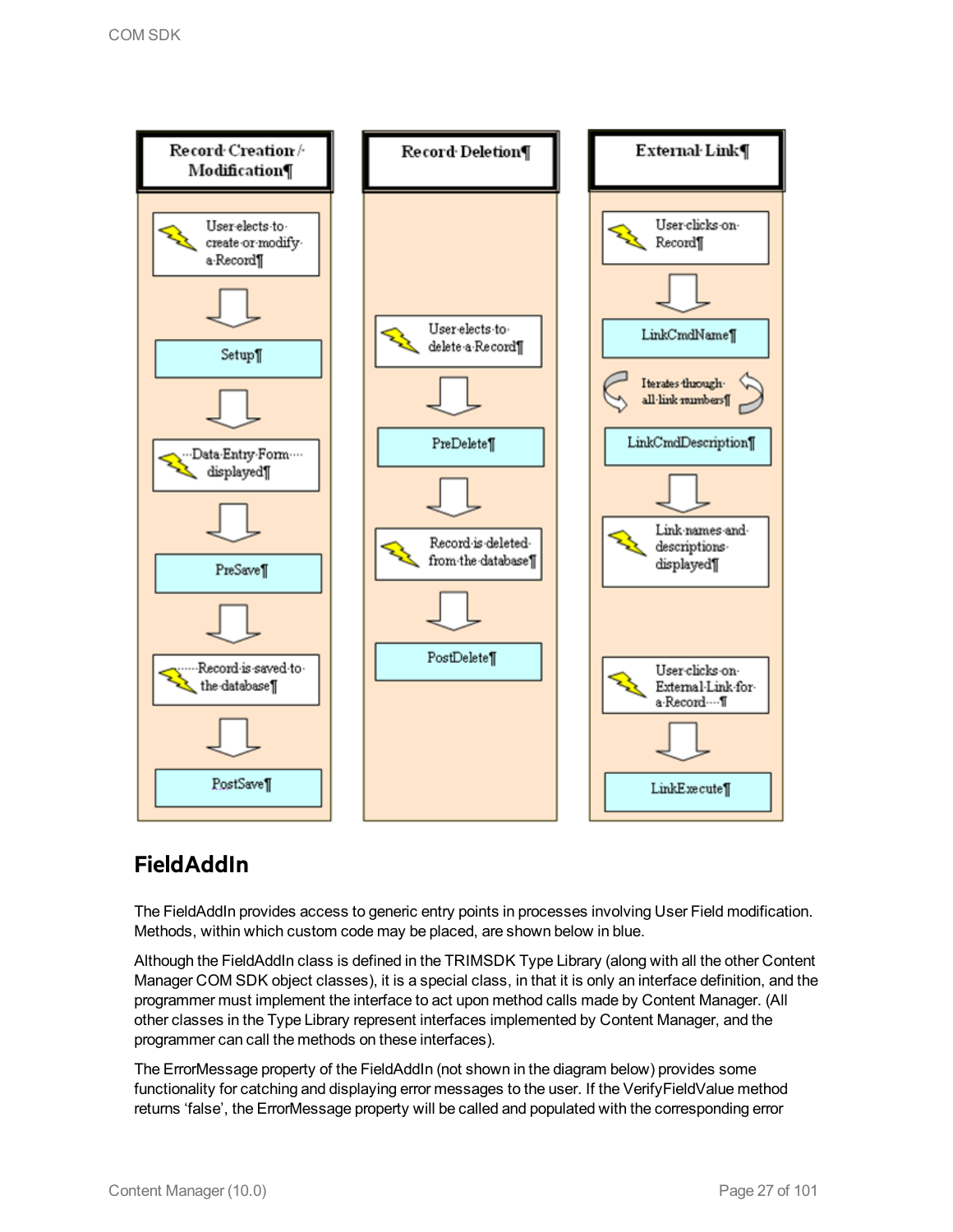**Record Creation / Modification**

- User elects to create or modify a Record
- Setup
- Data Entry Form displayed
- PreSave
- Record is saved to the database
- PostSave

**Record Deletion**

- User elects to delete a Record
- PreDelete
- Record is deleted from the database
- PostDelete

**External Link**

- User clicks on Record
- LinkCmdName
- Iterates though all link numbers
- LinkCmdDescription
- Link names and descriptions displayed
- User clicks on External Link for a Record
- LinkExecute

## FieldAddIn

The FieldAddIn provides access to generic entry points in processes involving User Field modification. Methods, within which custom code may be placed, are shown below in blue.

Although the FieldAddIn class is defined in the TRIMSDK Type Library (along with all the other Content Manager COM SDK object classes), it is a special class, in that it is only an interface definition, and the programmer must implement the interface to act upon method calls made by Content Manager. (All other classes in the Type Library represent interfaces implemented by Content Manager, and the programmer can call the methods on these interfaces).

The ErrorMessage property of the FieldAddIn (not shown in the diagram below) provides some functionality for catching and displaying error messages to the user. If the VerifyFieldValue method returns 'false', the ErrorMessage property will be called and populated with the corresponding error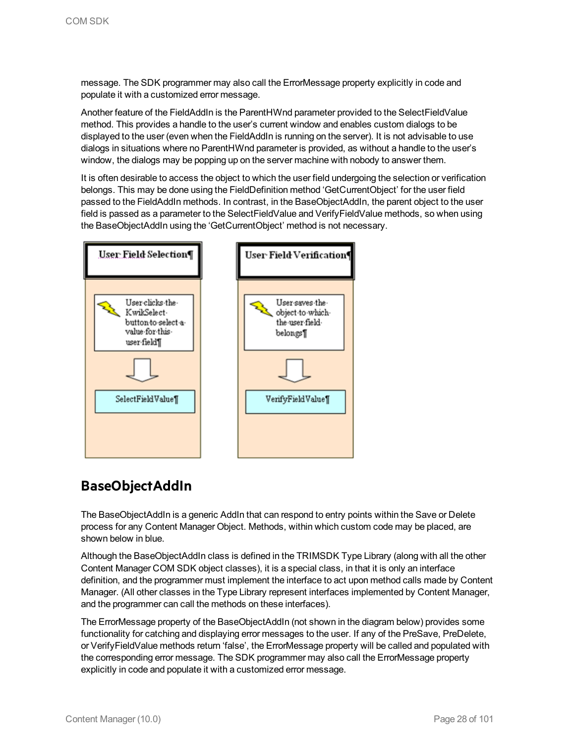message. The SDK programmer may also call the ErrorMessage property explicitly in code and populate it with a customized error message.

Another feature of the FieldAddIn is the ParentHWnd parameter provided to the SelectFieldValue method. This provides a handle to the user's current window and enables custom dialogs to be displayed to the user (even when the FieldAddIn is running on the server). It is not advisable to use dialogs in situations where no ParentHWnd parameter is provided, as without a handle to the user's window, the dialogs may be popping up on the server machine with nobody to answer them.

It is often desirable to access the object to which the user field undergoing the selection or verification belongs. This may be done using the FieldDefinition method 'GetCurrentObject' for the user field passed to the FieldAddIn methods. In contrast, in the BaseObjectAddIn, the parent object to the user field is passed as a parameter to the SelectFieldValue and VerifyFieldValue methods, so when using the BaseObjectAddIn using the 'GetCurrentObject' method is not necessary.

**User Field Selection**

User clicks the KwikSelect button to select a value for this user field

SelectFieldValue

**User Field Verification**

User saves the object to which the user field belongs

VerifyFieldValue

## BaseObjectAddIn

The BaseObjectAddIn is a generic AddIn that can respond to entry points within the Save or Delete process for any Content Manager Object. Methods, within which custom code may be placed, are shown below in blue.

Although the BaseObjectAddIn class is defined in the TRIMSDK Type Library (along with all the other Content Manager COM SDK object classes), it is a special class, in that it is only an interface definition, and the programmer must implement the interface to act upon method calls made by Content Manager. (All other classes in the Type Library represent interfaces implemented by Content Manager, and the programmer can call the methods on these interfaces).

The ErrorMessage property of the BaseObjectAddIn (not shown in the diagram below) provides some functionality for catching and displaying error messages to the user. If any of the PreSave, PreDelete, or VerifyFieldValue methods return 'false', the ErrorMessage property will be called and populated with the corresponding error message. The SDK programmer may also call the ErrorMessage property explicitly in code and populate it with a customized error message.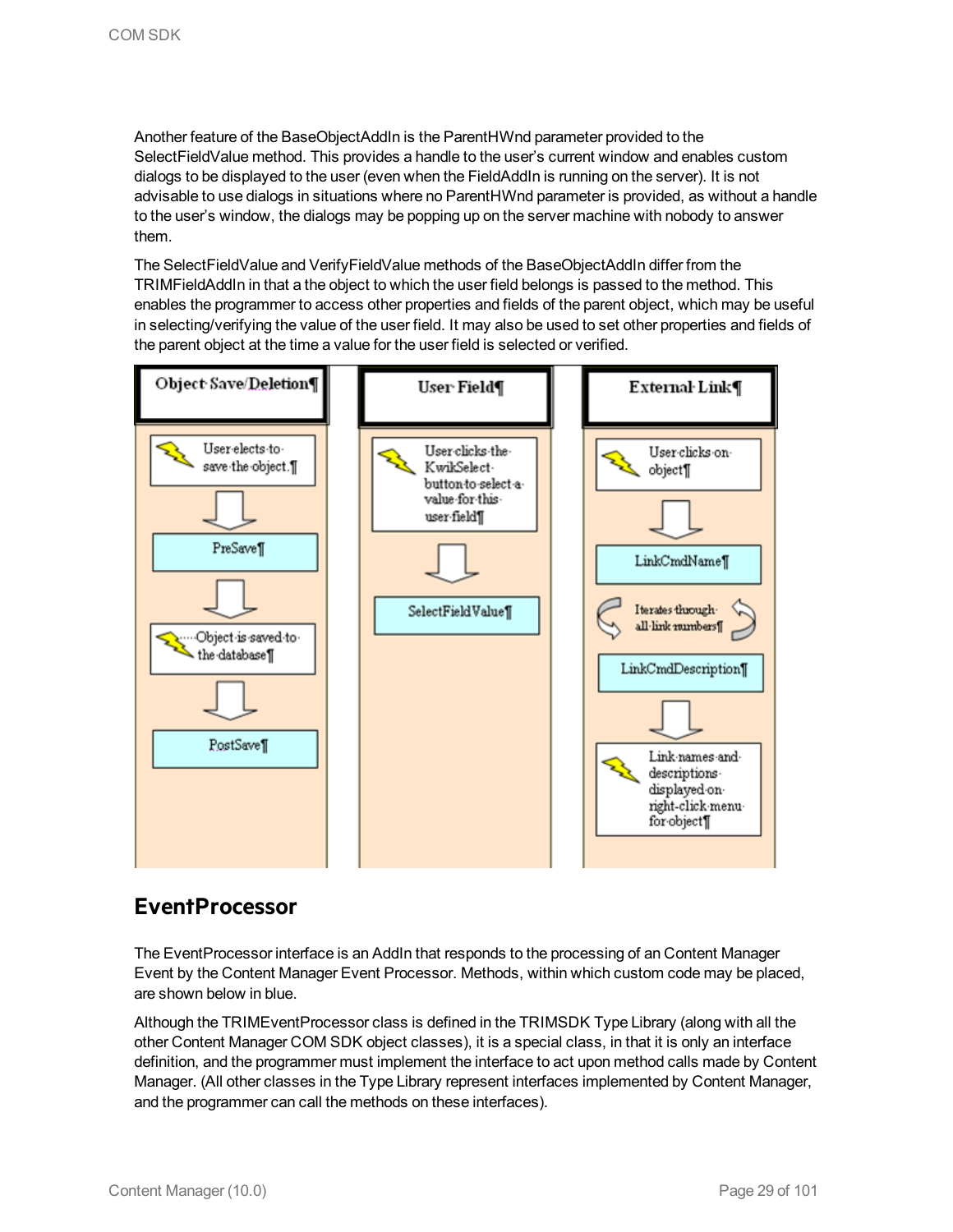Another feature of the BaseObjectAddIn is the ParentHWnd parameter provided to the SelectFieldValue method. This provides a handle to the user's current window and enables custom dialogs to be displayed to the user (even when the FieldAddIn is running on the server). It is not advisable to use dialogs in situations where no ParentHWnd parameter is provided, as without a handle to the user's window, the dialogs may be popping up on the server machine with nobody to answer them.

The SelectFieldValue and VerifyFieldValue methods of the BaseObjectAddIn differ from the TRIMFieldAddIn in that a the object to which the user field belongs is passed to the method. This enables the programmer to access other properties and fields of the parent object, which may be useful in selecting/verifying the value of the user field. It may also be used to set other properties and fields of the parent object at the time a value for the user field is selected or verified.

| Object Save/Deletion | User Field | External Link |
| --- | --- | --- |
| User elects to save the object. | User clicks the KwikSelect button to select a value for this user field | User clicks on object |
| PreSave | SelectFieldValue | LinkCmdName |
| Object is saved to the database | | Iterates through all link numbers |
| PostSave | | LinkCmdDescription |
| | | Link names and descriptions displayed on right-click menu for object |

## EventProcessor

The EventProcessor interface is an AddIn that responds to the processing of an Content Manager Event by the Content Manager Event Processor. Methods, within which custom code may be placed, are shown below in blue.

Although the TRIMEventProcessor class is defined in the TRIMSDK Type Library (along with all the other Content Manager COM SDK object classes), it is a special class, in that it is only an interface definition, and the programmer must implement the interface to act upon method calls made by Content Manager. (All other classes in the Type Library represent interfaces implemented by Content Manager, and the programmer can call the methods on these interfaces).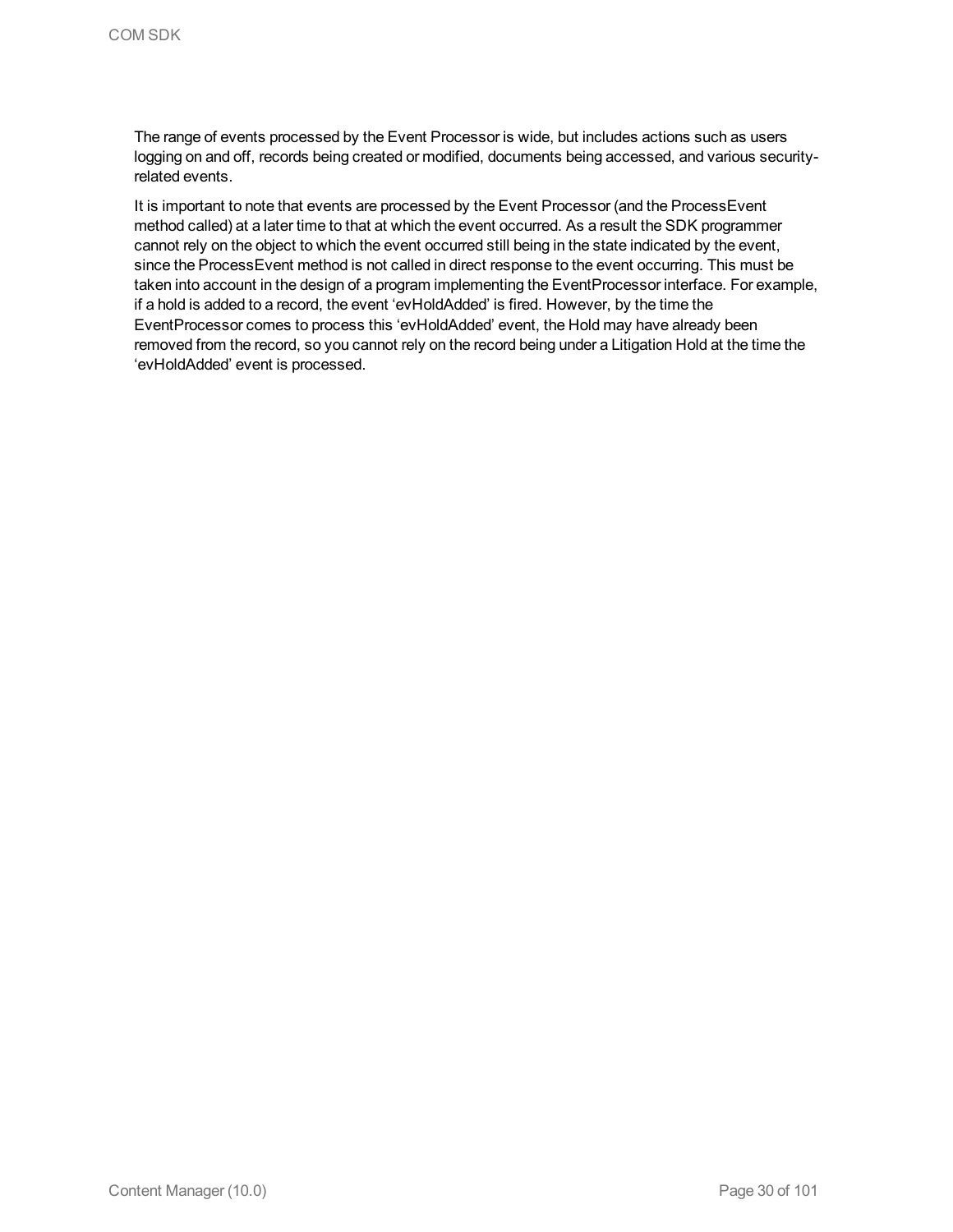The range of events processed by the Event Processor is wide, but includes actions such as users logging on and off, records being created or modified, documents being accessed, and various security-related events.

It is important to note that events are processed by the Event Processor (and the ProcessEvent method called) at a later time to that at which the event occurred. As a result the SDK programmer cannot rely on the object to which the event occurred still being in the state indicated by the event, since the ProcessEvent method is not called in direct response to the event occurring. This must be taken into account in the design of a program implementing the EventProcessor interface. For example, if a hold is added to a record, the event 'evHoldAdded' is fired. However, by the time the EventProcessor comes to process this 'evHoldAdded' event, the Hold may have already been removed from the record, so you cannot rely on the record being under a Litigation Hold at the time the 'evHoldAdded' event is processed.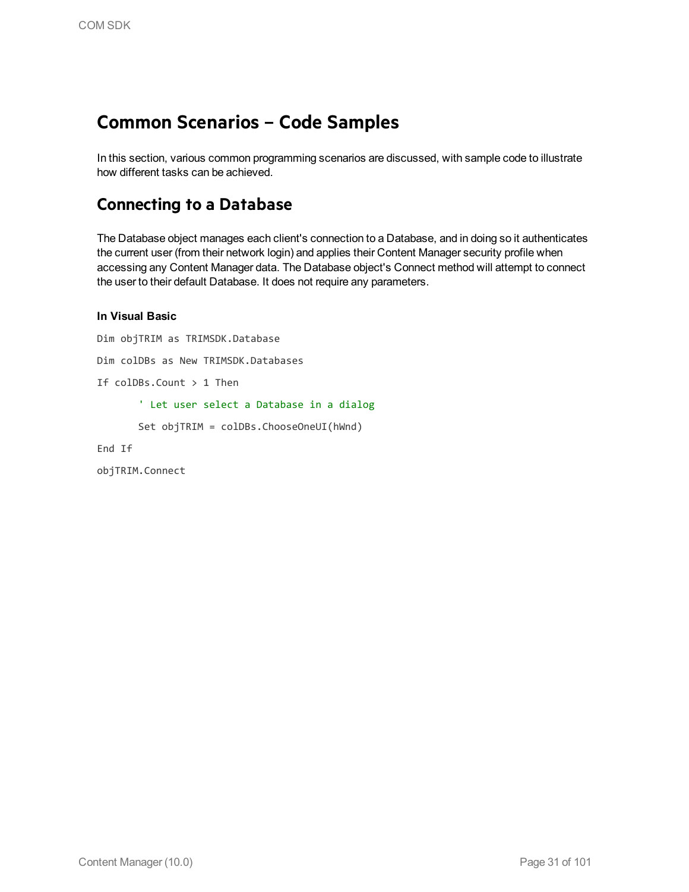# Common Scenarios – Code Samples

In this section, various common programming scenarios are discussed, with sample code to illustrate how different tasks can be achieved.

## Connecting to a Database

The Database object manages each client's connection to a Database, and in doing so it authenticates the current user (from their network login) and applies their Content Manager security profile when accessing any Content Manager data. The Database object's Connect method will attempt to connect the user to their default Database. It does not require any parameters.

### In Visual Basic

```
Dim objTRIM as TRIMSDK.Database

Dim colDBs as New TRIMSDK.Databases

If colDBs.Count > 1 Then

       ' Let user select a Database in a dialog

       Set objTRIM = colDBs.ChooseOneUI(hWnd)

End If

objTRIM.Connect
```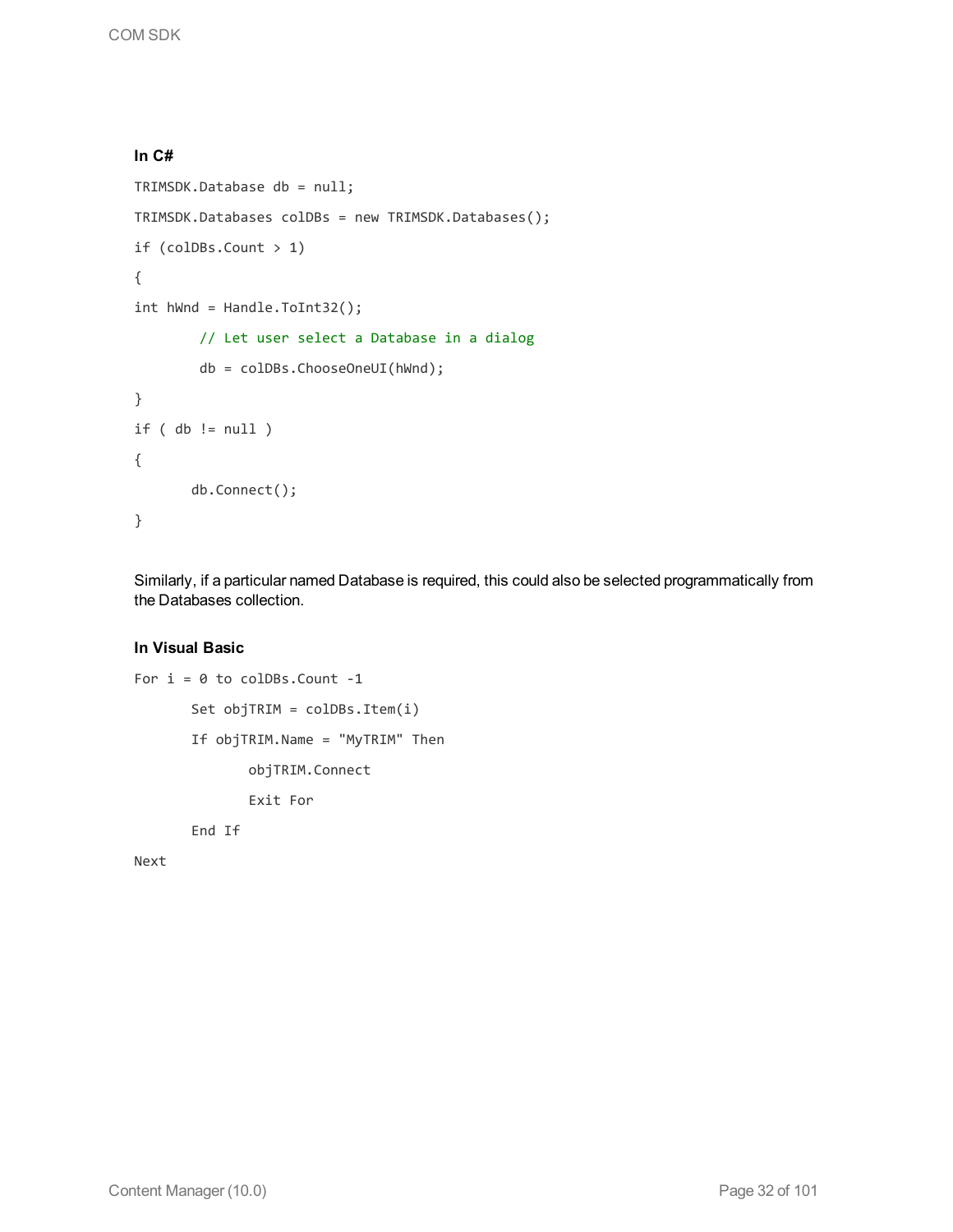**In C#**

```
TRIMSDK.Database db = null;
TRIMSDK.Databases colDBs = new TRIMSDK.Databases();
if (colDBs.Count > 1)
{
int hWnd = Handle.ToInt32();
        // Let user select a Database in a dialog
        db = colDBs.ChooseOneUI(hWnd);
}
if ( db != null )
{
       db.Connect();
}
```

Similarly, if a particular named Database is required, this could also be selected programmatically from the Databases collection.

**In Visual Basic**

```
For i = 0 to colDBs.Count -1
       Set objTRIM = colDBs.Item(i)
       If objTRIM.Name = "MyTRIM" Then
              objTRIM.Connect
              Exit For
       End If
Next
```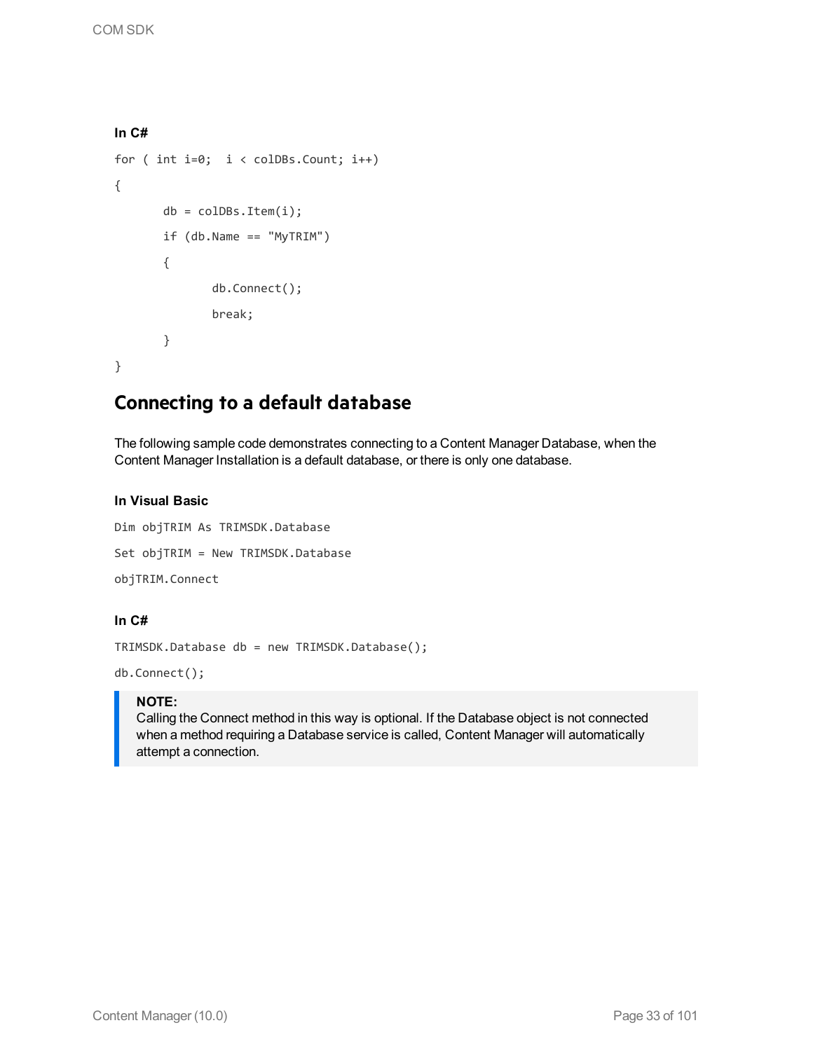#### In C#

```
for ( int i=0;  i < colDBs.Count; i++)
{
       db = colDBs.Item(i);
       if (db.Name == "MyTRIM")
       {
              db.Connect();
              break;
       }
}
```

## Connecting to a default database

The following sample code demonstrates connecting to a Content Manager Database, when the Content Manager Installation is a default database, or there is only one database.

#### In Visual Basic

```
Dim objTRIM As TRIMSDK.Database
Set objTRIM = New TRIMSDK.Database
objTRIM.Connect
```

#### In C#

```
TRIMSDK.Database db = new TRIMSDK.Database();
db.Connect();
```

> **NOTE:**
> Calling the Connect method in this way is optional. If the Database object is not connected when a method requiring a Database service is called, Content Manager will automatically attempt a connection.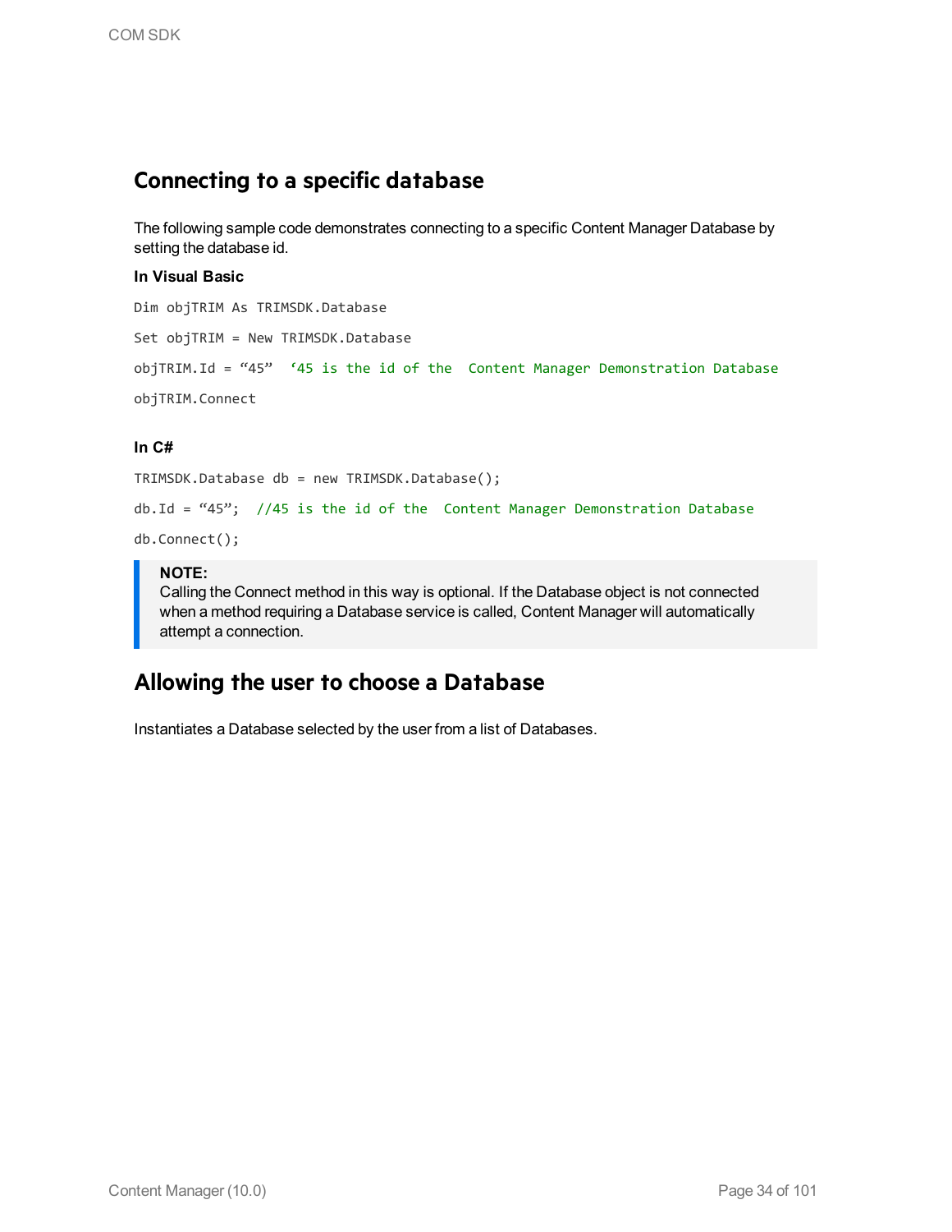## Connecting to a specific database

The following sample code demonstrates connecting to a specific Content Manager Database by setting the database id.

**In Visual Basic**

```
Dim objTRIM As TRIMSDK.Database

Set objTRIM = New TRIMSDK.Database

objTRIM.Id = "45"  '45 is the id of the  Content Manager Demonstration Database

objTRIM.Connect
```

**In C#**

```
TRIMSDK.Database db = new TRIMSDK.Database();

db.Id = "45";  //45 is the id of the  Content Manager Demonstration Database

db.Connect();
```

> **NOTE:**
> Calling the Connect method in this way is optional. If the Database object is not connected when a method requiring a Database service is called, Content Manager will automatically attempt a connection.

## Allowing the user to choose a Database

Instantiates a Database selected by the user from a list of Databases.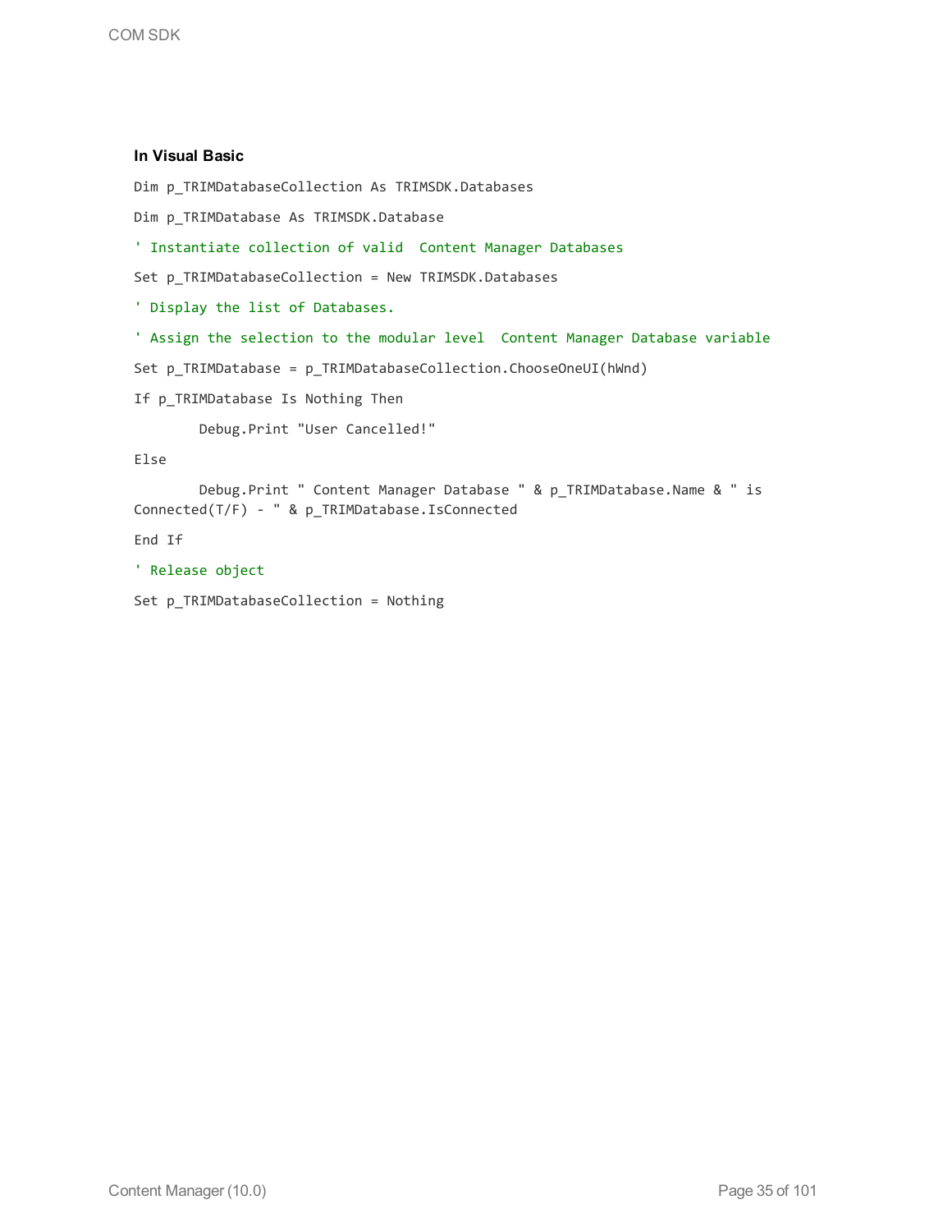**In Visual Basic**

```
Dim p_TRIMDatabaseCollection As TRIMSDK.Databases

Dim p_TRIMDatabase As TRIMSDK.Database

' Instantiate collection of valid  Content Manager Databases

Set p_TRIMDatabaseCollection = New TRIMSDK.Databases

' Display the list of Databases.

' Assign the selection to the modular level  Content Manager Database variable

Set p_TRIMDatabase = p_TRIMDatabaseCollection.ChooseOneUI(hWnd)

If p_TRIMDatabase Is Nothing Then

        Debug.Print "User Cancelled!"

Else

        Debug.Print " Content Manager Database " & p_TRIMDatabase.Name & " is 
Connected(T/F) - " & p_TRIMDatabase.IsConnected

End If

' Release object

Set p_TRIMDatabaseCollection = Nothing
```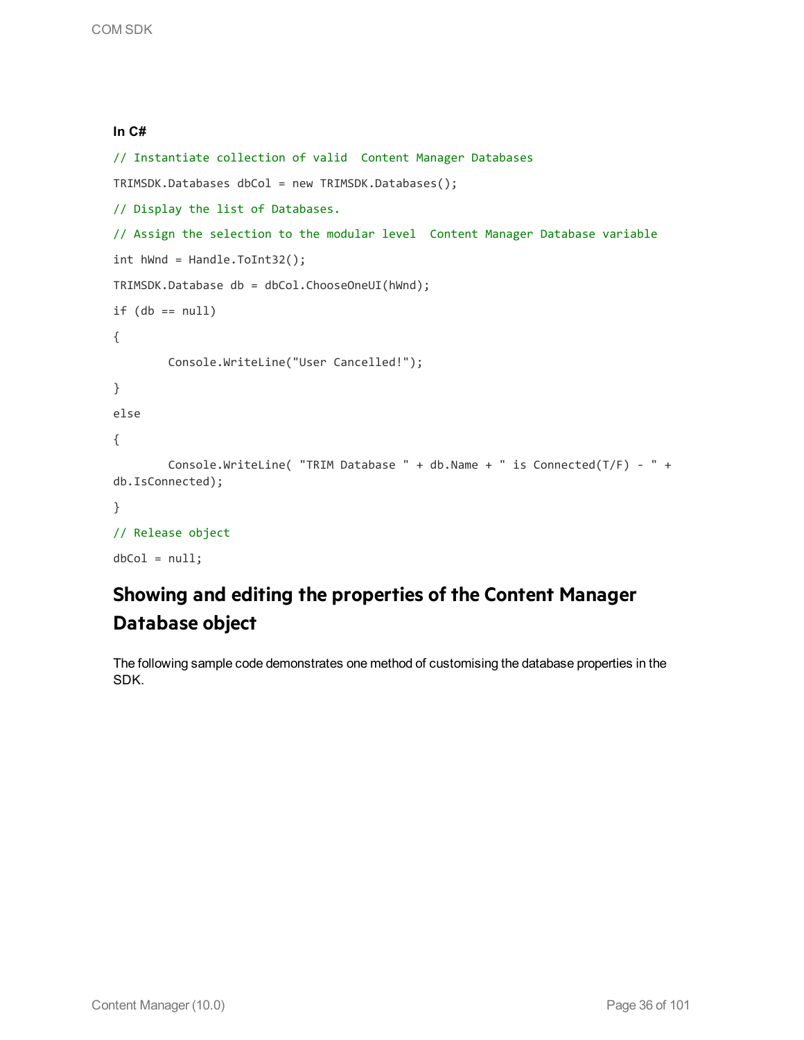**In C#**

```
// Instantiate collection of valid  Content Manager Databases
TRIMSDK.Databases dbCol = new TRIMSDK.Databases();
// Display the list of Databases.
// Assign the selection to the modular level  Content Manager Database variable
int hWnd = Handle.ToInt32();
TRIMSDK.Database db = dbCol.ChooseOneUI(hWnd);
if (db == null)
{
        Console.WriteLine("User Cancelled!");
}
else
{
        Console.WriteLine( "TRIM Database " + db.Name + " is Connected(T/F) - " +
db.IsConnected);
}
// Release object
dbCol = null;
```

## Showing and editing the properties of the Content Manager Database object

The following sample code demonstrates one method of customising the database properties in the SDK.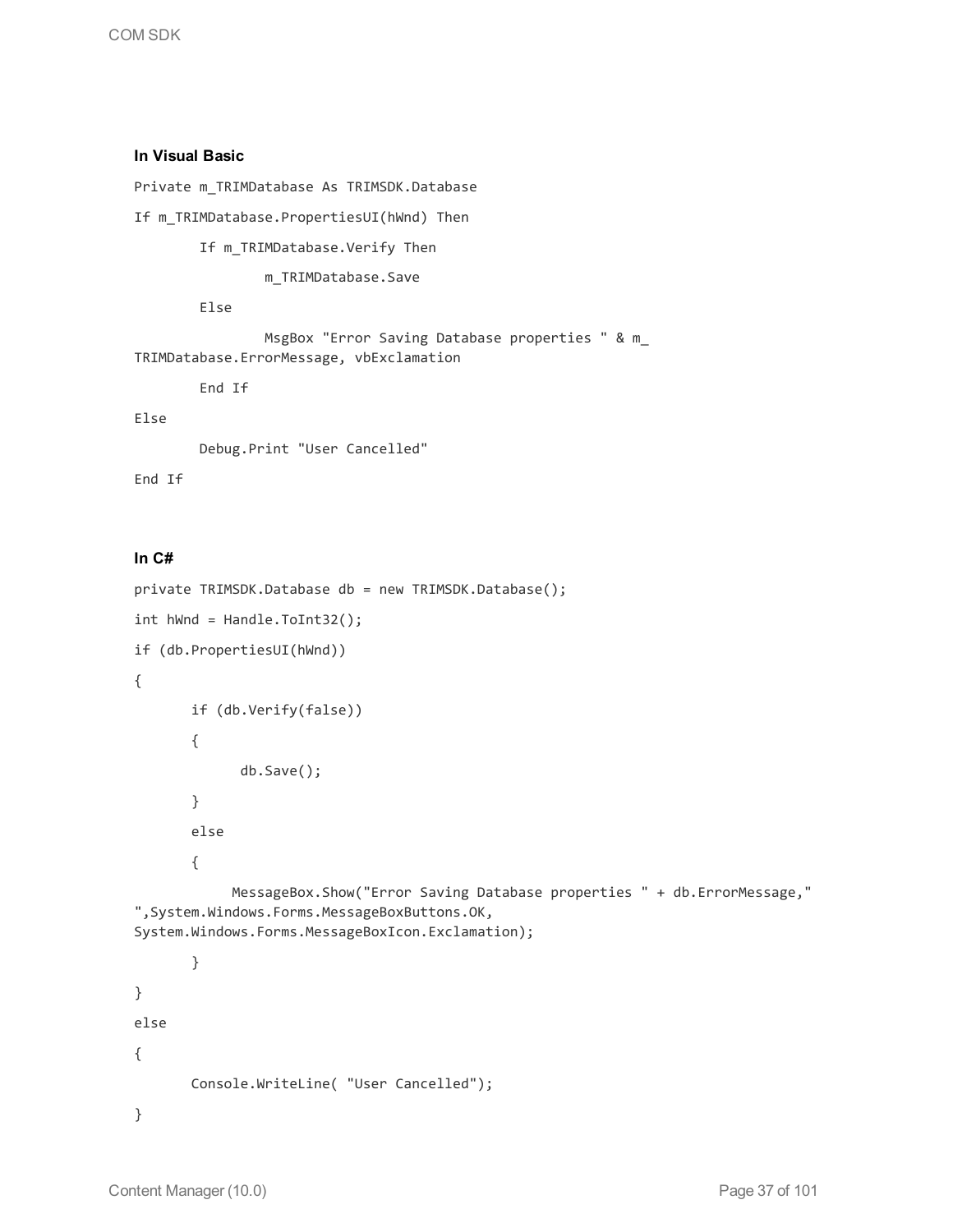#### In Visual Basic

```
Private m_TRIMDatabase As TRIMSDK.Database

If m_TRIMDatabase.PropertiesUI(hWnd) Then

        If m_TRIMDatabase.Verify Then

                m_TRIMDatabase.Save

        Else

                MsgBox "Error Saving Database properties " & m_
TRIMDatabase.ErrorMessage, vbExclamation

        End If

Else

        Debug.Print "User Cancelled"

End If
```

#### In C#

```
private TRIMSDK.Database db = new TRIMSDK.Database();

int hWnd = Handle.ToInt32();

if (db.PropertiesUI(hWnd))

{

       if (db.Verify(false))

       {

             db.Save();

       }

       else

       {

            MessageBox.Show("Error Saving Database properties " + db.ErrorMessage,"
",System.Windows.Forms.MessageBoxButtons.OK,
System.Windows.Forms.MessageBoxIcon.Exclamation);

       }

}

else

{

       Console.WriteLine( "User Cancelled");

}
```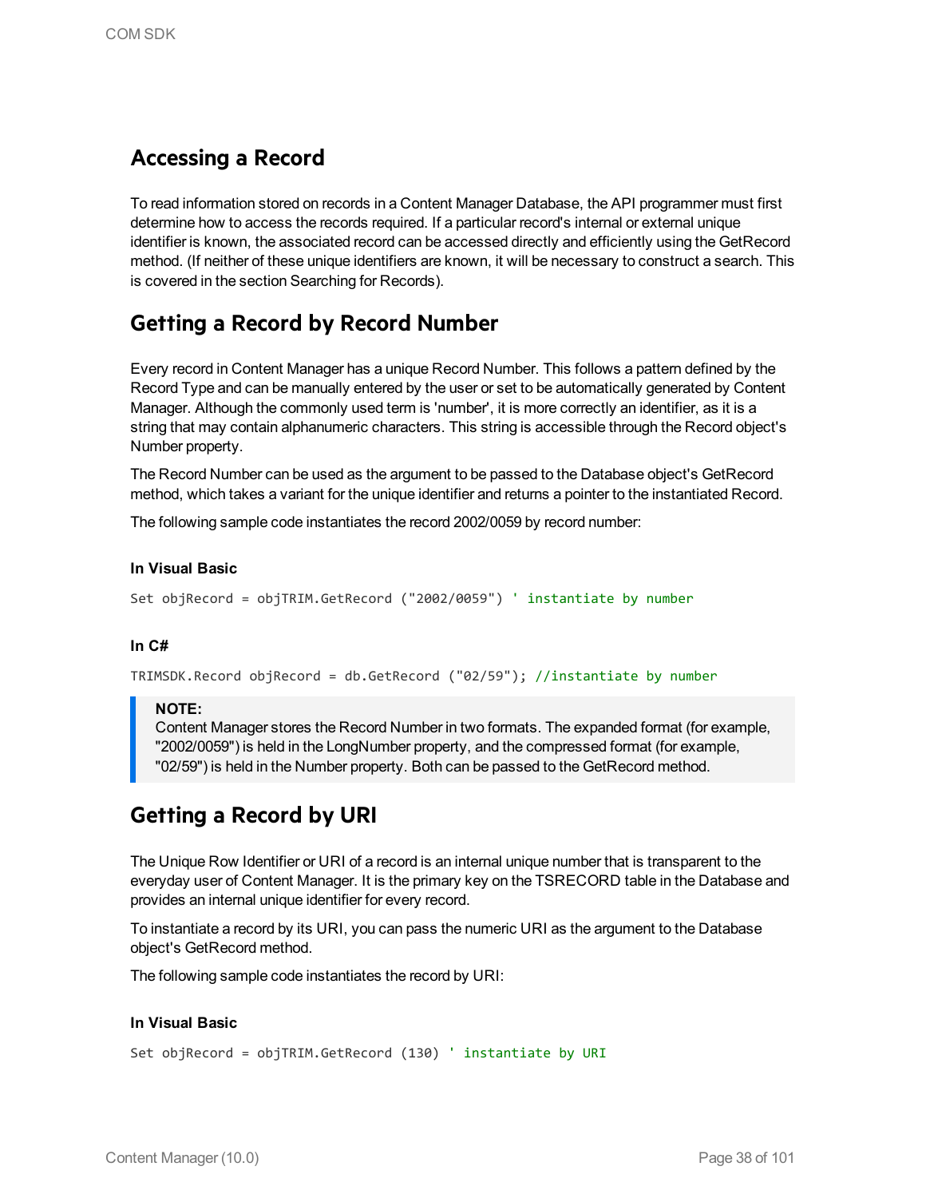## Accessing a Record

To read information stored on records in a Content Manager Database, the API programmer must first determine how to access the records required. If a particular record's internal or external unique identifier is known, the associated record can be accessed directly and efficiently using the GetRecord method. (If neither of these unique identifiers are known, it will be necessary to construct a search. This is covered in the section Searching for Records).

## Getting a Record by Record Number

Every record in Content Manager has a unique Record Number. This follows a pattern defined by the Record Type and can be manually entered by the user or set to be automatically generated by Content Manager. Although the commonly used term is 'number', it is more correctly an identifier, as it is a string that may contain alphanumeric characters. This string is accessible through the Record object's Number property.

The Record Number can be used as the argument to be passed to the Database object's GetRecord method, which takes a variant for the unique identifier and returns a pointer to the instantiated Record.

The following sample code instantiates the record 2002/0059 by record number:

**In Visual Basic**

```
Set objRecord = objTRIM.GetRecord ("2002/0059") ' instantiate by number
```

**In C#**

```
TRIMSDK.Record objRecord = db.GetRecord ("02/59"); //instantiate by number
```

> **NOTE:**
> Content Manager stores the Record Number in two formats. The expanded format (for example, "2002/0059") is held in the LongNumber property, and the compressed format (for example, "02/59") is held in the Number property. Both can be passed to the GetRecord method.

## Getting a Record by URI

The Unique Row Identifier or URI of a record is an internal unique number that is transparent to the everyday user of Content Manager. It is the primary key on the TSRECORD table in the Database and provides an internal unique identifier for every record.

To instantiate a record by its URI, you can pass the numeric URI as the argument to the Database object's GetRecord method.

The following sample code instantiates the record by URI:

**In Visual Basic**

```
Set objRecord = objTRIM.GetRecord (130) ' instantiate by URI
```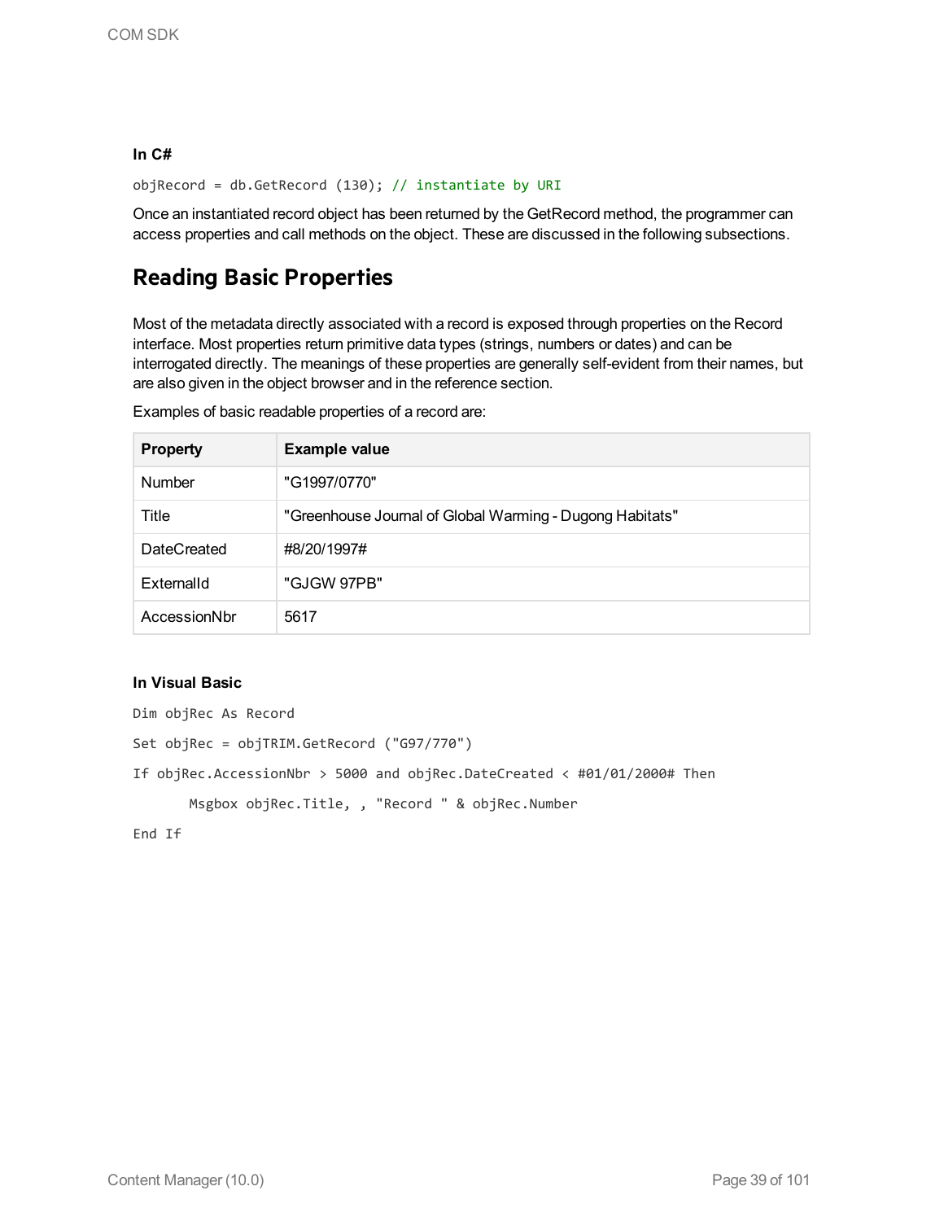**In C#**

```
objRecord = db.GetRecord (130); // instantiate by URI
```

Once an instantiated record object has been returned by the GetRecord method, the programmer can access properties and call methods on the object. These are discussed in the following subsections.

## Reading Basic Properties

Most of the metadata directly associated with a record is exposed through properties on the Record interface. Most properties return primitive data types (strings, numbers or dates) and can be interrogated directly. The meanings of these properties are generally self-evident from their names, but are also given in the object browser and in the reference section.

Examples of basic readable properties of a record are:

| Property | Example value |
| --- | --- |
| Number | "G1997/0770" |
| Title | "Greenhouse Journal of Global Warming - Dugong Habitats" |
| DateCreated | #8/20/1997# |
| ExternalId | "GJGW 97PB" |
| AccessionNbr | 5617 |

**In Visual Basic**

```
Dim objRec As Record

Set objRec = objTRIM.GetRecord ("G97/770")

If objRec.AccessionNbr > 5000 and objRec.DateCreated < #01/01/2000# Then

       Msgbox objRec.Title, , "Record " & objRec.Number

End If
```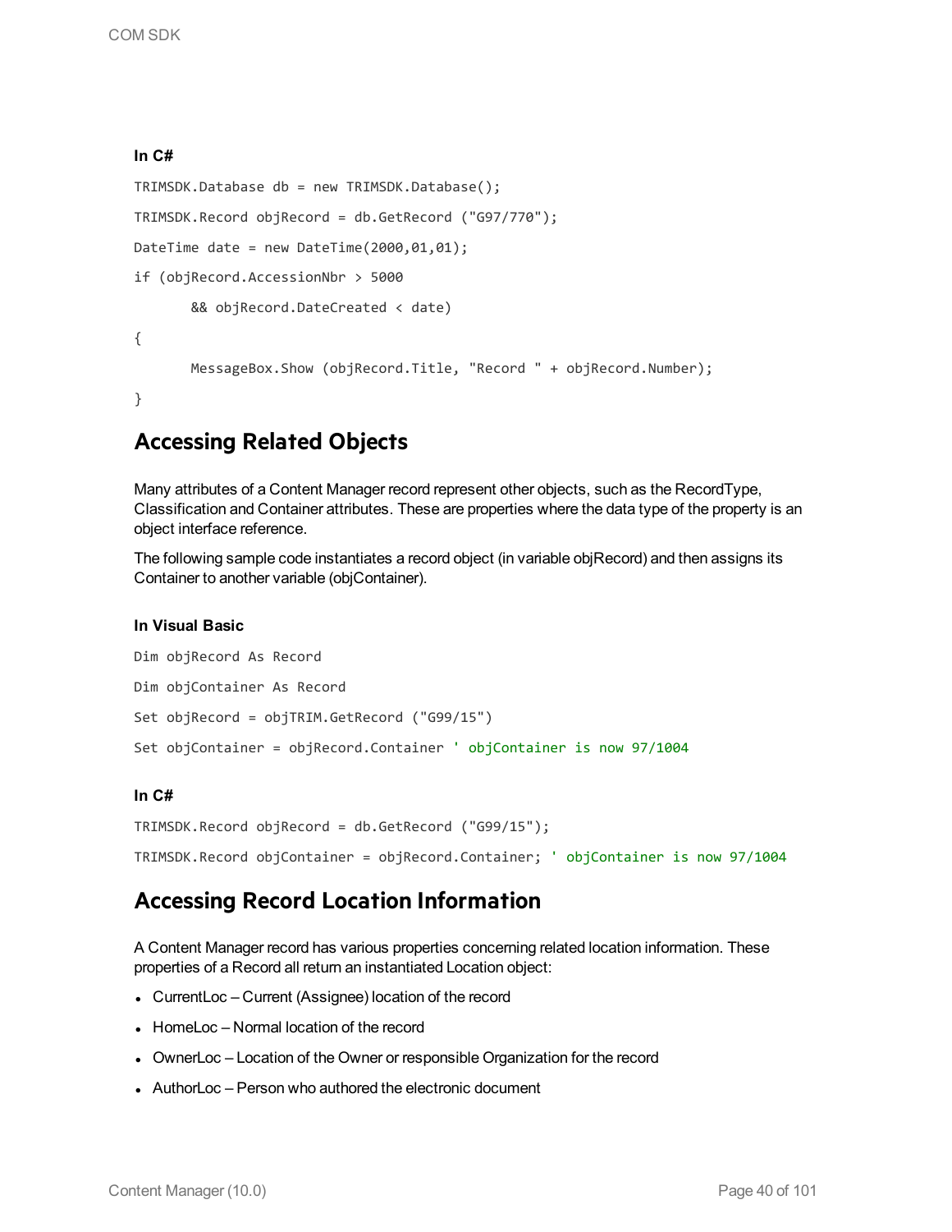**In C#**

```
TRIMSDK.Database db = new TRIMSDK.Database();

TRIMSDK.Record objRecord = db.GetRecord ("G97/770");

DateTime date = new DateTime(2000,01,01);

if (objRecord.AccessionNbr > 5000

       && objRecord.DateCreated < date)

{

       MessageBox.Show (objRecord.Title, "Record " + objRecord.Number);

}
```

## Accessing Related Objects

Many attributes of a Content Manager record represent other objects, such as the RecordType, Classification and Container attributes. These are properties where the data type of the property is an object interface reference.

The following sample code instantiates a record object (in variable objRecord) and then assigns its Container to another variable (objContainer).

**In Visual Basic**

```
Dim objRecord As Record

Dim objContainer As Record

Set objRecord = objTRIM.GetRecord ("G99/15")

Set objContainer = objRecord.Container ' objContainer is now 97/1004
```

**In C#**

```
TRIMSDK.Record objRecord = db.GetRecord ("G99/15");

TRIMSDK.Record objContainer = objRecord.Container; ' objContainer is now 97/1004
```

## Accessing Record Location Information

A Content Manager record has various properties concerning related location information. These properties of a Record all return an instantiated Location object:

- CurrentLoc – Current (Assignee) location of the record
- HomeLoc – Normal location of the record
- OwnerLoc – Location of the Owner or responsible Organization for the record
- AuthorLoc – Person who authored the electronic document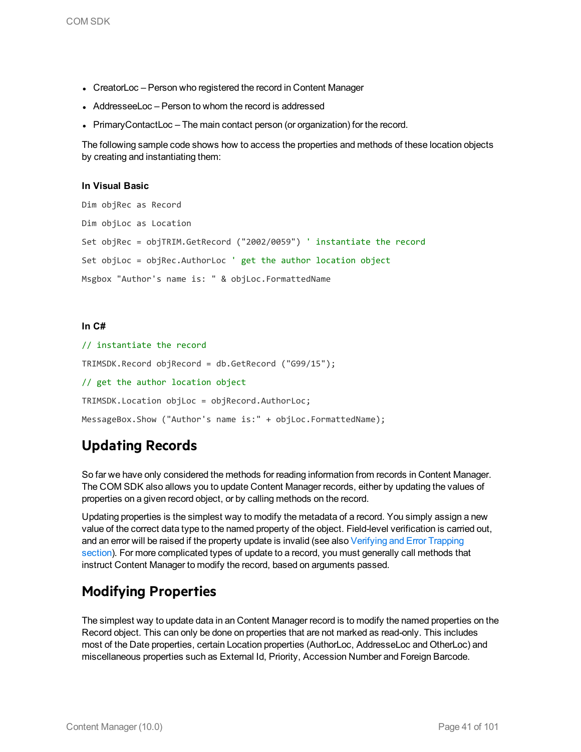- CreatorLoc – Person who registered the record in Content Manager
- AddresseeLoc – Person to whom the record is addressed
- PrimaryContactLoc – The main contact person (or organization) for the record.

The following sample code shows how to access the properties and methods of these location objects by creating and instantiating them:

**In Visual Basic**

```
Dim objRec as Record

Dim objLoc as Location

Set objRec = objTRIM.GetRecord ("2002/0059") ' instantiate the record

Set objLoc = objRec.AuthorLoc ' get the author location object

Msgbox "Author's name is: " & objLoc.FormattedName
```

**In C#**

```
// instantiate the record

TRIMSDK.Record objRecord = db.GetRecord ("G99/15");

// get the author location object

TRIMSDK.Location objLoc = objRecord.AuthorLoc;

MessageBox.Show ("Author's name is:" + objLoc.FormattedName);
```

## Updating Records

So far we have only considered the methods for reading information from records in Content Manager. The COM SDK also allows you to update Content Manager records, either by updating the values of properties on a given record object, or by calling methods on the record.

Updating properties is the simplest way to modify the metadata of a record. You simply assign a new value of the correct data type to the named property of the object. Field-level verification is carried out, and an error will be raised if the property update is invalid (see also Verifying and Error Trapping section). For more complicated types of update to a record, you must generally call methods that instruct Content Manager to modify the record, based on arguments passed.

## Modifying Properties

The simplest way to update data in an Content Manager record is to modify the named properties on the Record object. This can only be done on properties that are not marked as read-only. This includes most of the Date properties, certain Location properties (AuthorLoc, AddresseLoc and OtherLoc) and miscellaneous properties such as External Id, Priority, Accession Number and Foreign Barcode.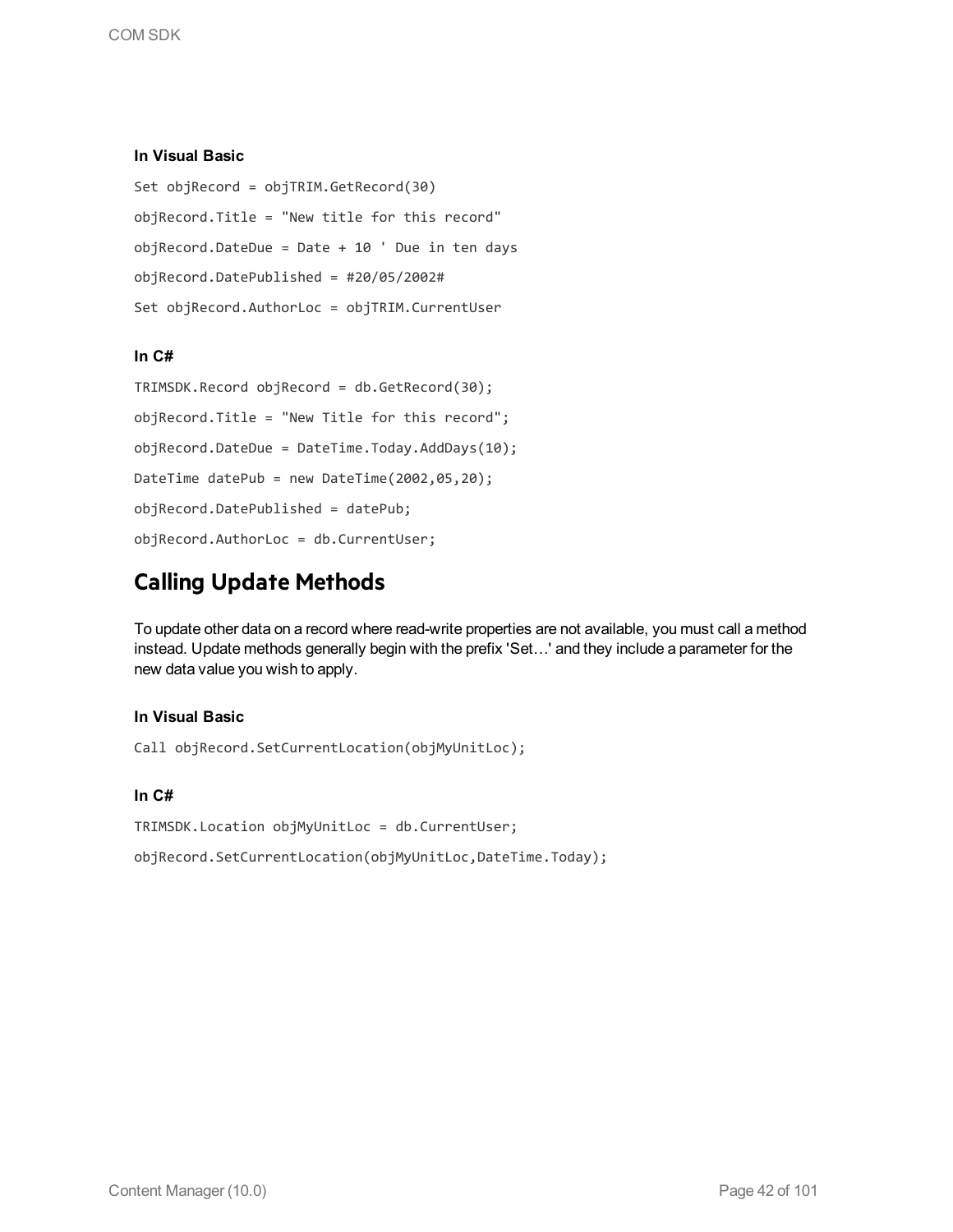**In Visual Basic**

```
Set objRecord = objTRIM.GetRecord(30)
objRecord.Title = "New title for this record"
objRecord.DateDue = Date + 10 ' Due in ten days
objRecord.DatePublished = #20/05/2002#
Set objRecord.AuthorLoc = objTRIM.CurrentUser
```

**In C#**

```
TRIMSDK.Record objRecord = db.GetRecord(30);
objRecord.Title = "New Title for this record";
objRecord.DateDue = DateTime.Today.AddDays(10);
DateTime datePub = new DateTime(2002,05,20);
objRecord.DatePublished = datePub;
objRecord.AuthorLoc = db.CurrentUser;
```

## Calling Update Methods

To update other data on a record where read-write properties are not available, you must call a method instead. Update methods generally begin with the prefix 'Set…' and they include a parameter for the new data value you wish to apply.

**In Visual Basic**

```
Call objRecord.SetCurrentLocation(objMyUnitLoc);
```

**In C#**

```
TRIMSDK.Location objMyUnitLoc = db.CurrentUser;
objRecord.SetCurrentLocation(objMyUnitLoc,DateTime.Today);
```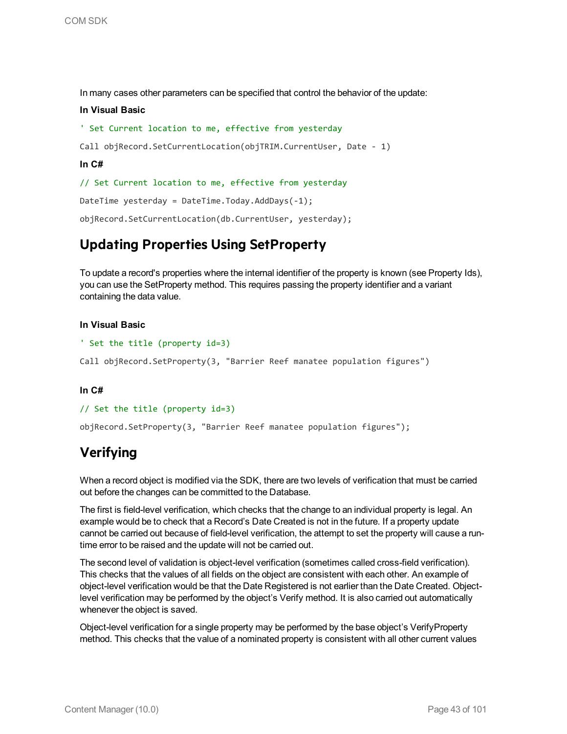In many cases other parameters can be specified that control the behavior of the update:

**In Visual Basic**

```
' Set Current location to me, effective from yesterday

Call objRecord.SetCurrentLocation(objTRIM.CurrentUser, Date - 1)
```

**In C#**

```
// Set Current location to me, effective from yesterday

DateTime yesterday = DateTime.Today.AddDays(-1);

objRecord.SetCurrentLocation(db.CurrentUser, yesterday);
```

## Updating Properties Using SetProperty

To update a record's properties where the internal identifier of the property is known (see Property Ids), you can use the SetProperty method. This requires passing the property identifier and a variant containing the data value.

**In Visual Basic**

```
' Set the title (property id=3)

Call objRecord.SetProperty(3, "Barrier Reef manatee population figures")
```

**In C#**

```
// Set the title (property id=3)

objRecord.SetProperty(3, "Barrier Reef manatee population figures");
```

## Verifying

When a record object is modified via the SDK, there are two levels of verification that must be carried out before the changes can be committed to the Database.

The first is field-level verification, which checks that the change to an individual property is legal. An example would be to check that a Record's Date Created is not in the future. If a property update cannot be carried out because of field-level verification, the attempt to set the property will cause a run-time error to be raised and the update will not be carried out.

The second level of validation is object-level verification (sometimes called cross-field verification). This checks that the values of all fields on the object are consistent with each other. An example of object-level verification would be that the Date Registered is not earlier than the Date Created. Object-level verification may be performed by the object's Verify method. It is also carried out automatically whenever the object is saved.

Object-level verification for a single property may be performed by the base object's VerifyProperty method. This checks that the value of a nominated property is consistent with all other current values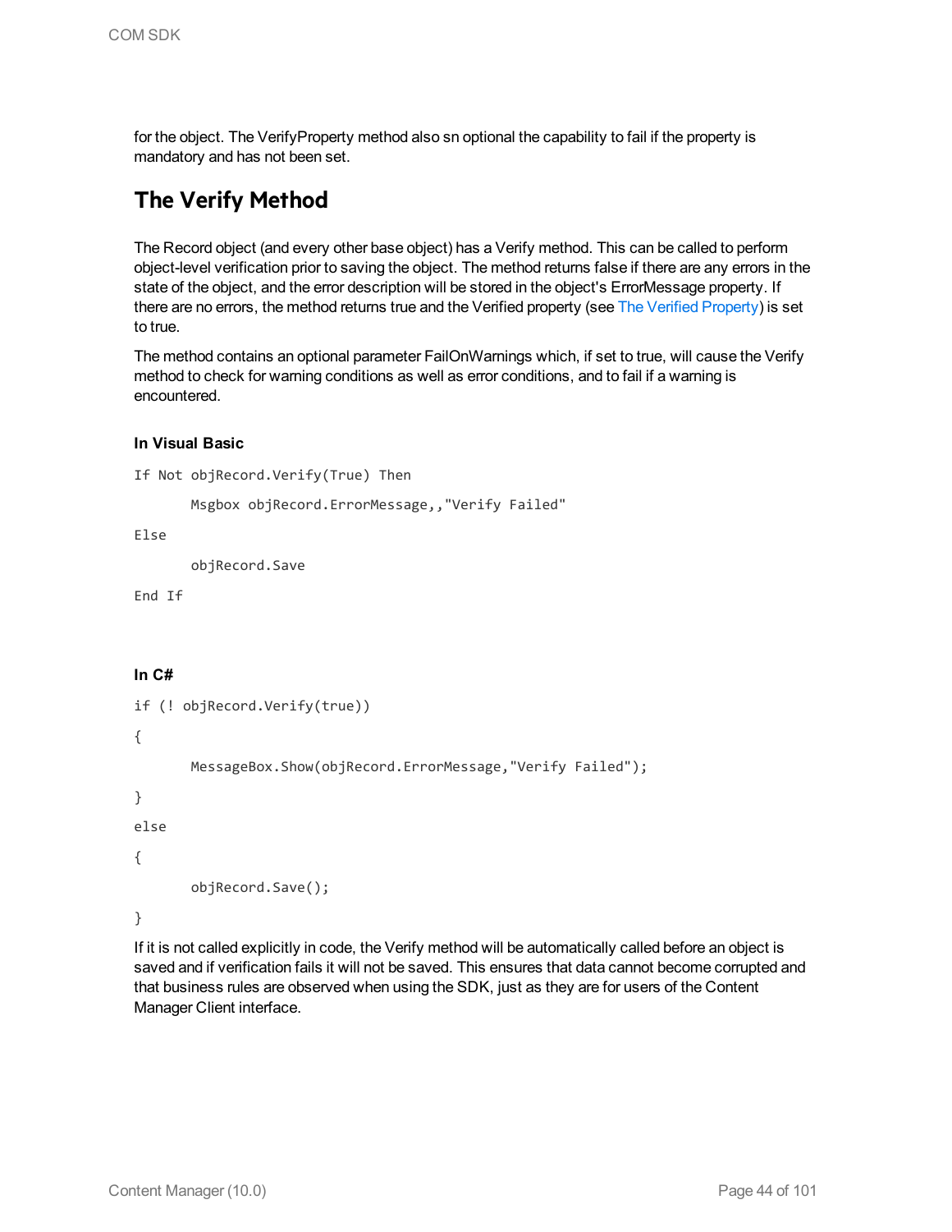for the object. The VerifyProperty method also sn optional the capability to fail if the property is mandatory and has not been set.

## The Verify Method

The Record object (and every other base object) has a Verify method. This can be called to perform object-level verification prior to saving the object. The method returns false if there are any errors in the state of the object, and the error description will be stored in the object's ErrorMessage property. If there are no errors, the method returns true and the Verified property (see The Verified Property) is set to true.

The method contains an optional parameter FailOnWarnings which, if set to true, will cause the Verify method to check for warning conditions as well as error conditions, and to fail if a warning is encountered.

#### In Visual Basic

```
If Not objRecord.Verify(True) Then

       Msgbox objRecord.ErrorMessage,,"Verify Failed"

Else

       objRecord.Save

End If
```

#### In C#

```
if (! objRecord.Verify(true))

{

       MessageBox.Show(objRecord.ErrorMessage,"Verify Failed");

}

else

{

       objRecord.Save();

}
```

If it is not called explicitly in code, the Verify method will be automatically called before an object is saved and if verification fails it will not be saved. This ensures that data cannot become corrupted and that business rules are observed when using the SDK, just as they are for users of the Content Manager Client interface.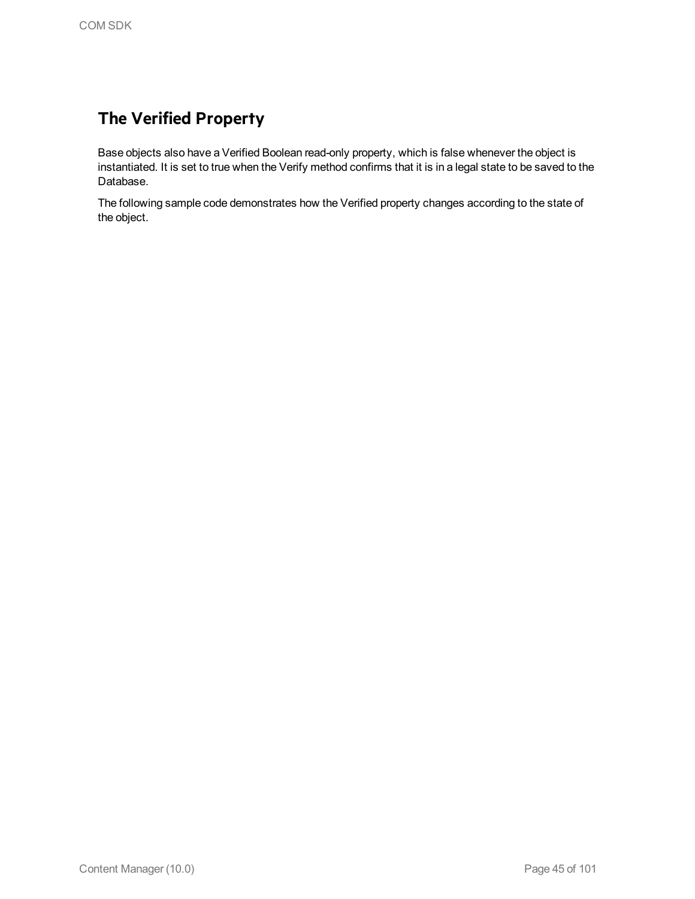## The Verified Property

Base objects also have a Verified Boolean read-only property, which is false whenever the object is instantiated. It is set to true when the Verify method confirms that it is in a legal state to be saved to the Database.

The following sample code demonstrates how the Verified property changes according to the state of the object.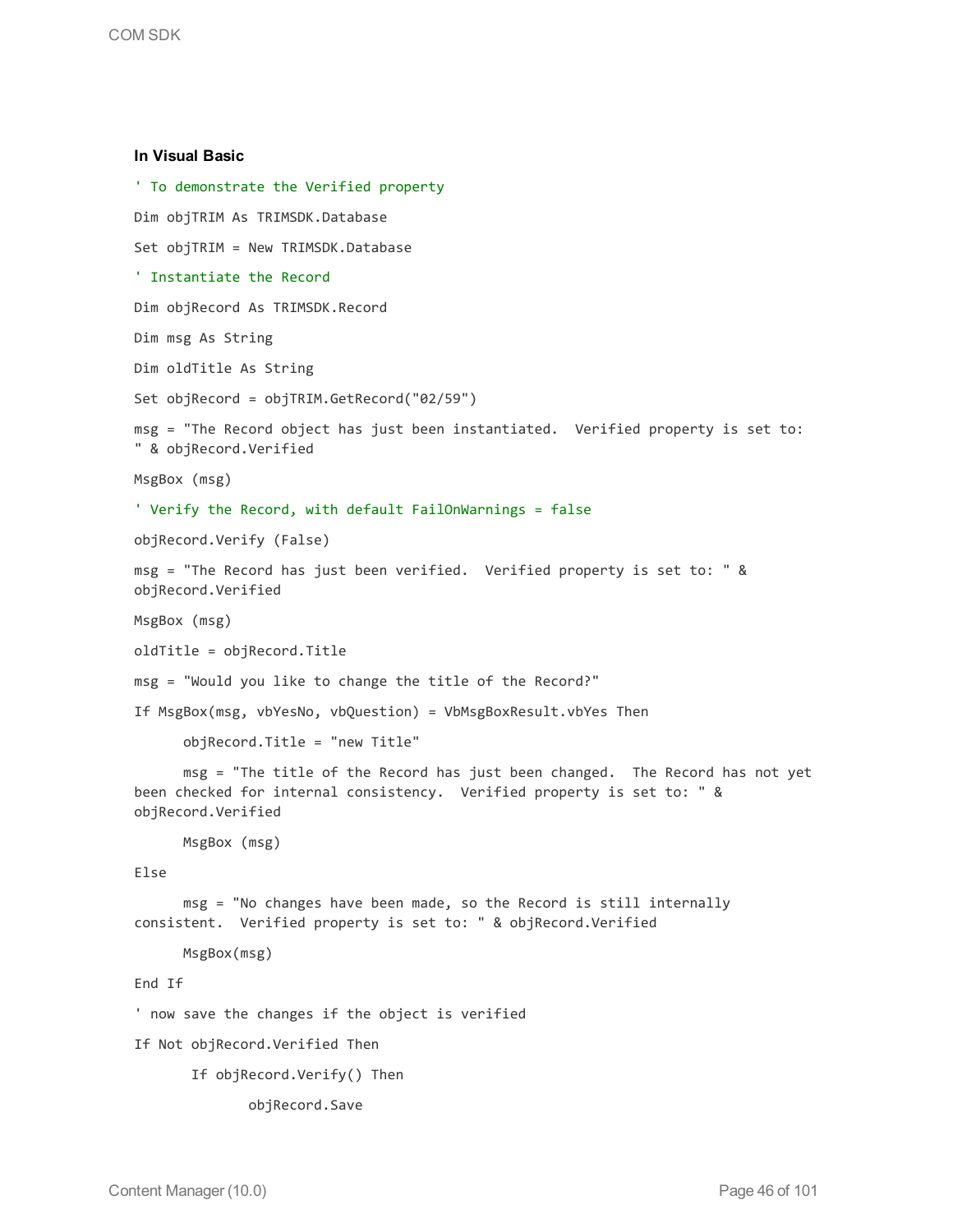#### In Visual Basic

```
' To demonstrate the Verified property

Dim objTRIM As TRIMSDK.Database

Set objTRIM = New TRIMSDK.Database

' Instantiate the Record

Dim objRecord As TRIMSDK.Record

Dim msg As String

Dim oldTitle As String

Set objRecord = objTRIM.GetRecord("02/59")

msg = "The Record object has just been instantiated.  Verified property is set to: 
" & objRecord.Verified

MsgBox (msg)

' Verify the Record, with default FailOnWarnings = false

objRecord.Verify (False)

msg = "The Record has just been verified.  Verified property is set to: " & 
objRecord.Verified

MsgBox (msg)

oldTitle = objRecord.Title

msg = "Would you like to change the title of the Record?"

If MsgBox(msg, vbYesNo, vbQuestion) = VbMsgBoxResult.vbYes Then

      objRecord.Title = "new Title"

      msg = "The title of the Record has just been changed.  The Record has not yet 
been checked for internal consistency.  Verified property is set to: " & 
objRecord.Verified

      MsgBox (msg)

Else

      msg = "No changes have been made, so the Record is still internally 
consistent.  Verified property is set to: " & objRecord.Verified

      MsgBox(msg)

End If

' now save the changes if the object is verified

If Not objRecord.Verified Then

       If objRecord.Verify() Then

              objRecord.Save
```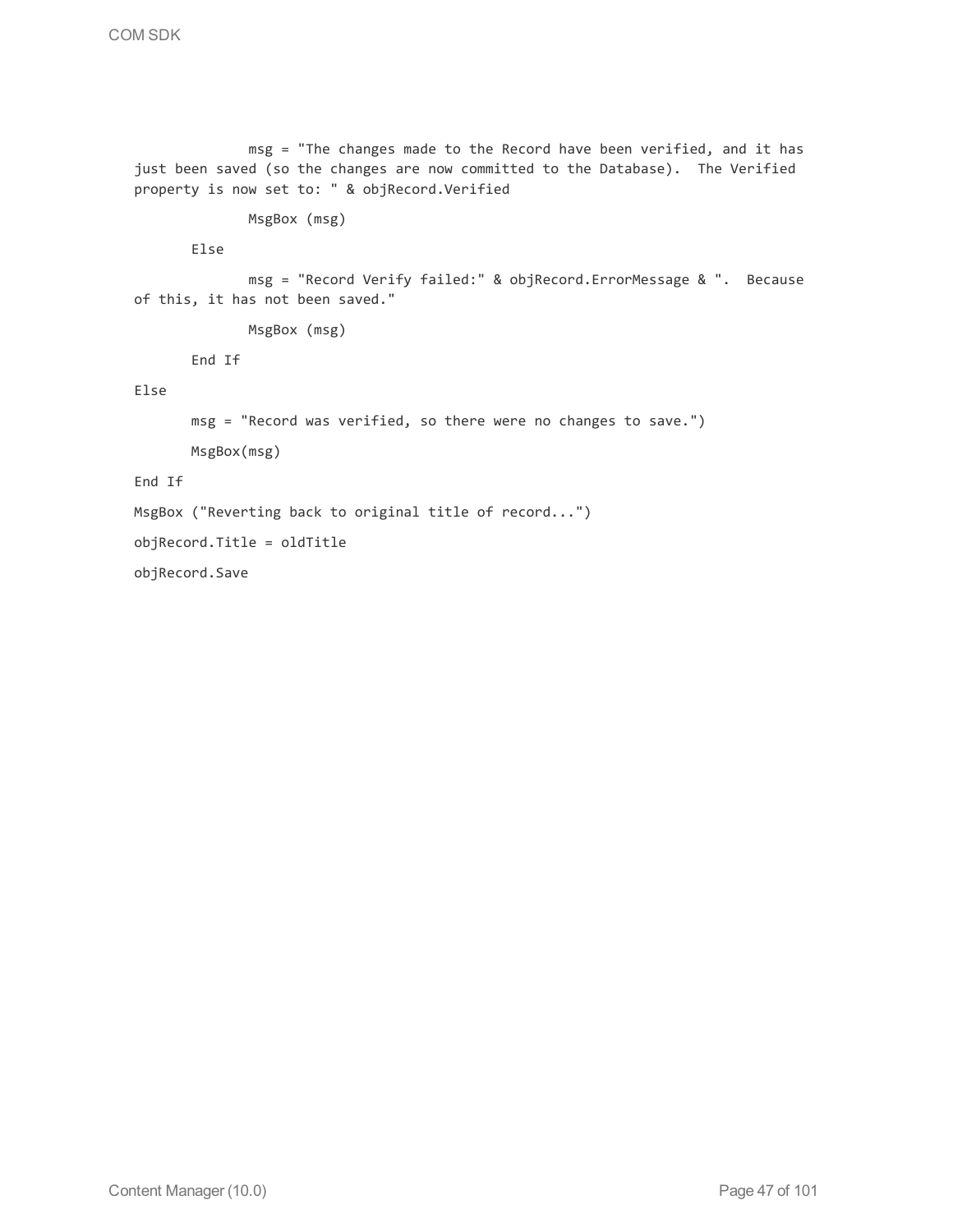```
            msg = "The changes made to the Record have been verified, and it has just been saved (so the changes are now committed to the Database).  The Verified property is now set to: " & objRecord.Verified

            MsgBox (msg)

        Else

            msg = "Record Verify failed:" & objRecord.ErrorMessage & ".  Because of this, it has not been saved."

            MsgBox (msg)

        End If

Else

        msg = "Record was verified, so there were no changes to save.")

        MsgBox(msg)

End If

MsgBox ("Reverting back to original title of record...")

objRecord.Title = oldTitle

objRecord.Save
```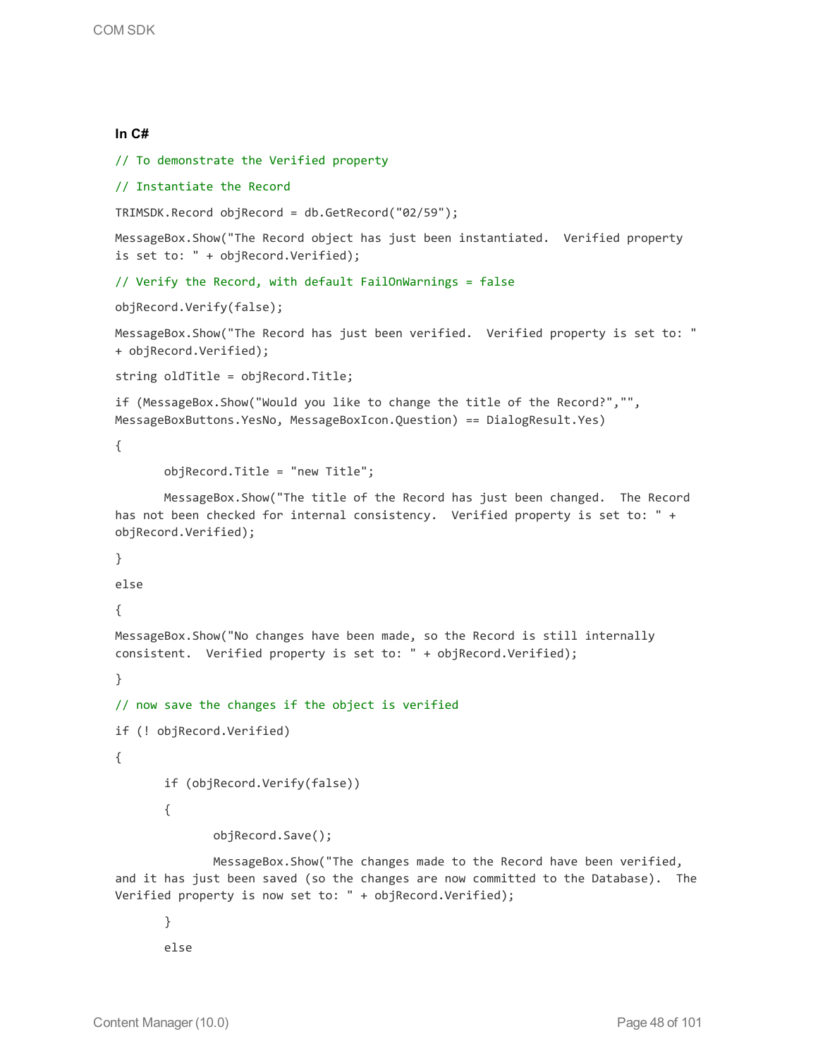**In C#**

```
// To demonstrate the Verified property

// Instantiate the Record

TRIMSDK.Record objRecord = db.GetRecord("02/59");

MessageBox.Show("The Record object has just been instantiated.  Verified property is set to: " + objRecord.Verified);

// Verify the Record, with default FailOnWarnings = false

objRecord.Verify(false);

MessageBox.Show("The Record has just been verified.  Verified property is set to: " + objRecord.Verified);

string oldTitle = objRecord.Title;

if (MessageBox.Show("Would you like to change the title of the Record?","", MessageBoxButtons.YesNo, MessageBoxIcon.Question) == DialogResult.Yes)

{

       objRecord.Title = "new Title";

       MessageBox.Show("The title of the Record has just been changed.  The Record has not been checked for internal consistency.  Verified property is set to: " + objRecord.Verified);

}

else

{

MessageBox.Show("No changes have been made, so the Record is still internally consistent.  Verified property is set to: " + objRecord.Verified);

}

// now save the changes if the object is verified

if (! objRecord.Verified)

{

       if (objRecord.Verify(false))

       {

              objRecord.Save();

              MessageBox.Show("The changes made to the Record have been verified, and it has just been saved (so the changes are now committed to the Database).  The Verified property is now set to: " + objRecord.Verified);

       }

       else
```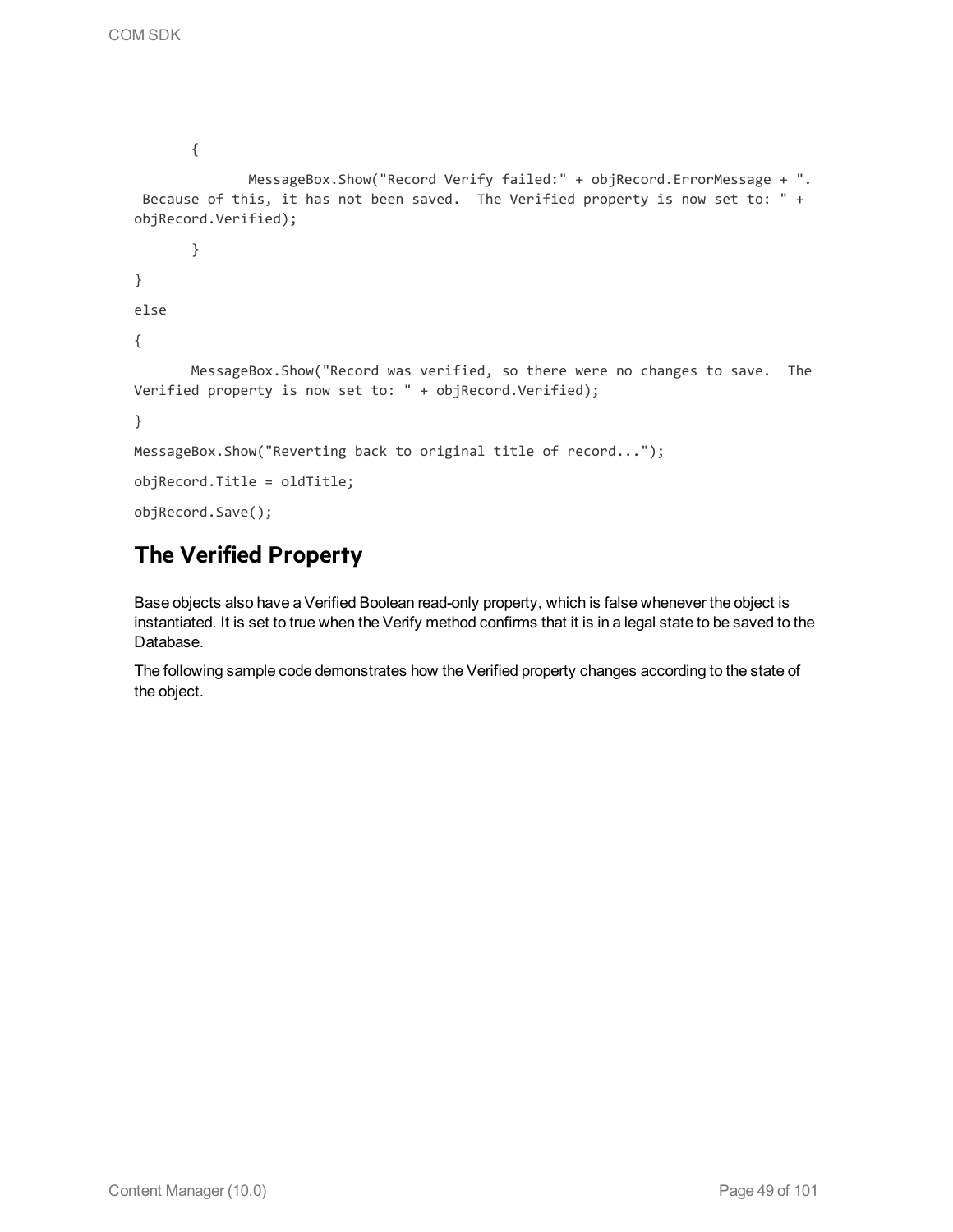```
        {
                MessageBox.Show("Record Verify failed:" + objRecord.ErrorMessage + ".
 Because of this, it has not been saved.  The Verified property is now set to: " +
objRecord.Verified);
        }
}
else
{
        MessageBox.Show("Record was verified, so there were no changes to save.  The
Verified property is now set to: " + objRecord.Verified);
}
MessageBox.Show("Reverting back to original title of record...");
objRecord.Title = oldTitle;
objRecord.Save();
```

## The Verified Property

Base objects also have a Verified Boolean read-only property, which is false whenever the object is instantiated. It is set to true when the Verify method confirms that it is in a legal state to be saved to the Database.

The following sample code demonstrates how the Verified property changes according to the state of the object.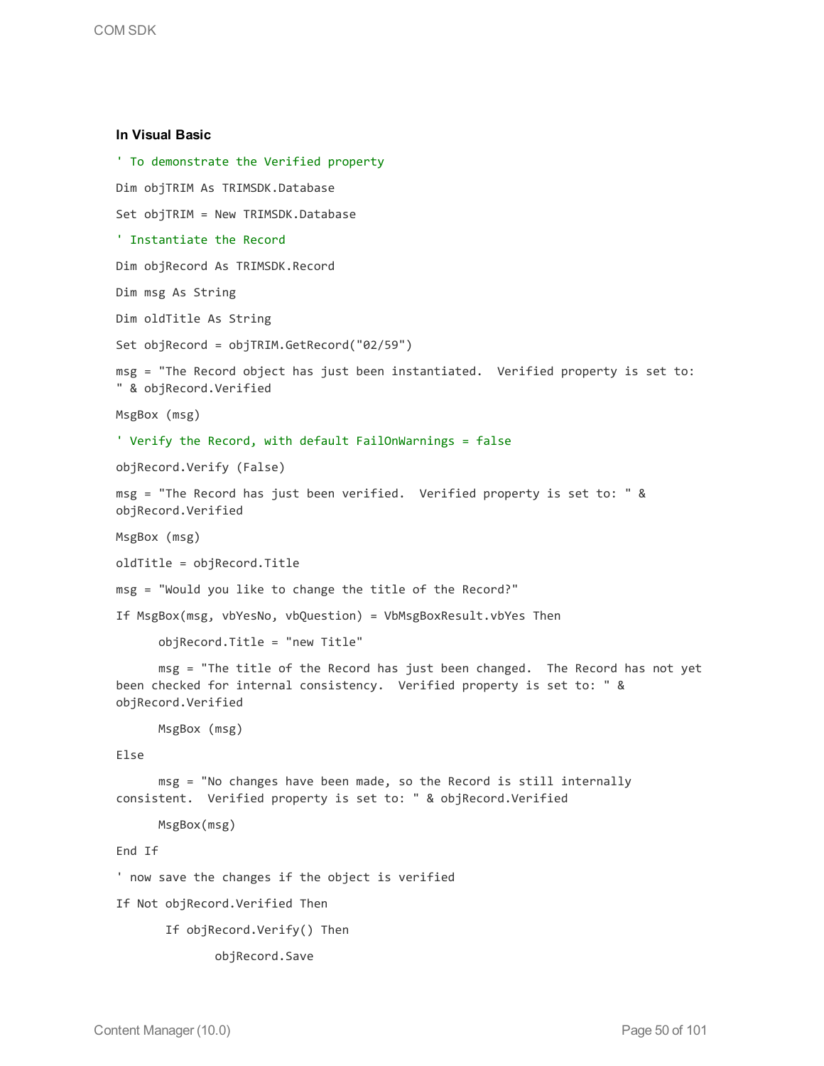#### In Visual Basic

```
' To demonstrate the Verified property

Dim objTRIM As TRIMSDK.Database

Set objTRIM = New TRIMSDK.Database

' Instantiate the Record

Dim objRecord As TRIMSDK.Record

Dim msg As String

Dim oldTitle As String

Set objRecord = objTRIM.GetRecord("02/59")

msg = "The Record object has just been instantiated.  Verified property is set to: 
" & objRecord.Verified

MsgBox (msg)

' Verify the Record, with default FailOnWarnings = false

objRecord.Verify (False)

msg = "The Record has just been verified.  Verified property is set to: " & 
objRecord.Verified

MsgBox (msg)

oldTitle = objRecord.Title

msg = "Would you like to change the title of the Record?"

If MsgBox(msg, vbYesNo, vbQuestion) = VbMsgBoxResult.vbYes Then

      objRecord.Title = "new Title"

      msg = "The title of the Record has just been changed.  The Record has not yet 
been checked for internal consistency.  Verified property is set to: " & 
objRecord.Verified

      MsgBox (msg)

Else

      msg = "No changes have been made, so the Record is still internally 
consistent.  Verified property is set to: " & objRecord.Verified

      MsgBox(msg)

End If

' now save the changes if the object is verified

If Not objRecord.Verified Then

       If objRecord.Verify() Then

              objRecord.Save
```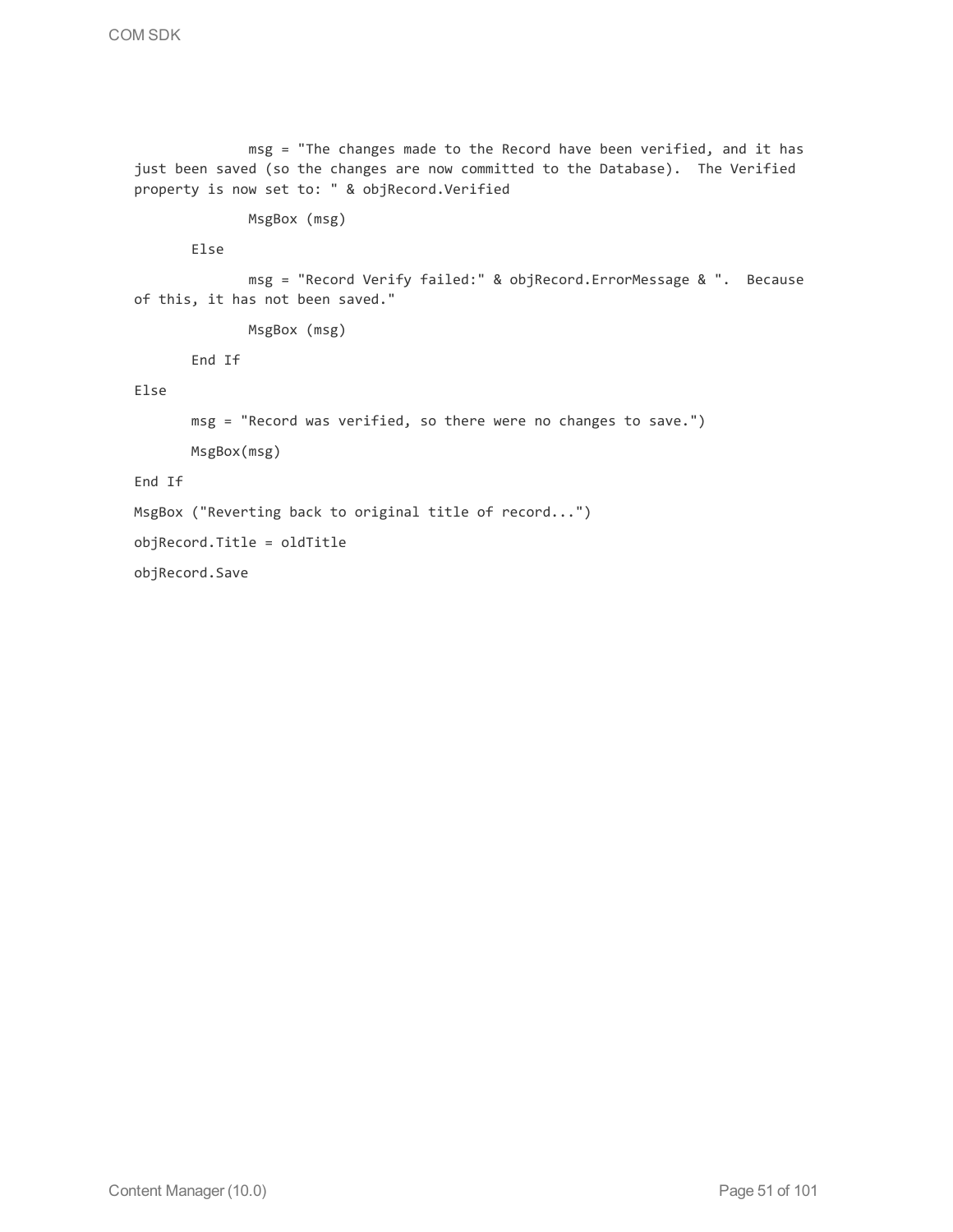```
            msg = "The changes made to the Record have been verified, and it has
just been saved (so the changes are now committed to the Database).  The Verified
property is now set to: " & objRecord.Verified

            MsgBox (msg)

        Else

            msg = "Record Verify failed:" & objRecord.ErrorMessage & ".  Because
of this, it has not been saved."

            MsgBox (msg)

        End If

Else

        msg = "Record was verified, so there were no changes to save.")

        MsgBox(msg)

End If

MsgBox ("Reverting back to original title of record...")

objRecord.Title = oldTitle

objRecord.Save
```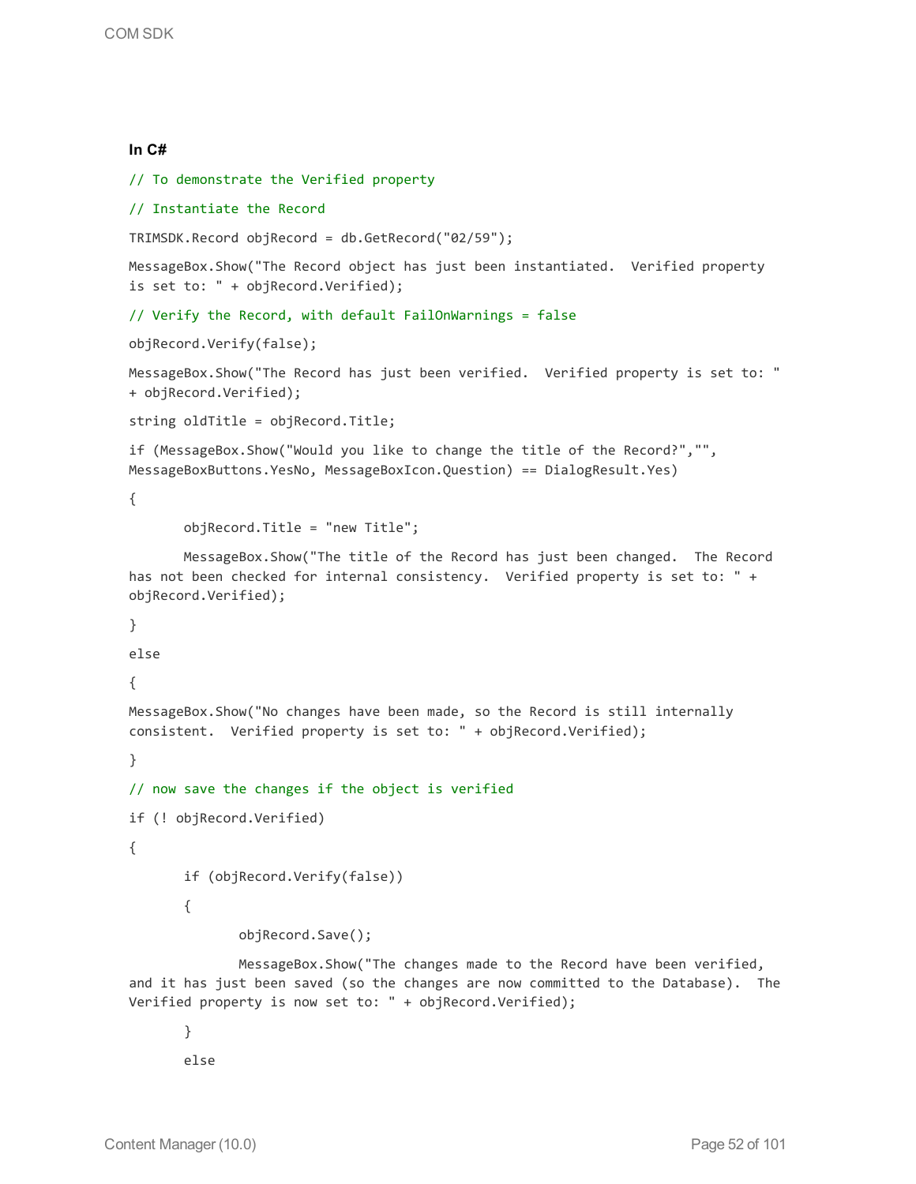**In C#**

```
// To demonstrate the Verified property

// Instantiate the Record

TRIMSDK.Record objRecord = db.GetRecord("02/59");

MessageBox.Show("The Record object has just been instantiated.  Verified property is set to: " + objRecord.Verified);

// Verify the Record, with default FailOnWarnings = false

objRecord.Verify(false);

MessageBox.Show("The Record has just been verified.  Verified property is set to: " + objRecord.Verified);

string oldTitle = objRecord.Title;

if (MessageBox.Show("Would you like to change the title of the Record?","", MessageBoxButtons.YesNo, MessageBoxIcon.Question) == DialogResult.Yes)

{

       objRecord.Title = "new Title";

       MessageBox.Show("The title of the Record has just been changed.  The Record has not been checked for internal consistency.  Verified property is set to: " + objRecord.Verified);

}

else

{

MessageBox.Show("No changes have been made, so the Record is still internally consistent.  Verified property is set to: " + objRecord.Verified);

}

// now save the changes if the object is verified

if (! objRecord.Verified)

{

       if (objRecord.Verify(false))

       {

              objRecord.Save();

              MessageBox.Show("The changes made to the Record have been verified, and it has just been saved (so the changes are now committed to the Database).  The Verified property is now set to: " + objRecord.Verified);

       }

       else
```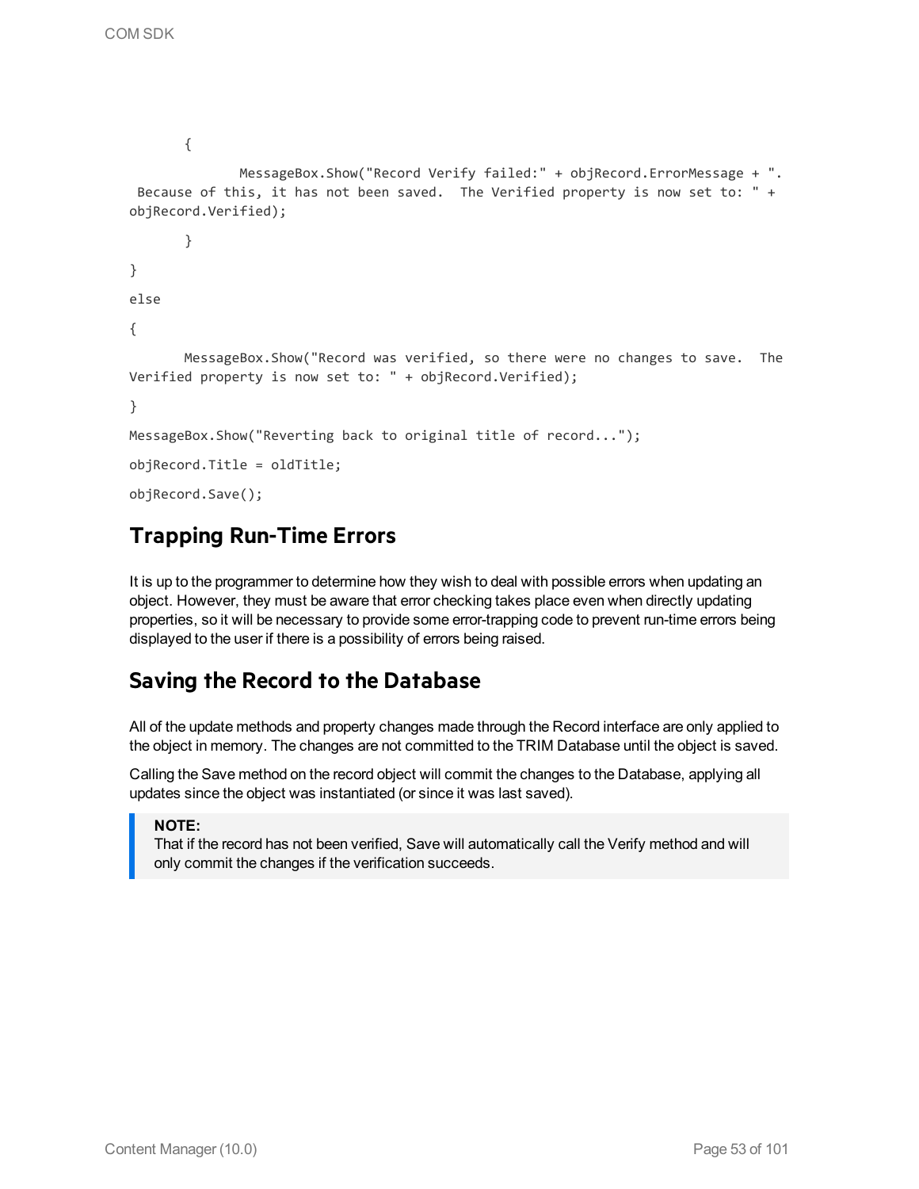```
        {
                MessageBox.Show("Record Verify failed:" + objRecord.ErrorMessage + ".  Because of this, it has not been saved.  The Verified property is now set to: " + objRecord.Verified);
        }
}
else
{
        MessageBox.Show("Record was verified, so there were no changes to save.  The Verified property is now set to: " + objRecord.Verified);
}
MessageBox.Show("Reverting back to original title of record...");
objRecord.Title = oldTitle;
objRecord.Save();
```

## Trapping Run-Time Errors

It is up to the programmer to determine how they wish to deal with possible errors when updating an object. However, they must be aware that error checking takes place even when directly updating properties, so it will be necessary to provide some error-trapping code to prevent run-time errors being displayed to the user if there is a possibility of errors being raised.

## Saving the Record to the Database

All of the update methods and property changes made through the Record interface are only applied to the object in memory. The changes are not committed to the TRIM Database until the object is saved.

Calling the Save method on the record object will commit the changes to the Database, applying all updates since the object was instantiated (or since it was last saved).

> **NOTE:**
> That if the record has not been verified, Save will automatically call the Verify method and will only commit the changes if the verification succeeds.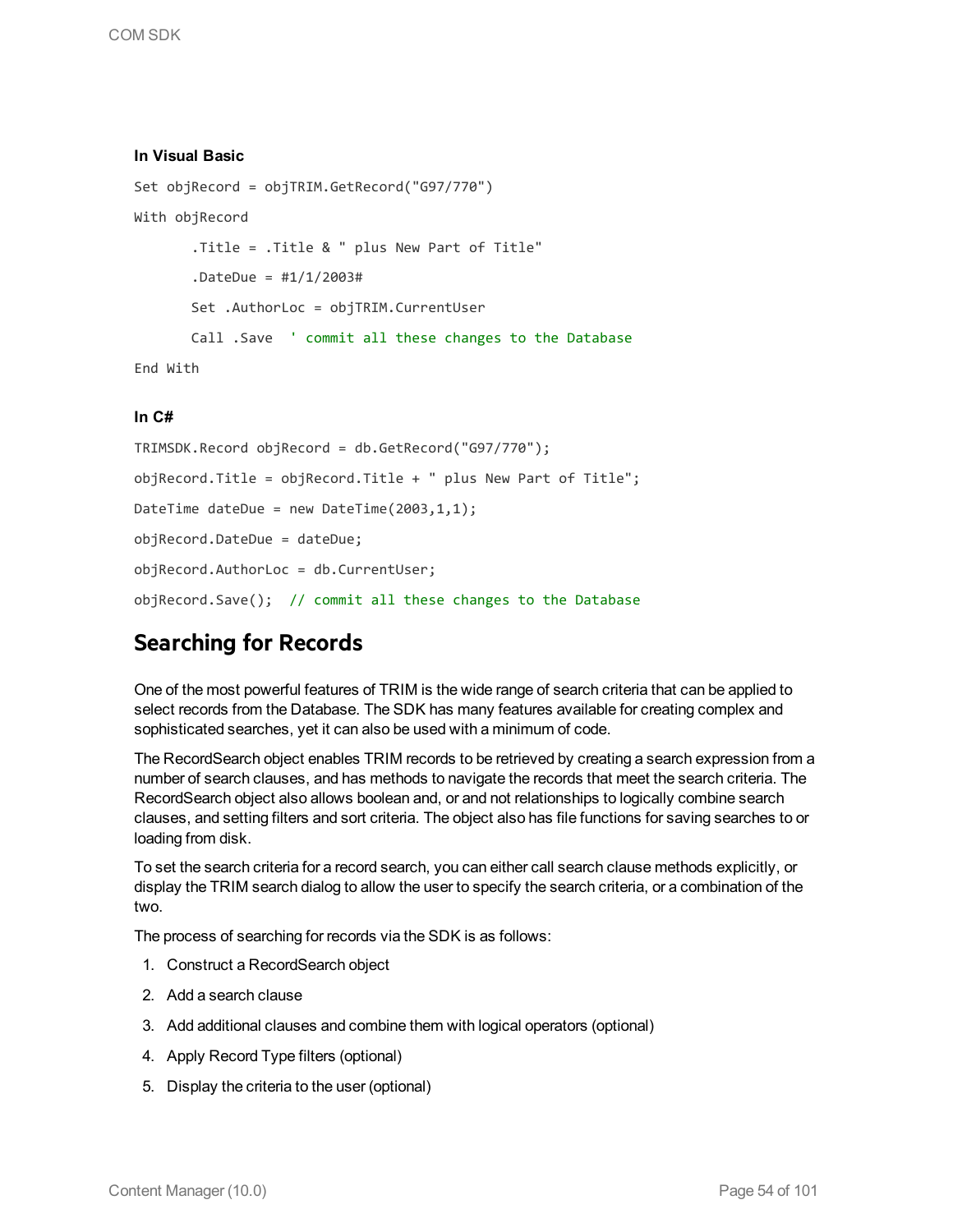**In Visual Basic**

```
Set objRecord = objTRIM.GetRecord("G97/770")
With objRecord
       .Title = .Title & " plus New Part of Title"
       .DateDue = #1/1/2003#
       Set .AuthorLoc = objTRIM.CurrentUser
       Call .Save  ' commit all these changes to the Database
End With
```

**In C#**

```
TRIMSDK.Record objRecord = db.GetRecord("G97/770");
objRecord.Title = objRecord.Title + " plus New Part of Title";
DateTime dateDue = new DateTime(2003,1,1);
objRecord.DateDue = dateDue;
objRecord.AuthorLoc = db.CurrentUser;
objRecord.Save();  // commit all these changes to the Database
```

## Searching for Records

One of the most powerful features of TRIM is the wide range of search criteria that can be applied to select records from the Database. The SDK has many features available for creating complex and sophisticated searches, yet it can also be used with a minimum of code.

The RecordSearch object enables TRIM records to be retrieved by creating a search expression from a number of search clauses, and has methods to navigate the records that meet the search criteria. The RecordSearch object also allows boolean and, or and not relationships to logically combine search clauses, and setting filters and sort criteria. The object also has file functions for saving searches to or loading from disk.

To set the search criteria for a record search, you can either call search clause methods explicitly, or display the TRIM search dialog to allow the user to specify the search criteria, or a combination of the two.

The process of searching for records via the SDK is as follows:

1. Construct a RecordSearch object
2. Add a search clause
3. Add additional clauses and combine them with logical operators (optional)
4. Apply Record Type filters (optional)
5. Display the criteria to the user (optional)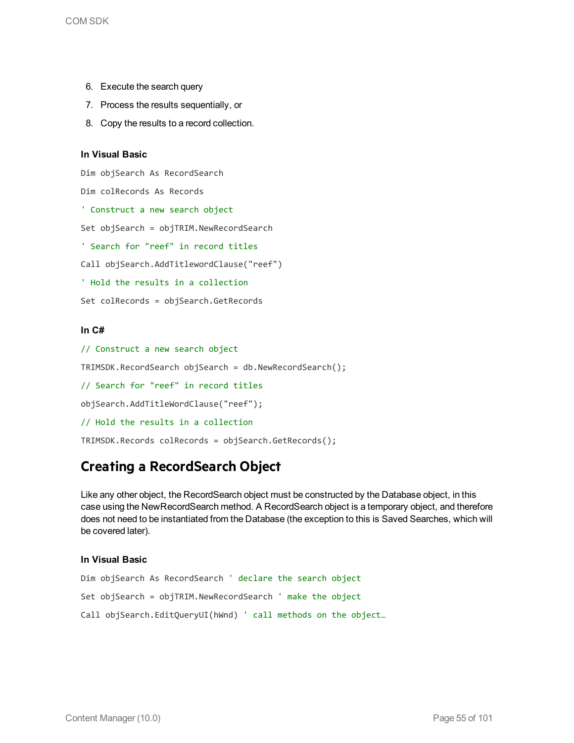6. Execute the search query
7. Process the results sequentially, or
8. Copy the results to a record collection.

**In Visual Basic**

```
Dim objSearch As RecordSearch

Dim colRecords As Records

' Construct a new search object

Set objSearch = objTRIM.NewRecordSearch

' Search for "reef" in record titles

Call objSearch.AddTitlewordClause("reef")

' Hold the results in a collection

Set colRecords = objSearch.GetRecords
```

**In C#**

```
// Construct a new search object

TRIMSDK.RecordSearch objSearch = db.NewRecordSearch();

// Search for "reef" in record titles

objSearch.AddTitleWordClause("reef");

// Hold the results in a collection

TRIMSDK.Records colRecords = objSearch.GetRecords();
```

## Creating a RecordSearch Object

Like any other object, the RecordSearch object must be constructed by the Database object, in this case using the NewRecordSearch method. A RecordSearch object is a temporary object, and therefore does not need to be instantiated from the Database (the exception to this is Saved Searches, which will be covered later).

**In Visual Basic**

```
Dim objSearch As RecordSearch ' declare the search object

Set objSearch = objTRIM.NewRecordSearch ' make the object

Call objSearch.EditQueryUI(hWnd) ' call methods on the object…
```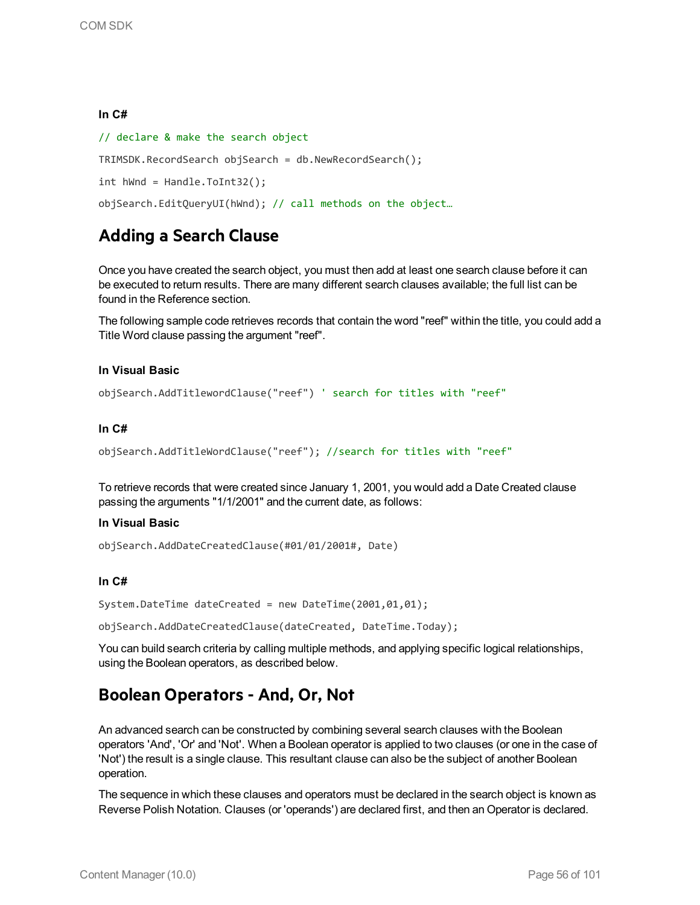**In C#**

```
// declare & make the search object
TRIMSDK.RecordSearch objSearch = db.NewRecordSearch();
int hWnd = Handle.ToInt32();
objSearch.EditQueryUI(hWnd); // call methods on the object…
```

## Adding a Search Clause

Once you have created the search object, you must then add at least one search clause before it can be executed to return results. There are many different search clauses available; the full list can be found in the Reference section.

The following sample code retrieves records that contain the word "reef" within the title, you could add a Title Word clause passing the argument "reef".

**In Visual Basic**

```
objSearch.AddTitlewordClause("reef") ' search for titles with "reef"
```

**In C#**

```
objSearch.AddTitleWordClause("reef"); //search for titles with "reef"
```

To retrieve records that were created since January 1, 2001, you would add a Date Created clause passing the arguments "1/1/2001" and the current date, as follows:

**In Visual Basic**

```
objSearch.AddDateCreatedClause(#01/01/2001#, Date)
```

**In C#**

```
System.DateTime dateCreated = new DateTime(2001,01,01);
objSearch.AddDateCreatedClause(dateCreated, DateTime.Today);
```

You can build search criteria by calling multiple methods, and applying specific logical relationships, using the Boolean operators, as described below.

## Boolean Operators - And, Or, Not

An advanced search can be constructed by combining several search clauses with the Boolean operators 'And', 'Or' and 'Not'. When a Boolean operator is applied to two clauses (or one in the case of 'Not') the result is a single clause. This resultant clause can also be the subject of another Boolean operation.

The sequence in which these clauses and operators must be declared in the search object is known as Reverse Polish Notation. Clauses (or 'operands') are declared first, and then an Operator is declared.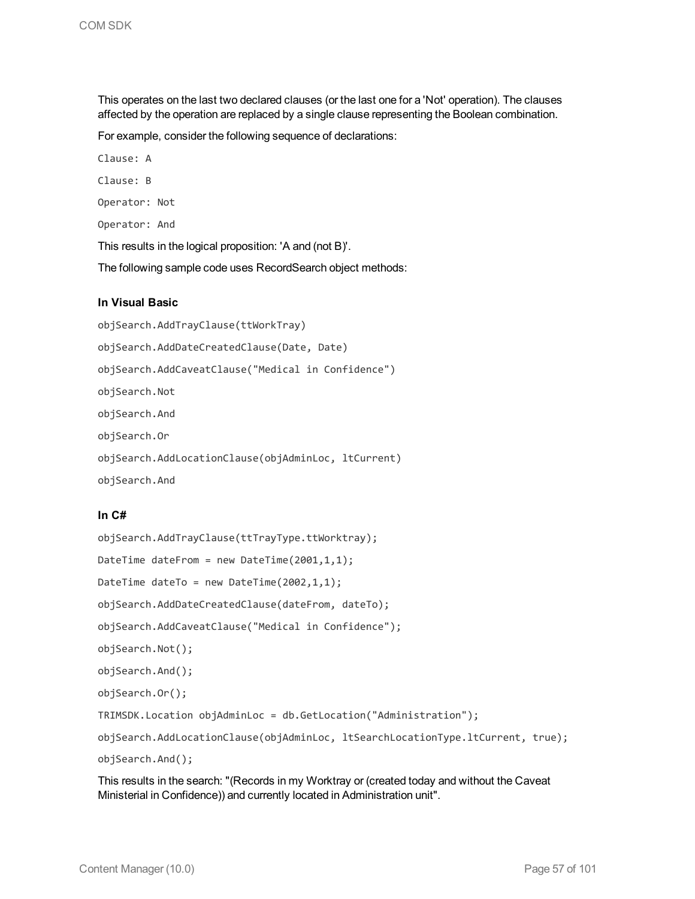This operates on the last two declared clauses (or the last one for a 'Not' operation). The clauses affected by the operation are replaced by a single clause representing the Boolean combination.

For example, consider the following sequence of declarations:

```
Clause: A
Clause: B
Operator: Not
Operator: And
```

This results in the logical proposition: 'A and (not B)'.

The following sample code uses RecordSearch object methods:

#### In Visual Basic

```
objSearch.AddTrayClause(ttWorkTray)
objSearch.AddDateCreatedClause(Date, Date)
objSearch.AddCaveatClause("Medical in Confidence")
objSearch.Not
objSearch.And
objSearch.Or
objSearch.AddLocationClause(objAdminLoc, ltCurrent)
objSearch.And
```

#### In C#

```
objSearch.AddTrayClause(ttTrayType.ttWorktray);
DateTime dateFrom = new DateTime(2001,1,1);
DateTime dateTo = new DateTime(2002,1,1);
objSearch.AddDateCreatedClause(dateFrom, dateTo);
objSearch.AddCaveatClause("Medical in Confidence");
objSearch.Not();
objSearch.And();
objSearch.Or();
TRIMSDK.Location objAdminLoc = db.GetLocation("Administration");
objSearch.AddLocationClause(objAdminLoc, ltSearchLocationType.ltCurrent, true);
objSearch.And();
```

This results in the search: "(Records in my Worktray or (created today and without the Caveat Ministerial in Confidence)) and currently located in Administration unit".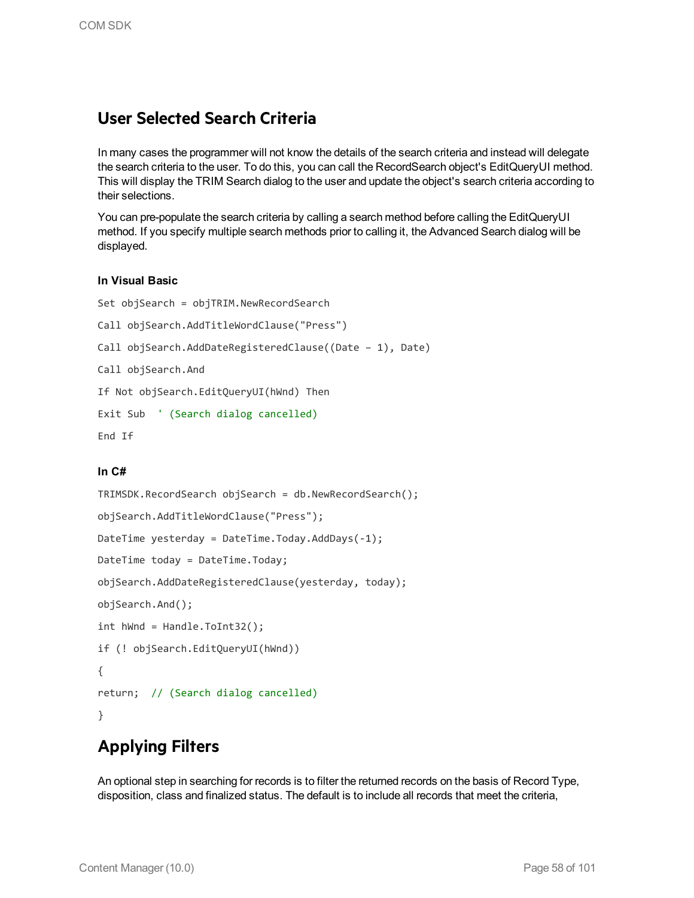## User Selected Search Criteria

In many cases the programmer will not know the details of the search criteria and instead will delegate the search criteria to the user. To do this, you can call the RecordSearch object's EditQueryUI method. This will display the TRIM Search dialog to the user and update the object's search criteria according to their selections.

You can pre-populate the search criteria by calling a search method before calling the EditQueryUI method. If you specify multiple search methods prior to calling it, the Advanced Search dialog will be displayed.

**In Visual Basic**

```
Set objSearch = objTRIM.NewRecordSearch

Call objSearch.AddTitleWordClause("Press")

Call objSearch.AddDateRegisteredClause((Date – 1), Date)

Call objSearch.And

If Not objSearch.EditQueryUI(hWnd) Then

Exit Sub  ' (Search dialog cancelled)

End If
```

**In C#**

```
TRIMSDK.RecordSearch objSearch = db.NewRecordSearch();

objSearch.AddTitleWordClause("Press");

DateTime yesterday = DateTime.Today.AddDays(-1);

DateTime today = DateTime.Today;

objSearch.AddDateRegisteredClause(yesterday, today);

objSearch.And();

int hWnd = Handle.ToInt32();

if (! objSearch.EditQueryUI(hWnd))

{

return;  // (Search dialog cancelled)

}
```

## Applying Filters

An optional step in searching for records is to filter the returned records on the basis of Record Type, disposition, class and finalized status. The default is to include all records that meet the criteria,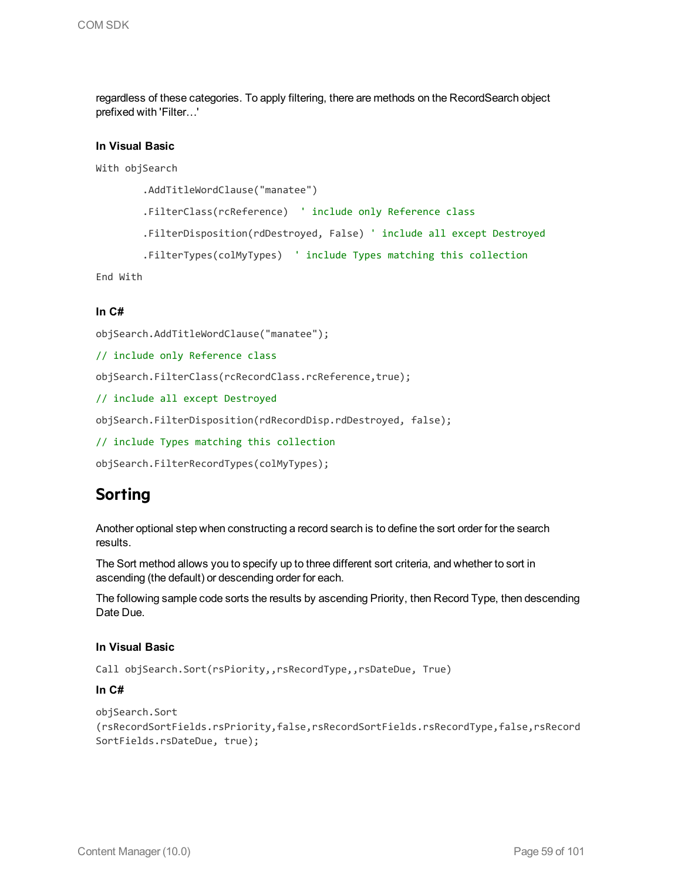regardless of these categories. To apply filtering, there are methods on the RecordSearch object prefixed with 'Filter…'

**In Visual Basic**

```
With objSearch

        .AddTitleWordClause("manatee")

        .FilterClass(rcReference)  ' include only Reference class

        .FilterDisposition(rdDestroyed, False) ' include all except Destroyed

        .FilterTypes(colMyTypes)  ' include Types matching this collection

End With
```

**In C#**

```
objSearch.AddTitleWordClause("manatee");

// include only Reference class

objSearch.FilterClass(rcRecordClass.rcReference,true);

// include all except Destroyed

objSearch.FilterDisposition(rdRecordDisp.rdDestroyed, false);

// include Types matching this collection

objSearch.FilterRecordTypes(colMyTypes);
```

## Sorting

Another optional step when constructing a record search is to define the sort order for the search results.

The Sort method allows you to specify up to three different sort criteria, and whether to sort in ascending (the default) or descending order for each.

The following sample code sorts the results by ascending Priority, then Record Type, then descending Date Due.

**In Visual Basic**

```
Call objSearch.Sort(rsPiority,,rsRecordType,,rsDateDue, True)
```

**In C#**

```
objSearch.Sort
(rsRecordSortFields.rsPriority,false,rsRecordSortFields.rsRecordType,false,rsRecord
SortFields.rsDateDue, true);
```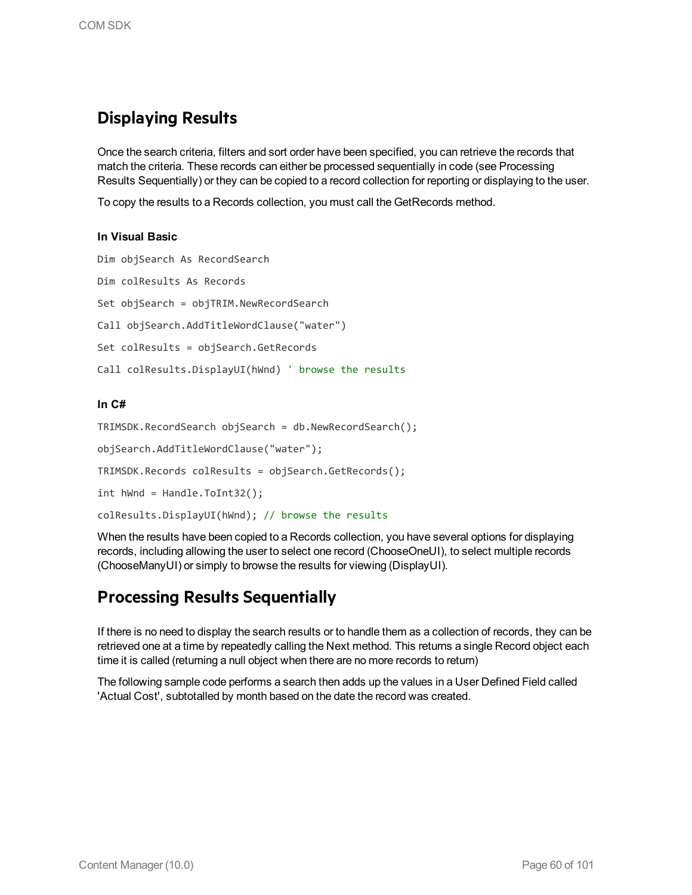## Displaying Results

Once the search criteria, filters and sort order have been specified, you can retrieve the records that match the criteria. These records can either be processed sequentially in code (see Processing Results Sequentially) or they can be copied to a record collection for reporting or displaying to the user.

To copy the results to a Records collection, you must call the GetRecords method.

#### In Visual Basic

```
Dim objSearch As RecordSearch

Dim colResults As Records

Set objSearch = objTRIM.NewRecordSearch

Call objSearch.AddTitleWordClause("water")

Set colResults = objSearch.GetRecords

Call colResults.DisplayUI(hWnd) ' browse the results
```

#### In C#

```
TRIMSDK.RecordSearch objSearch = db.NewRecordSearch();

objSearch.AddTitleWordClause("water");

TRIMSDK.Records colResults = objSearch.GetRecords();

int hWnd = Handle.ToInt32();

colResults.DisplayUI(hWnd); // browse the results
```

When the results have been copied to a Records collection, you have several options for displaying records, including allowing the user to select one record (ChooseOneUI), to select multiple records (ChooseManyUI) or simply to browse the results for viewing (DisplayUI).

## Processing Results Sequentially

If there is no need to display the search results or to handle them as a collection of records, they can be retrieved one at a time by repeatedly calling the Next method. This returns a single Record object each time it is called (returning a null object when there are no more records to return)

The following sample code performs a search then adds up the values in a User Defined Field called 'Actual Cost', subtotalled by month based on the date the record was created.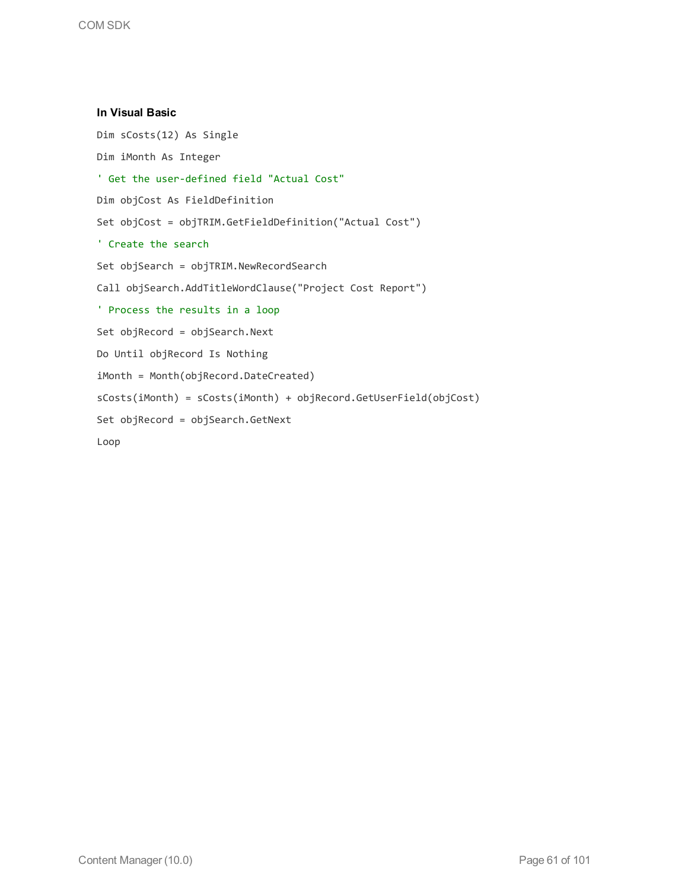**In Visual Basic**

```
Dim sCosts(12) As Single
Dim iMonth As Integer
' Get the user-defined field "Actual Cost"
Dim objCost As FieldDefinition
Set objCost = objTRIM.GetFieldDefinition("Actual Cost")
' Create the search
Set objSearch = objTRIM.NewRecordSearch
Call objSearch.AddTitleWordClause("Project Cost Report")
' Process the results in a loop
Set objRecord = objSearch.Next
Do Until objRecord Is Nothing
iMonth = Month(objRecord.DateCreated)
sCosts(iMonth) = sCosts(iMonth) + objRecord.GetUserField(objCost)
Set objRecord = objSearch.GetNext
Loop
```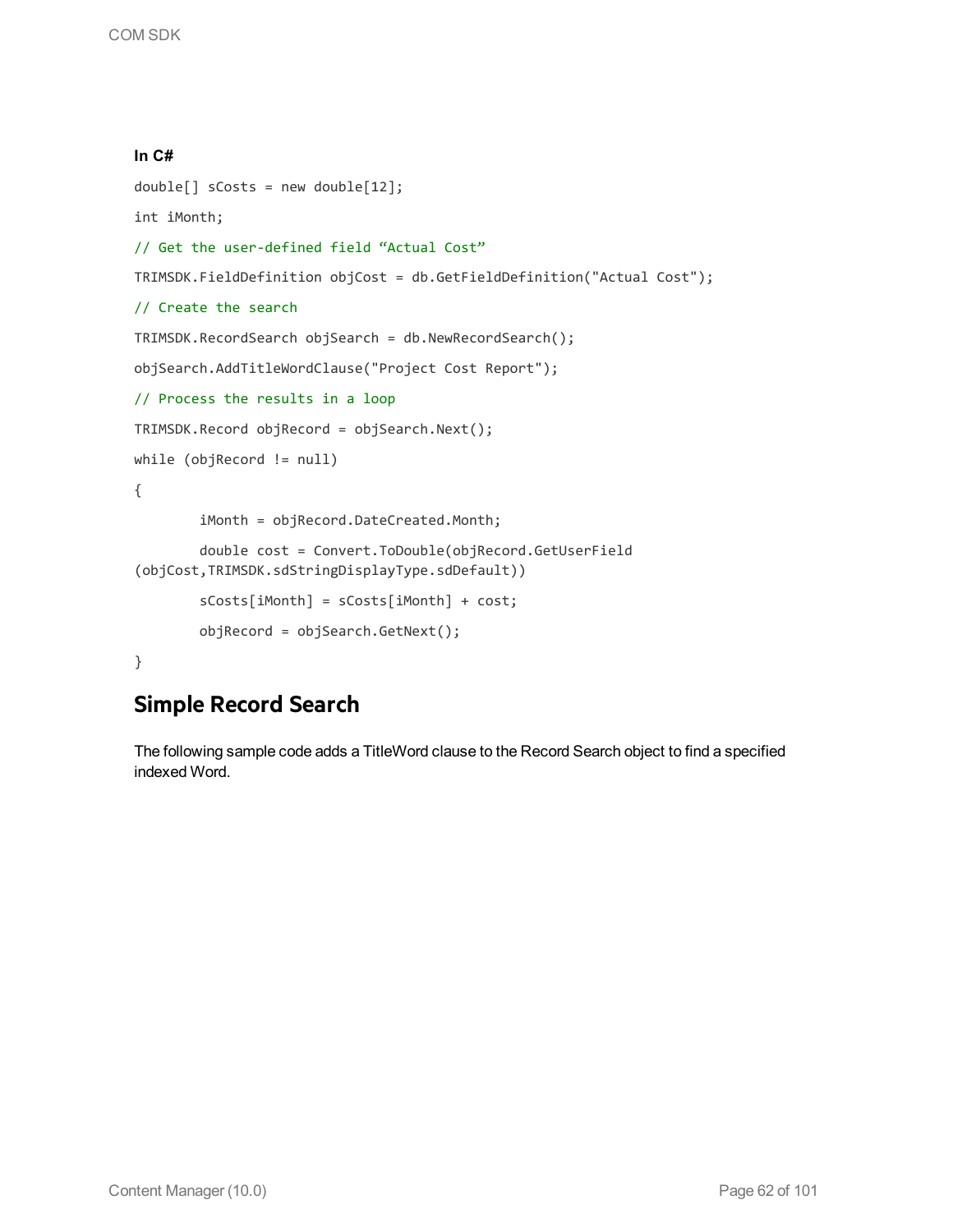**In C#**

```
double[] sCosts = new double[12];

int iMonth;

// Get the user-defined field “Actual Cost”

TRIMSDK.FieldDefinition objCost = db.GetFieldDefinition("Actual Cost");

// Create the search

TRIMSDK.RecordSearch objSearch = db.NewRecordSearch();

objSearch.AddTitleWordClause("Project Cost Report");

// Process the results in a loop

TRIMSDK.Record objRecord = objSearch.Next();

while (objRecord != null)

{

        iMonth = objRecord.DateCreated.Month;

        double cost = Convert.ToDouble(objRecord.GetUserField
(objCost,TRIMSDK.sdStringDisplayType.sdDefault))

        sCosts[iMonth] = sCosts[iMonth] + cost;

        objRecord = objSearch.GetNext();

}
```

## Simple Record Search

The following sample code adds a TitleWord clause to the Record Search object to find a specified indexed Word.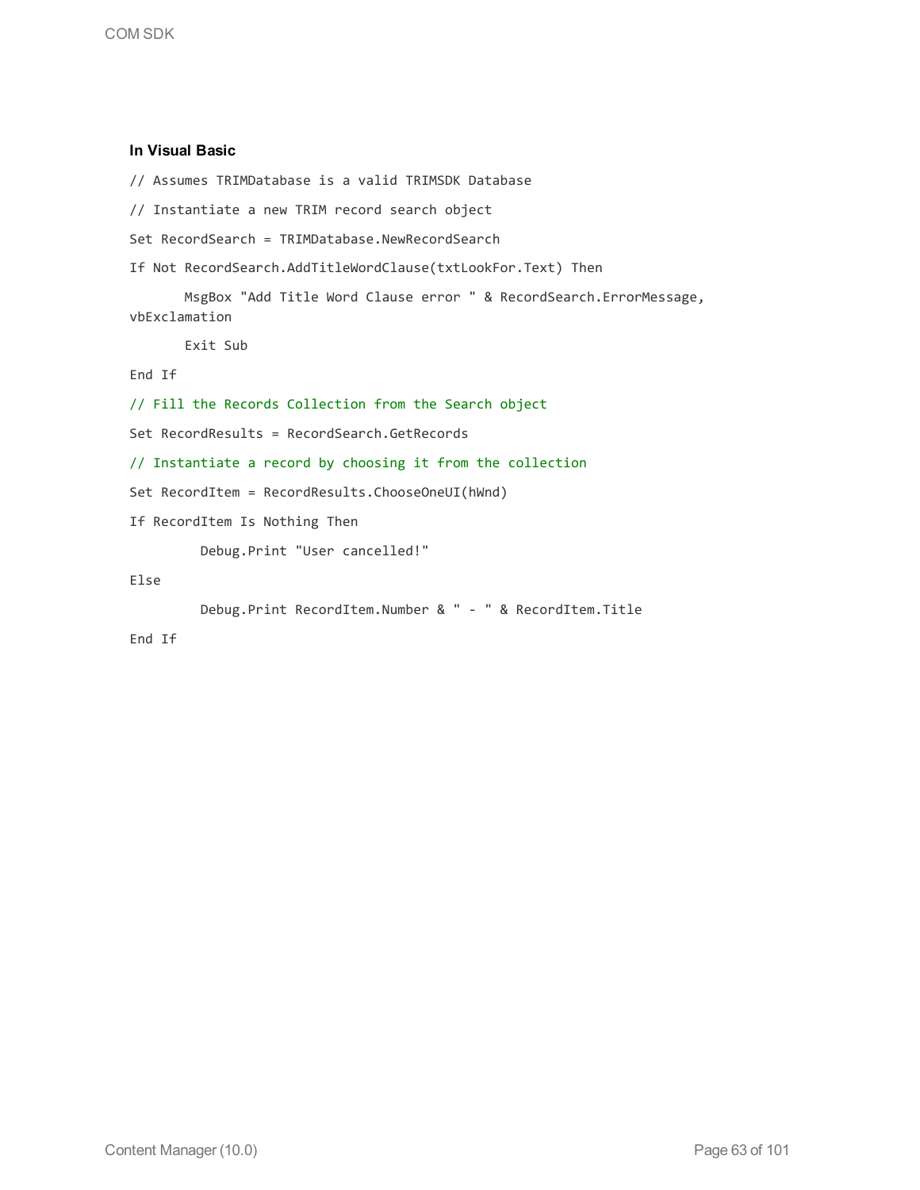**In Visual Basic**

```
// Assumes TRIMDatabase is a valid TRIMSDK Database

// Instantiate a new TRIM record search object

Set RecordSearch = TRIMDatabase.NewRecordSearch

If Not RecordSearch.AddTitleWordClause(txtLookFor.Text) Then

       MsgBox "Add Title Word Clause error " & RecordSearch.ErrorMessage, vbExclamation

       Exit Sub

End If

// Fill the Records Collection from the Search object

Set RecordResults = RecordSearch.GetRecords

// Instantiate a record by choosing it from the collection

Set RecordItem = RecordResults.ChooseOneUI(hWnd)

If RecordItem Is Nothing Then

         Debug.Print "User cancelled!"

Else

         Debug.Print RecordItem.Number & " - " & RecordItem.Title

End If
```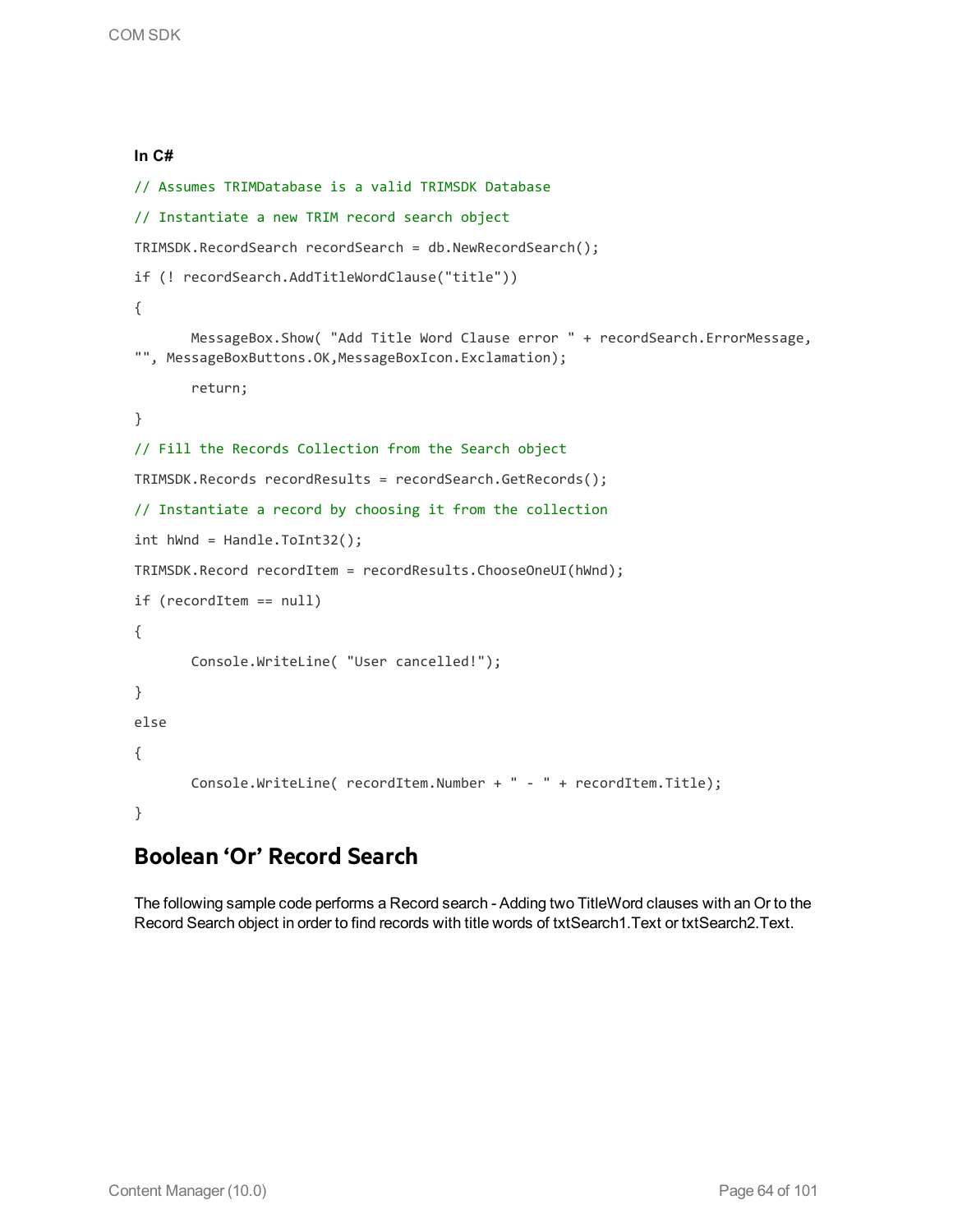**In C#**

```
// Assumes TRIMDatabase is a valid TRIMSDK Database

// Instantiate a new TRIM record search object

TRIMSDK.RecordSearch recordSearch = db.NewRecordSearch();

if (! recordSearch.AddTitleWordClause("title"))

{

       MessageBox.Show( "Add Title Word Clause error " + recordSearch.ErrorMessage,
"", MessageBoxButtons.OK,MessageBoxIcon.Exclamation);

       return;

}

// Fill the Records Collection from the Search object

TRIMSDK.Records recordResults = recordSearch.GetRecords();

// Instantiate a record by choosing it from the collection

int hWnd = Handle.ToInt32();

TRIMSDK.Record recordItem = recordResults.ChooseOneUI(hWnd);

if (recordItem == null)

{

       Console.WriteLine( "User cancelled!");

}

else

{

       Console.WriteLine( recordItem.Number + " - " + recordItem.Title);

}
```

## Boolean ‘Or’ Record Search

The following sample code performs a Record search - Adding two TitleWord clauses with an Or to the Record Search object in order to find records with title words of txtSearch1.Text or txtSearch2.Text.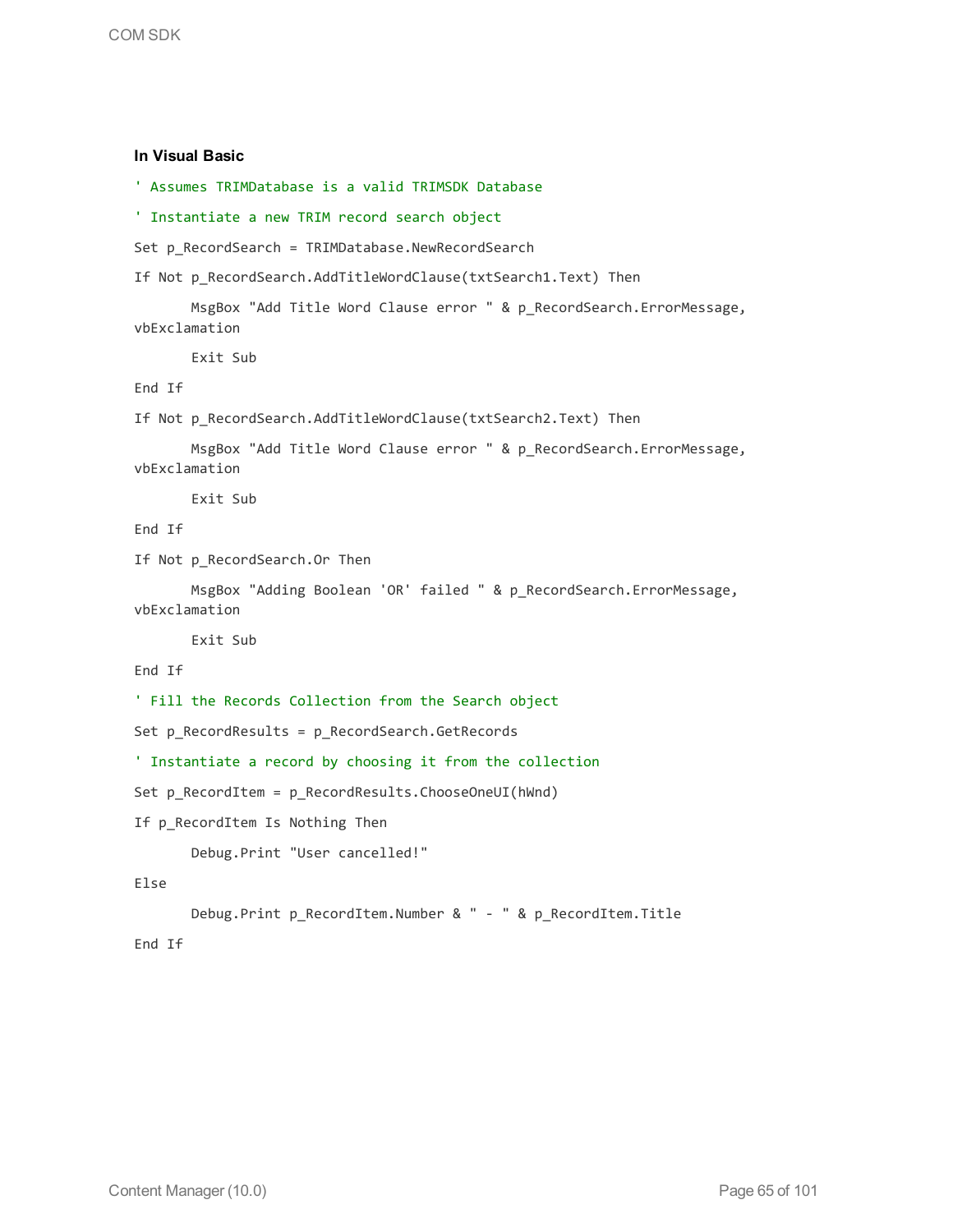**In Visual Basic**

```
' Assumes TRIMDatabase is a valid TRIMSDK Database

' Instantiate a new TRIM record search object

Set p_RecordSearch = TRIMDatabase.NewRecordSearch

If Not p_RecordSearch.AddTitleWordClause(txtSearch1.Text) Then

       MsgBox "Add Title Word Clause error " & p_RecordSearch.ErrorMessage, vbExclamation

       Exit Sub

End If

If Not p_RecordSearch.AddTitleWordClause(txtSearch2.Text) Then

       MsgBox "Add Title Word Clause error " & p_RecordSearch.ErrorMessage, vbExclamation

       Exit Sub

End If

If Not p_RecordSearch.Or Then

       MsgBox "Adding Boolean 'OR' failed " & p_RecordSearch.ErrorMessage, vbExclamation

       Exit Sub

End If

' Fill the Records Collection from the Search object

Set p_RecordResults = p_RecordSearch.GetRecords

' Instantiate a record by choosing it from the collection

Set p_RecordItem = p_RecordResults.ChooseOneUI(hWnd)

If p_RecordItem Is Nothing Then

       Debug.Print "User cancelled!"

Else

       Debug.Print p_RecordItem.Number & " - " & p_RecordItem.Title

End If
```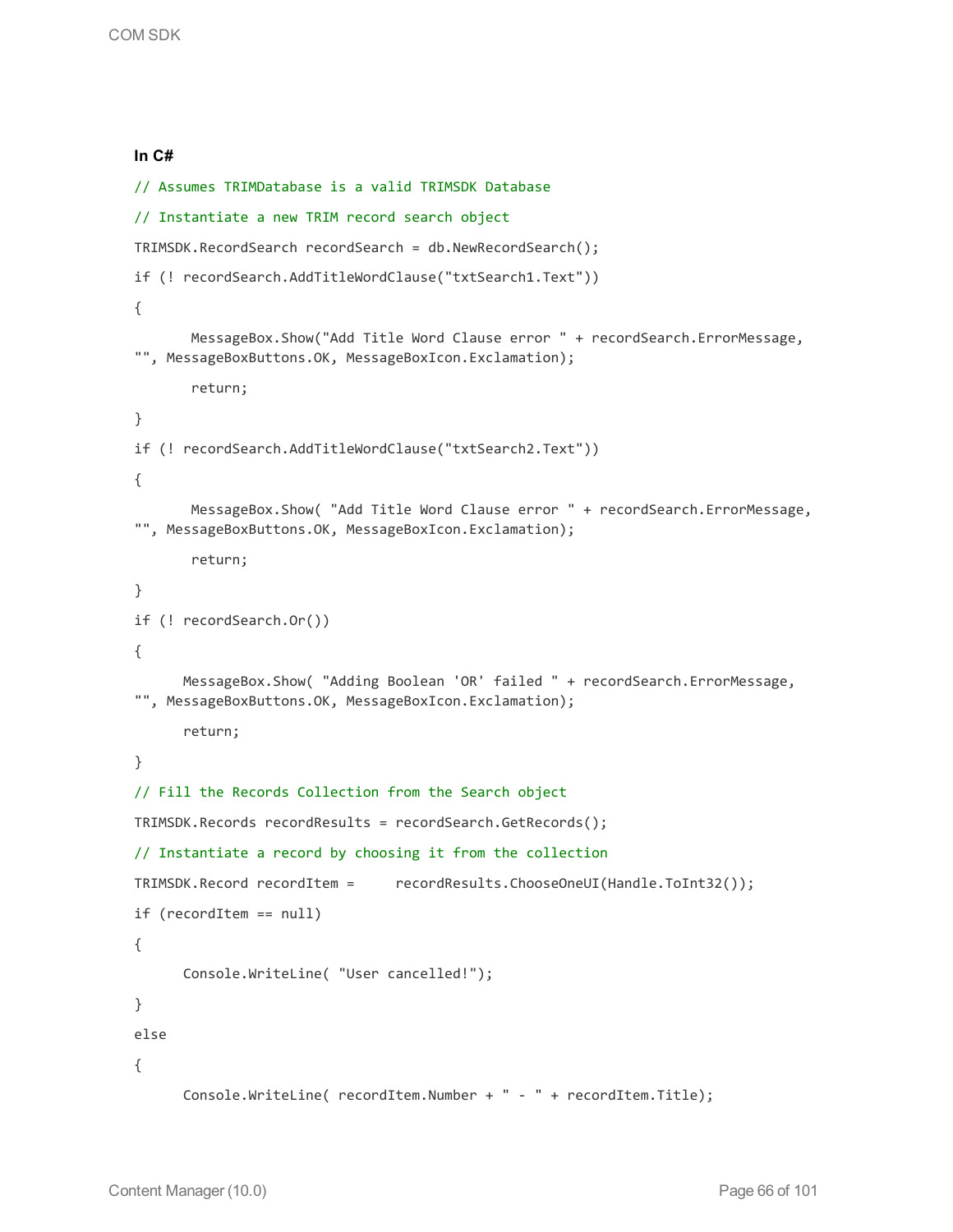**In C#**

```
// Assumes TRIMDatabase is a valid TRIMSDK Database
// Instantiate a new TRIM record search object
TRIMSDK.RecordSearch recordSearch = db.NewRecordSearch();
if (! recordSearch.AddTitleWordClause("txtSearch1.Text"))
{
       MessageBox.Show("Add Title Word Clause error " + recordSearch.ErrorMessage,
"", MessageBoxButtons.OK, MessageBoxIcon.Exclamation);
       return;
}
if (! recordSearch.AddTitleWordClause("txtSearch2.Text"))
{
       MessageBox.Show( "Add Title Word Clause error " + recordSearch.ErrorMessage,
"", MessageBoxButtons.OK, MessageBoxIcon.Exclamation);
       return;
}
if (! recordSearch.Or())
{
      MessageBox.Show( "Adding Boolean 'OR' failed " + recordSearch.ErrorMessage,
"", MessageBoxButtons.OK, MessageBoxIcon.Exclamation);
      return;
}
// Fill the Records Collection from the Search object
TRIMSDK.Records recordResults = recordSearch.GetRecords();
// Instantiate a record by choosing it from the collection
TRIMSDK.Record recordItem =     recordResults.ChooseOneUI(Handle.ToInt32());
if (recordItem == null)
{
      Console.WriteLine( "User cancelled!");
}
else
{
      Console.WriteLine( recordItem.Number + " - " + recordItem.Title);
```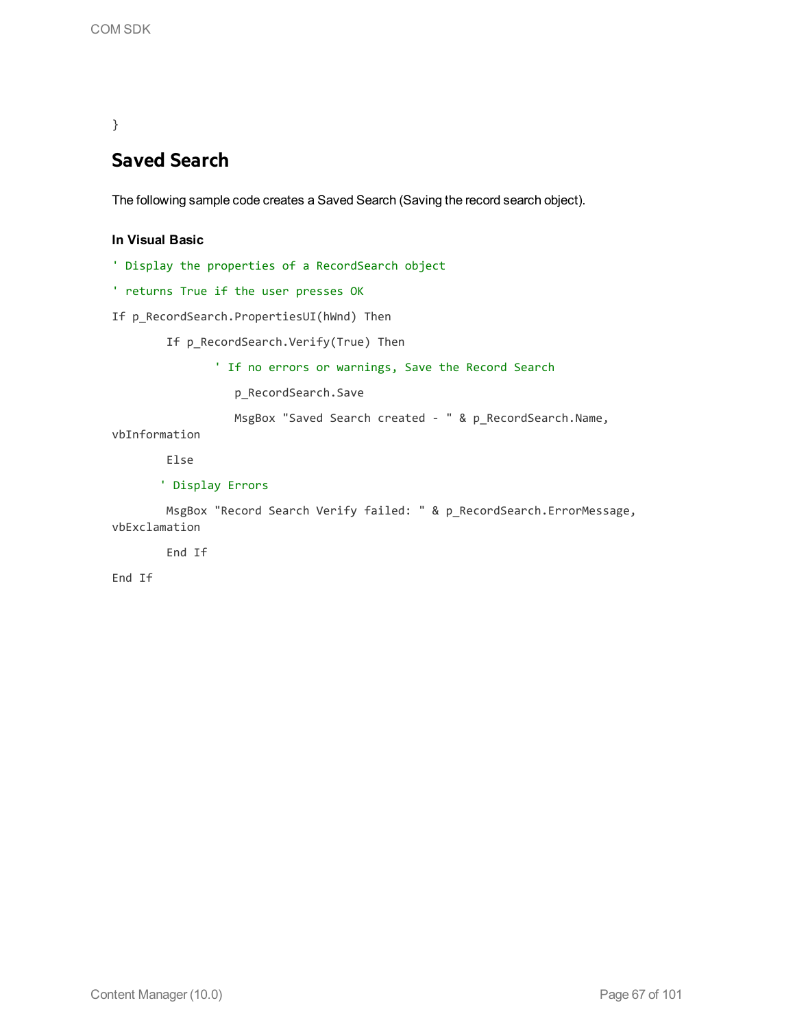```
}
```

## Saved Search

The following sample code creates a Saved Search (Saving the record search object).

**In Visual Basic**

```
' Display the properties of a RecordSearch object
' returns True if the user presses OK
If p_RecordSearch.PropertiesUI(hWnd) Then
        If p_RecordSearch.Verify(True) Then
               ' If no errors or warnings, Save the Record Search
                  p_RecordSearch.Save
                  MsgBox "Saved Search created - " & p_RecordSearch.Name,
vbInformation
        Else
       ' Display Errors
        MsgBox "Record Search Verify failed: " & p_RecordSearch.ErrorMessage,
vbExclamation
        End If
End If
```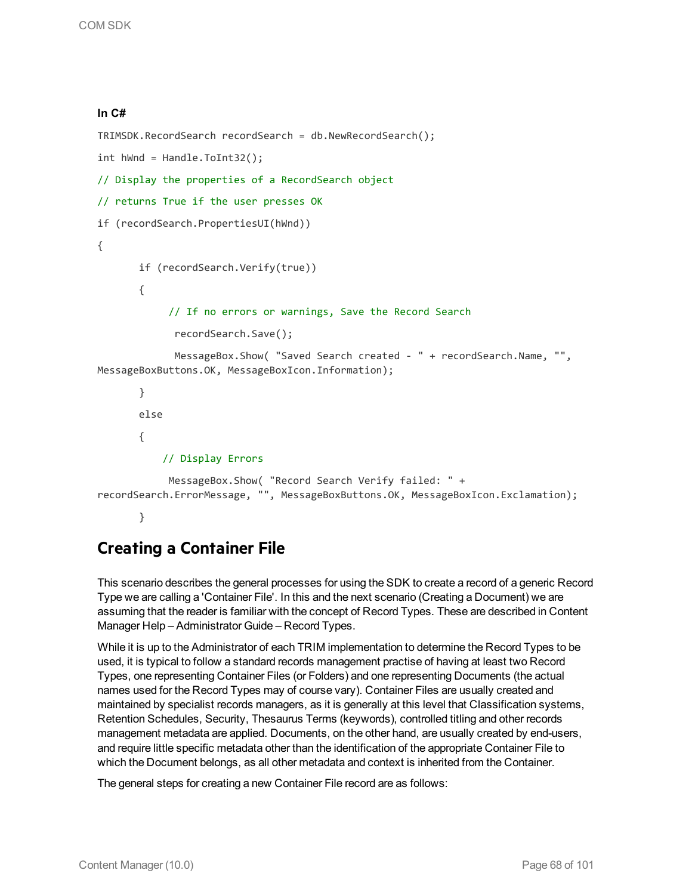**In C#**

```
TRIMSDK.RecordSearch recordSearch = db.NewRecordSearch();

int hWnd = Handle.ToInt32();

// Display the properties of a RecordSearch object

// returns True if the user presses OK

if (recordSearch.PropertiesUI(hWnd))

{

       if (recordSearch.Verify(true))

       {

            // If no errors or warnings, Save the Record Search

             recordSearch.Save();

             MessageBox.Show( "Saved Search created - " + recordSearch.Name, "",
MessageBoxButtons.OK, MessageBoxIcon.Information);

       }

       else

       {

           // Display Errors

            MessageBox.Show( "Record Search Verify failed: " +
recordSearch.ErrorMessage, "", MessageBoxButtons.OK, MessageBoxIcon.Exclamation);

       }
```

## Creating a Container File

This scenario describes the general processes for using the SDK to create a record of a generic Record Type we are calling a 'Container File'. In this and the next scenario (Creating a Document) we are assuming that the reader is familiar with the concept of Record Types. These are described in Content Manager Help – Administrator Guide – Record Types.

While it is up to the Administrator of each TRIM implementation to determine the Record Types to be used, it is typical to follow a standard records management practise of having at least two Record Types, one representing Container Files (or Folders) and one representing Documents (the actual names used for the Record Types may of course vary). Container Files are usually created and maintained by specialist records managers, as it is generally at this level that Classification systems, Retention Schedules, Security, Thesaurus Terms (keywords), controlled titling and other records management metadata are applied. Documents, on the other hand, are usually created by end-users, and require little specific metadata other than the identification of the appropriate Container File to which the Document belongs, as all other metadata and context is inherited from the Container.

The general steps for creating a new Container File record are as follows: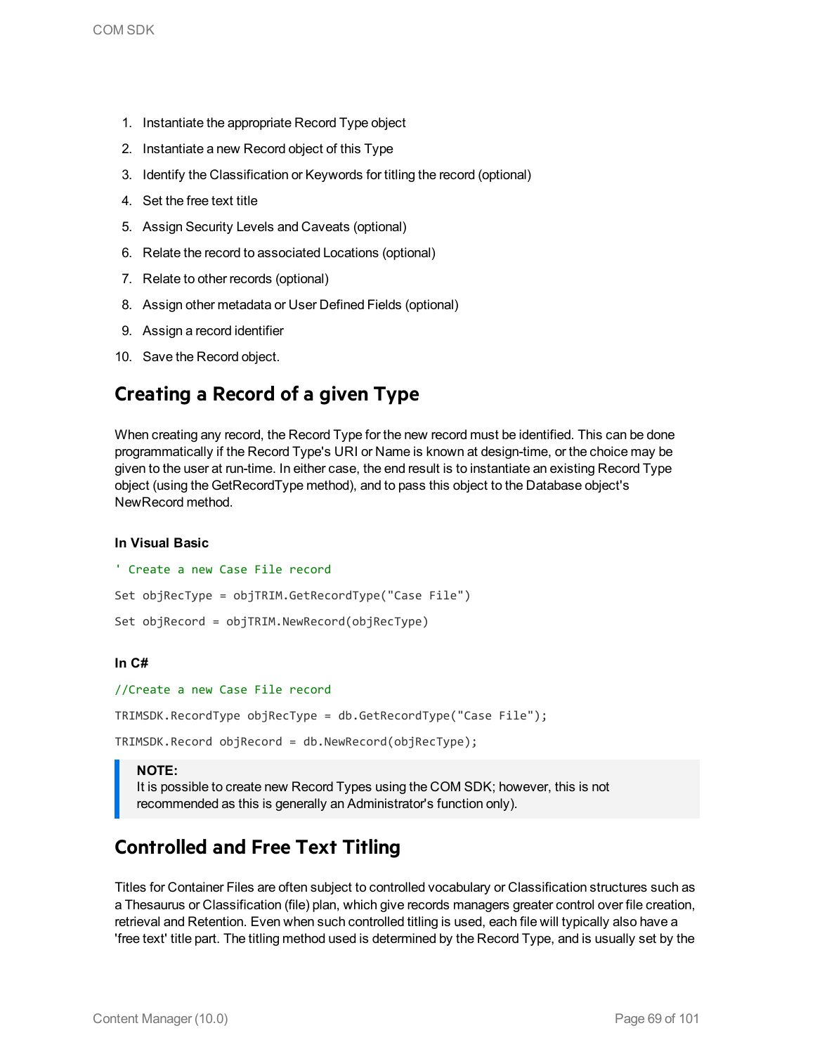1. Instantiate the appropriate Record Type object
2. Instantiate a new Record object of this Type
3. Identify the Classification or Keywords for titling the record (optional)
4. Set the free text title
5. Assign Security Levels and Caveats (optional)
6. Relate the record to associated Locations (optional)
7. Relate to other records (optional)
8. Assign other metadata or User Defined Fields (optional)
9. Assign a record identifier
10. Save the Record object.

## Creating a Record of a given Type

When creating any record, the Record Type for the new record must be identified. This can be done programmatically if the Record Type's URI or Name is known at design-time, or the choice may be given to the user at run-time. In either case, the end result is to instantiate an existing Record Type object (using the GetRecordType method), and to pass this object to the Database object's NewRecord method.

**In Visual Basic**

```
' Create a new Case File record
Set objRecType = objTRIM.GetRecordType("Case File")
Set objRecord = objTRIM.NewRecord(objRecType)
```

**In C#**

```
//Create a new Case File record
TRIMSDK.RecordType objRecType = db.GetRecordType("Case File");
TRIMSDK.Record objRecord = db.NewRecord(objRecType);
```

> **NOTE:**
> It is possible to create new Record Types using the COM SDK; however, this is not recommended as this is generally an Administrator's function only).

## Controlled and Free Text Titling

Titles for Container Files are often subject to controlled vocabulary or Classification structures such as a Thesaurus or Classification (file) plan, which give records managers greater control over file creation, retrieval and Retention. Even when such controlled titling is used, each file will typically also have a 'free text' title part. The titling method used is determined by the Record Type, and is usually set by the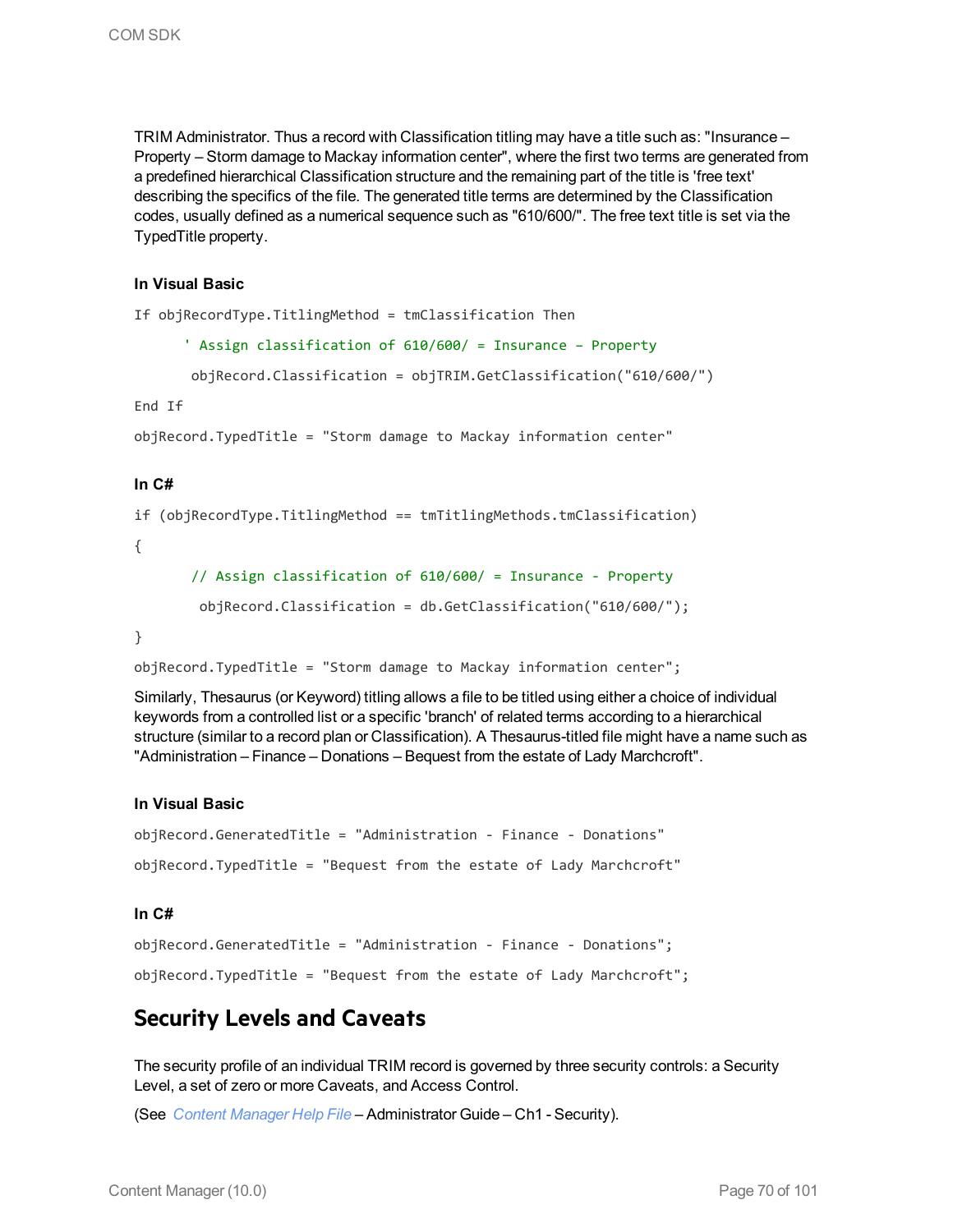TRIM Administrator. Thus a record with Classification titling may have a title such as: "Insurance – Property – Storm damage to Mackay information center", where the first two terms are generated from a predefined hierarchical Classification structure and the remaining part of the title is 'free text' describing the specifics of the file. The generated title terms are determined by the Classification codes, usually defined as a numerical sequence such as "610/600/". The free text title is set via the TypedTitle property.

#### In Visual Basic

```
If objRecordType.TitlingMethod = tmClassification Then
      ' Assign classification of 610/600/ = Insurance – Property
       objRecord.Classification = objTRIM.GetClassification("610/600/")
End If
objRecord.TypedTitle = "Storm damage to Mackay information center"
```

#### In C#

```
if (objRecordType.TitlingMethod == tmTitlingMethods.tmClassification)
{
       // Assign classification of 610/600/ = Insurance - Property
        objRecord.Classification = db.GetClassification("610/600/");
}
objRecord.TypedTitle = "Storm damage to Mackay information center";
```

Similarly, Thesaurus (or Keyword) titling allows a file to be titled using either a choice of individual keywords from a controlled list or a specific 'branch' of related terms according to a hierarchical structure (similar to a record plan or Classification). A Thesaurus-titled file might have a name such as "Administration – Finance – Donations – Bequest from the estate of Lady Marchcroft".

#### In Visual Basic

```
objRecord.GeneratedTitle = "Administration - Finance - Donations"
objRecord.TypedTitle = "Bequest from the estate of Lady Marchcroft"
```

#### In C#

```
objRecord.GeneratedTitle = "Administration - Finance - Donations";
objRecord.TypedTitle = "Bequest from the estate of Lady Marchcroft";
```

## Security Levels and Caveats

The security profile of an individual TRIM record is governed by three security controls: a Security Level, a set of zero or more Caveats, and Access Control.

(See *Content Manager Help File* – Administrator Guide – Ch1 - Security).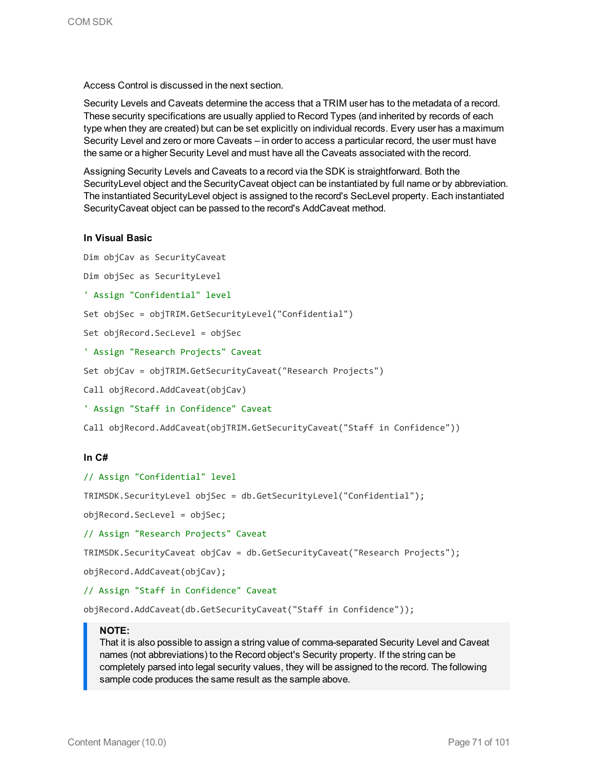Access Control is discussed in the next section.

Security Levels and Caveats determine the access that a TRIM user has to the metadata of a record. These security specifications are usually applied to Record Types (and inherited by records of each type when they are created) but can be set explicitly on individual records. Every user has a maximum Security Level and zero or more Caveats – in order to access a particular record, the user must have the same or a higher Security Level and must have all the Caveats associated with the record.

Assigning Security Levels and Caveats to a record via the SDK is straightforward. Both the SecurityLevel object and the SecurityCaveat object can be instantiated by full name or by abbreviation. The instantiated SecurityLevel object is assigned to the record's SecLevel property. Each instantiated SecurityCaveat object can be passed to the record's AddCaveat method.

**In Visual Basic**

```
Dim objCav as SecurityCaveat

Dim objSec as SecurityLevel

' Assign "Confidential" level

Set objSec = objTRIM.GetSecurityLevel("Confidential")

Set objRecord.SecLevel = objSec

' Assign "Research Projects" Caveat

Set objCav = objTRIM.GetSecurityCaveat("Research Projects")

Call objRecord.AddCaveat(objCav)

' Assign "Staff in Confidence" Caveat

Call objRecord.AddCaveat(objTRIM.GetSecurityCaveat("Staff in Confidence"))
```

**In C#**

```
// Assign "Confidential" level

TRIMSDK.SecurityLevel objSec = db.GetSecurityLevel("Confidential");

objRecord.SecLevel = objSec;

// Assign "Research Projects" Caveat

TRIMSDK.SecurityCaveat objCav = db.GetSecurityCaveat("Research Projects");

objRecord.AddCaveat(objCav);

// Assign "Staff in Confidence" Caveat

objRecord.AddCaveat(db.GetSecurityCaveat("Staff in Confidence"));
```

> **NOTE:**
> That it is also possible to assign a string value of comma-separated Security Level and Caveat names (not abbreviations) to the Record object's Security property. If the string can be completely parsed into legal security values, they will be assigned to the record. The following sample code produces the same result as the sample above.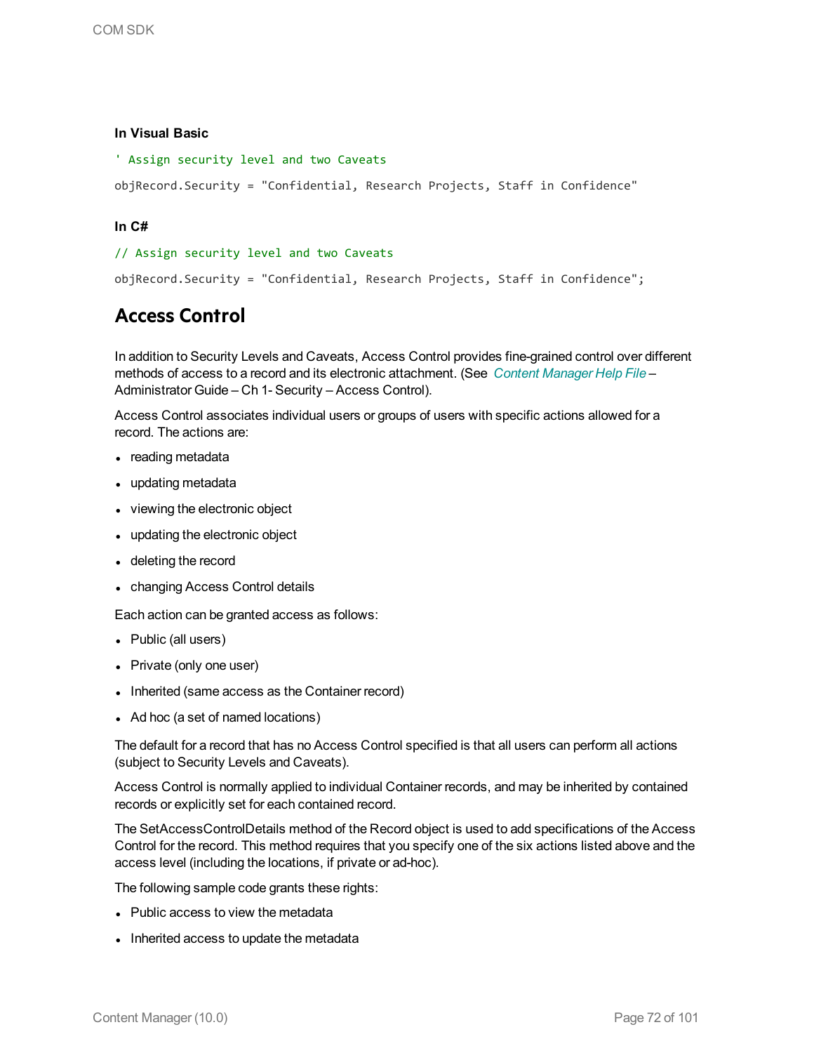**In Visual Basic**

```
' Assign security level and two Caveats

objRecord.Security = "Confidential, Research Projects, Staff in Confidence"
```

**In C#**

```
// Assign security level and two Caveats

objRecord.Security = "Confidential, Research Projects, Staff in Confidence";
```

## Access Control

In addition to Security Levels and Caveats, Access Control provides fine-grained control over different methods of access to a record and its electronic attachment. (See *Content Manager Help File* – Administrator Guide – Ch 1- Security – Access Control).

Access Control associates individual users or groups of users with specific actions allowed for a record. The actions are:

- reading metadata
- updating metadata
- viewing the electronic object
- updating the electronic object
- deleting the record
- changing Access Control details

Each action can be granted access as follows:

- Public (all users)
- Private (only one user)
- Inherited (same access as the Container record)
- Ad hoc (a set of named locations)

The default for a record that has no Access Control specified is that all users can perform all actions (subject to Security Levels and Caveats).

Access Control is normally applied to individual Container records, and may be inherited by contained records or explicitly set for each contained record.

The SetAccessControlDetails method of the Record object is used to add specifications of the Access Control for the record. This method requires that you specify one of the six actions listed above and the access level (including the locations, if private or ad-hoc).

The following sample code grants these rights:

- Public access to view the metadata
- Inherited access to update the metadata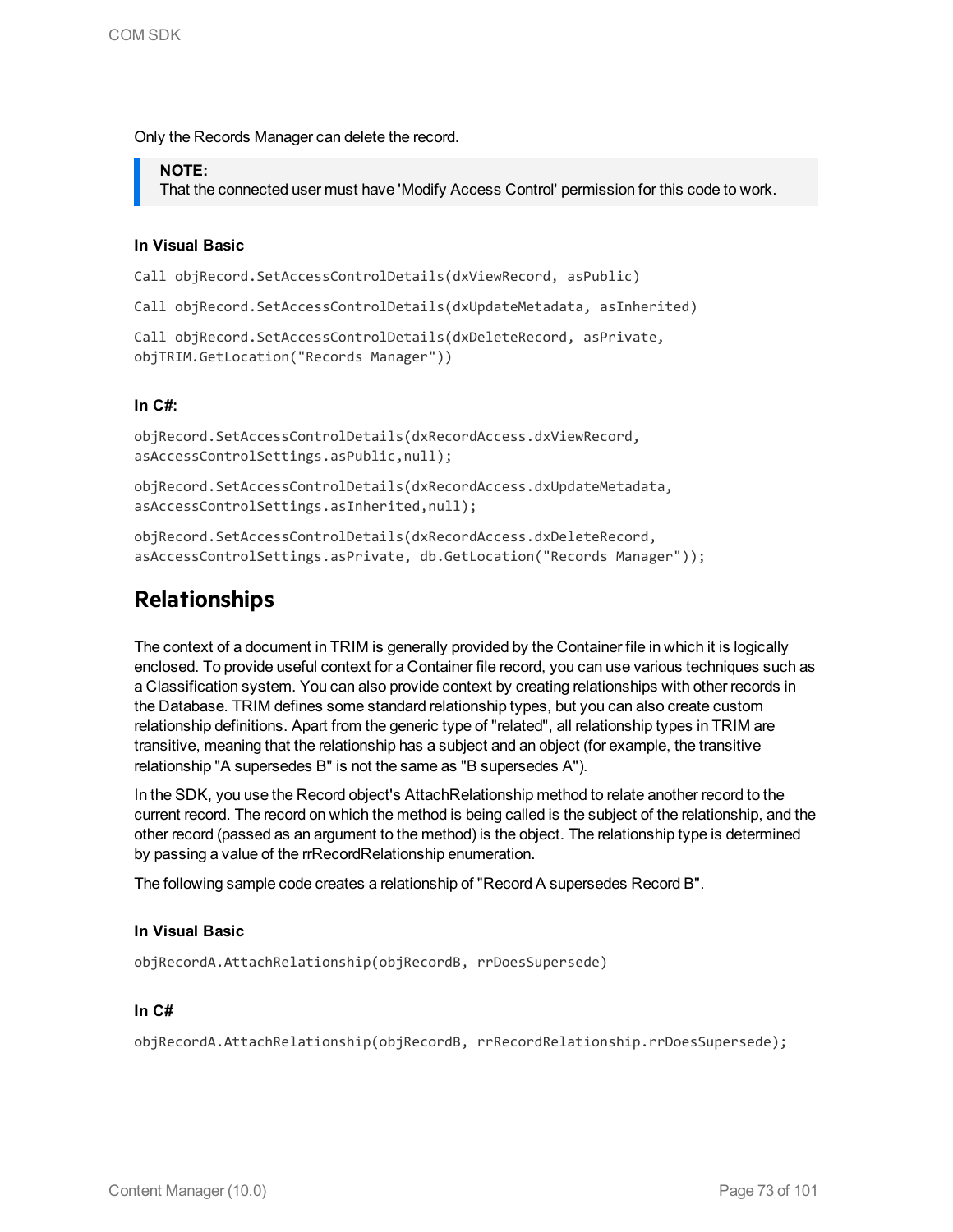Only the Records Manager can delete the record.

> **NOTE:**
> That the connected user must have 'Modify Access Control' permission for this code to work.

#### In Visual Basic

```
Call objRecord.SetAccessControlDetails(dxViewRecord, asPublic)

Call objRecord.SetAccessControlDetails(dxUpdateMetadata, asInherited)

Call objRecord.SetAccessControlDetails(dxDeleteRecord, asPrivate,
objTRIM.GetLocation("Records Manager"))
```

#### In C#:

```
objRecord.SetAccessControlDetails(dxRecordAccess.dxViewRecord,
asAccessControlSettings.asPublic,null);

objRecord.SetAccessControlDetails(dxRecordAccess.dxUpdateMetadata,
asAccessControlSettings.asInherited,null);

objRecord.SetAccessControlDetails(dxRecordAccess.dxDeleteRecord,
asAccessControlSettings.asPrivate, db.GetLocation("Records Manager"));
```

## Relationships

The context of a document in TRIM is generally provided by the Container file in which it is logically enclosed. To provide useful context for a Container file record, you can use various techniques such as a Classification system. You can also provide context by creating relationships with other records in the Database. TRIM defines some standard relationship types, but you can also create custom relationship definitions. Apart from the generic type of "related", all relationship types in TRIM are transitive, meaning that the relationship has a subject and an object (for example, the transitive relationship "A supersedes B" is not the same as "B supersedes A").

In the SDK, you use the Record object's AttachRelationship method to relate another record to the current record. The record on which the method is being called is the subject of the relationship, and the other record (passed as an argument to the method) is the object. The relationship type is determined by passing a value of the rrRecordRelationship enumeration.

The following sample code creates a relationship of "Record A supersedes Record B".

#### In Visual Basic

```
objRecordA.AttachRelationship(objRecordB, rrDoesSupersede)
```

#### In C#

```
objRecordA.AttachRelationship(objRecordB, rrRecordRelationship.rrDoesSupersede);
```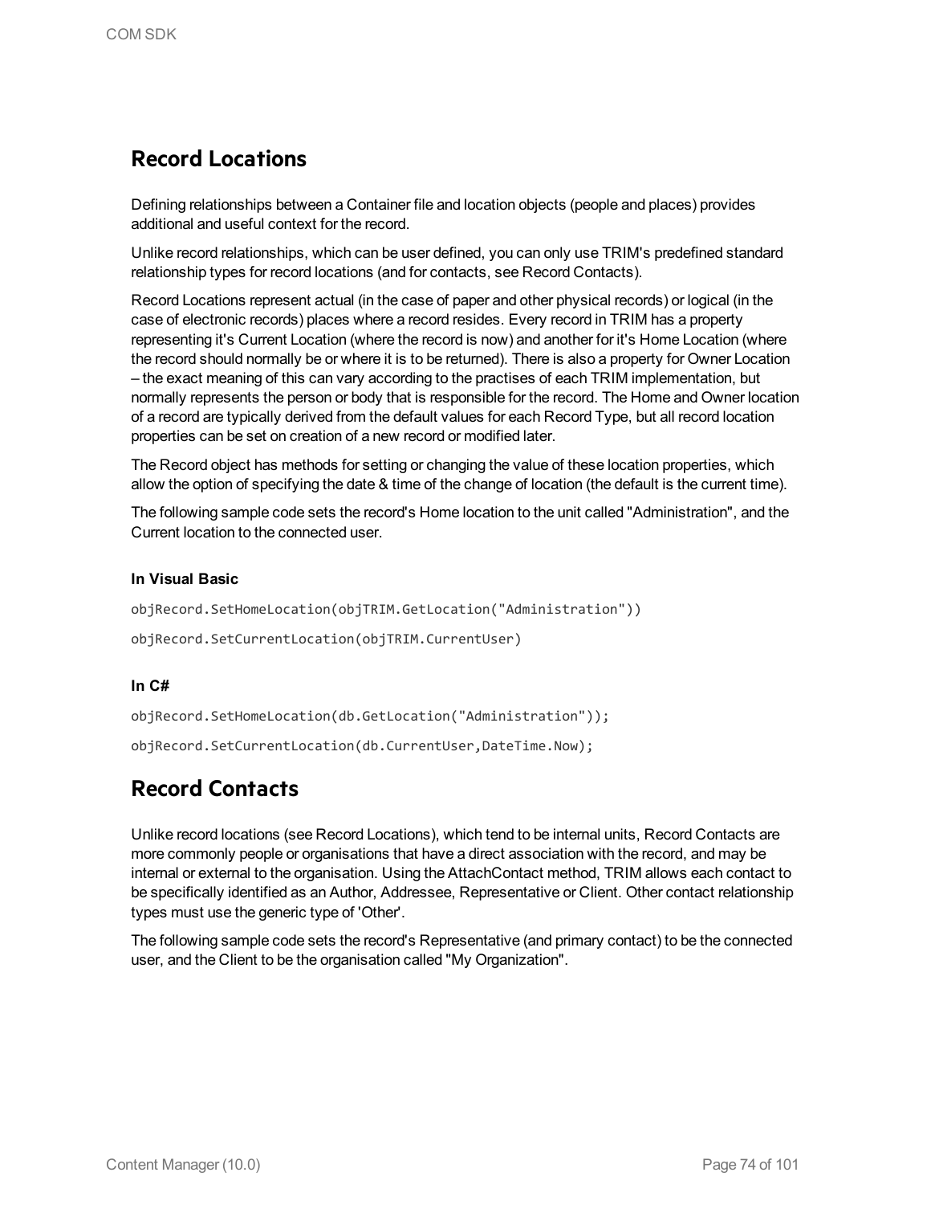## Record Locations

Defining relationships between a Container file and location objects (people and places) provides additional and useful context for the record.

Unlike record relationships, which can be user defined, you can only use TRIM's predefined standard relationship types for record locations (and for contacts, see Record Contacts).

Record Locations represent actual (in the case of paper and other physical records) or logical (in the case of electronic records) places where a record resides. Every record in TRIM has a property representing it's Current Location (where the record is now) and another for it's Home Location (where the record should normally be or where it is to be returned). There is also a property for Owner Location – the exact meaning of this can vary according to the practises of each TRIM implementation, but normally represents the person or body that is responsible for the record. The Home and Owner location of a record are typically derived from the default values for each Record Type, but all record location properties can be set on creation of a new record or modified later.

The Record object has methods for setting or changing the value of these location properties, which allow the option of specifying the date & time of the change of location (the default is the current time).

The following sample code sets the record's Home location to the unit called "Administration", and the Current location to the connected user.

#### In Visual Basic

```
objRecord.SetHomeLocation(objTRIM.GetLocation("Administration"))
objRecord.SetCurrentLocation(objTRIM.CurrentUser)
```

#### In C#

```
objRecord.SetHomeLocation(db.GetLocation("Administration"));
objRecord.SetCurrentLocation(db.CurrentUser,DateTime.Now);
```

## Record Contacts

Unlike record locations (see Record Locations), which tend to be internal units, Record Contacts are more commonly people or organisations that have a direct association with the record, and may be internal or external to the organisation. Using the AttachContact method, TRIM allows each contact to be specifically identified as an Author, Addressee, Representative or Client. Other contact relationship types must use the generic type of 'Other'.

The following sample code sets the record's Representative (and primary contact) to be the connected user, and the Client to be the organisation called "My Organization".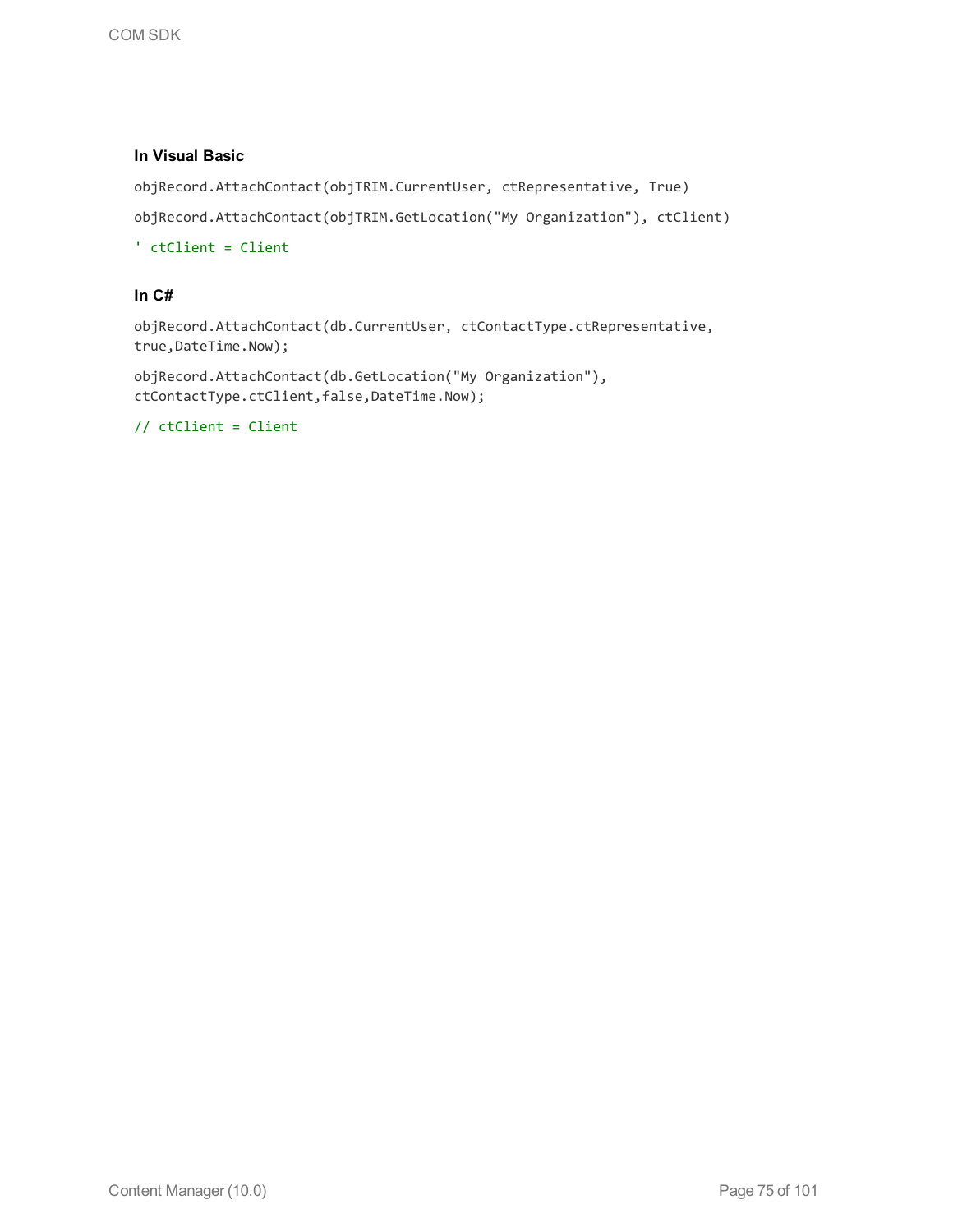#### In Visual Basic

```
objRecord.AttachContact(objTRIM.CurrentUser, ctRepresentative, True)

objRecord.AttachContact(objTRIM.GetLocation("My Organization"), ctClient)

' ctClient = Client
```

#### In C#

```
objRecord.AttachContact(db.CurrentUser, ctContactType.ctRepresentative,
true,DateTime.Now);

objRecord.AttachContact(db.GetLocation("My Organization"),
ctContactType.ctClient,false,DateTime.Now);

// ctClient = Client
```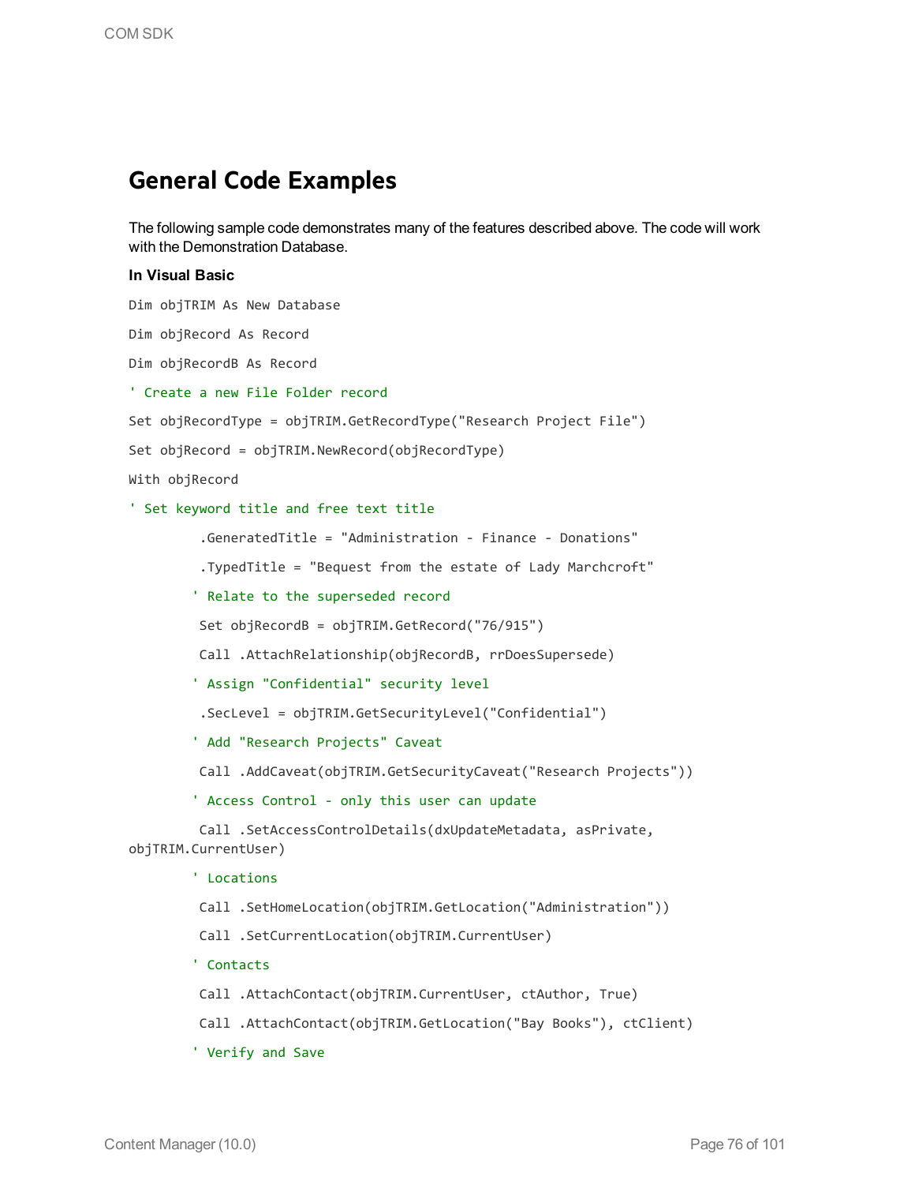## General Code Examples

The following sample code demonstrates many of the features described above. The code will work with the Demonstration Database.

**In Visual Basic**

```
Dim objTRIM As New Database

Dim objRecord As Record

Dim objRecordB As Record

' Create a new File Folder record

Set objRecordType = objTRIM.GetRecordType("Research Project File")

Set objRecord = objTRIM.NewRecord(objRecordType)

With objRecord

' Set keyword title and free text title

         .GeneratedTitle = "Administration - Finance - Donations"

         .TypedTitle = "Bequest from the estate of Lady Marchcroft"

        ' Relate to the superseded record

         Set objRecordB = objTRIM.GetRecord("76/915")

         Call .AttachRelationship(objRecordB, rrDoesSupersede)

        ' Assign "Confidential" security level

         .SecLevel = objTRIM.GetSecurityLevel("Confidential")

        ' Add "Research Projects" Caveat

         Call .AddCaveat(objTRIM.GetSecurityCaveat("Research Projects"))

        ' Access Control - only this user can update

         Call .SetAccessControlDetails(dxUpdateMetadata, asPrivate,
objTRIM.CurrentUser)

        ' Locations

         Call .SetHomeLocation(objTRIM.GetLocation("Administration"))

         Call .SetCurrentLocation(objTRIM.CurrentUser)

        ' Contacts

         Call .AttachContact(objTRIM.CurrentUser, ctAuthor, True)

         Call .AttachContact(objTRIM.GetLocation("Bay Books"), ctClient)

        ' Verify and Save
```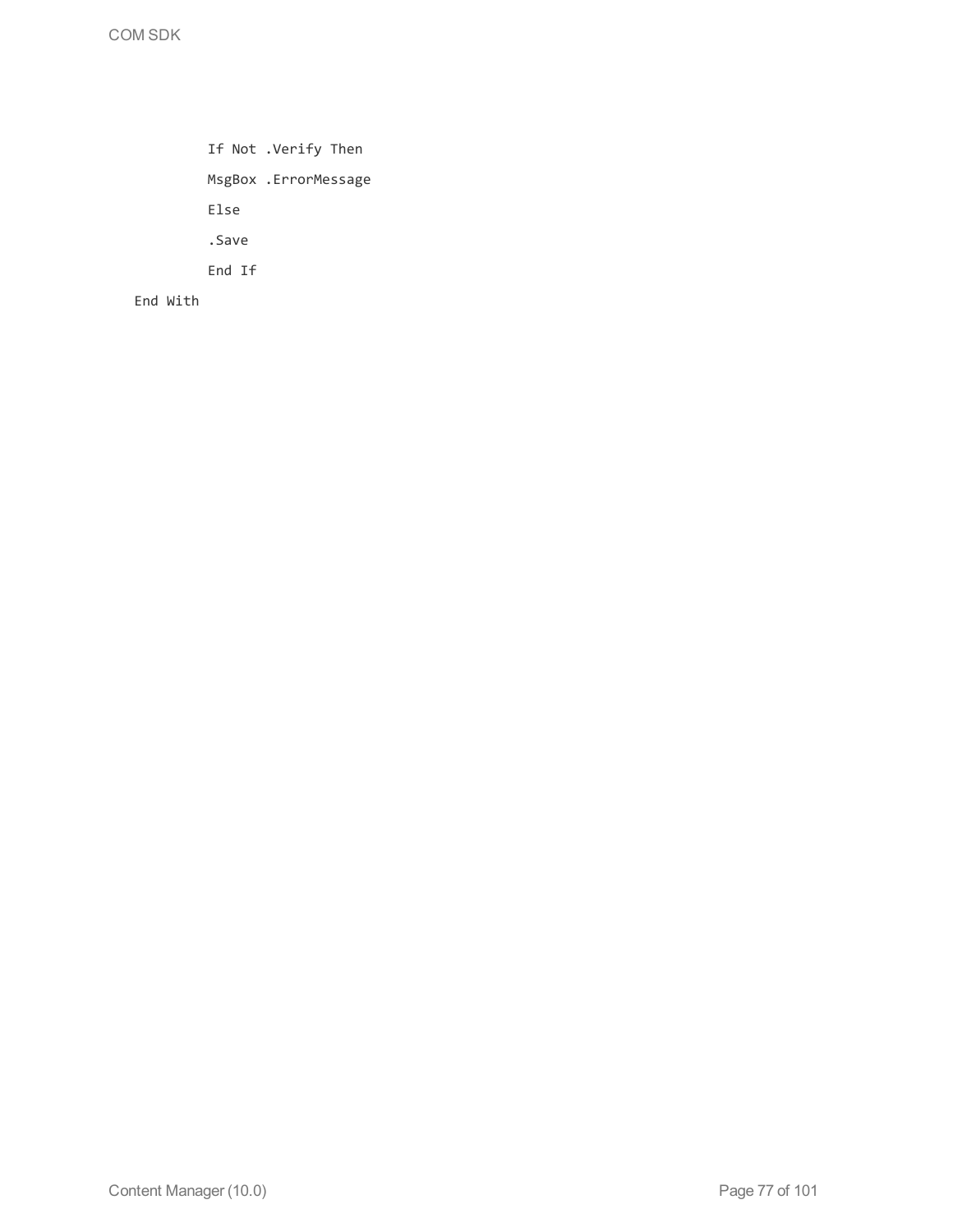```
        If Not .Verify Then
        MsgBox .ErrorMessage
        Else
        .Save
        End If
End With
```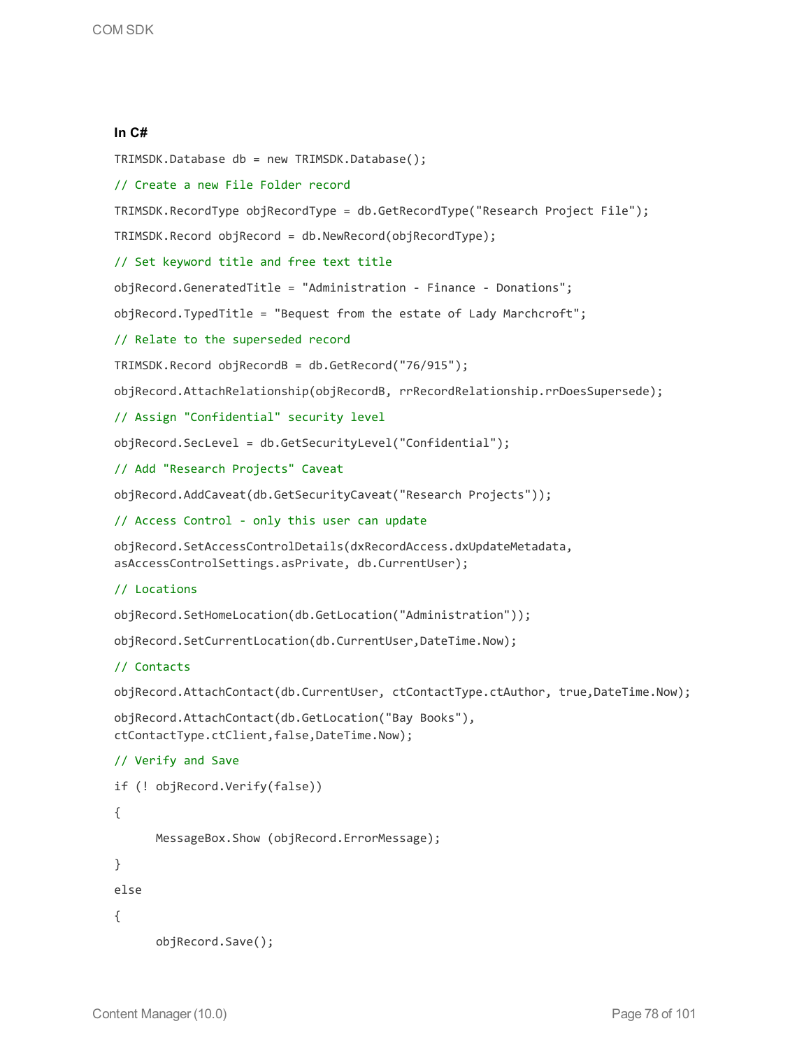**In C#**

```
TRIMSDK.Database db = new TRIMSDK.Database();

// Create a new File Folder record

TRIMSDK.RecordType objRecordType = db.GetRecordType("Research Project File");

TRIMSDK.Record objRecord = db.NewRecord(objRecordType);

// Set keyword title and free text title

objRecord.GeneratedTitle = "Administration - Finance - Donations";

objRecord.TypedTitle = "Bequest from the estate of Lady Marchcroft";

// Relate to the superseded record

TRIMSDK.Record objRecordB = db.GetRecord("76/915");

objRecord.AttachRelationship(objRecordB, rrRecordRelationship.rrDoesSupersede);

// Assign "Confidential" security level

objRecord.SecLevel = db.GetSecurityLevel("Confidential");

// Add "Research Projects" Caveat

objRecord.AddCaveat(db.GetSecurityCaveat("Research Projects"));

// Access Control - only this user can update

objRecord.SetAccessControlDetails(dxRecordAccess.dxUpdateMetadata,
asAccessControlSettings.asPrivate, db.CurrentUser);

// Locations

objRecord.SetHomeLocation(db.GetLocation("Administration"));

objRecord.SetCurrentLocation(db.CurrentUser,DateTime.Now);

// Contacts

objRecord.AttachContact(db.CurrentUser, ctContactType.ctAuthor, true,DateTime.Now);

objRecord.AttachContact(db.GetLocation("Bay Books"),
ctContactType.ctClient,false,DateTime.Now);

// Verify and Save

if (! objRecord.Verify(false))

{

      MessageBox.Show (objRecord.ErrorMessage);

}

else

{

      objRecord.Save();
```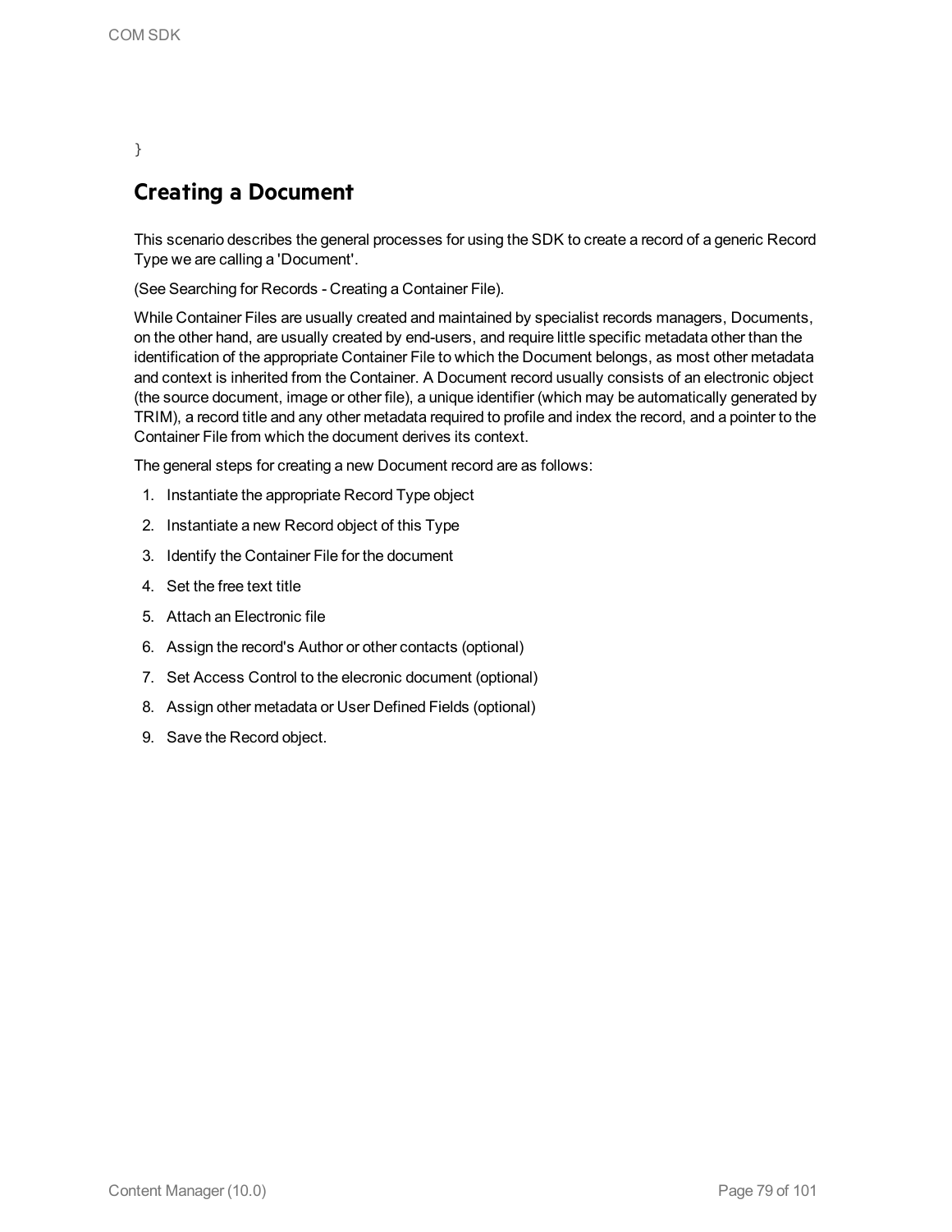```
}
```

## Creating a Document

This scenario describes the general processes for using the SDK to create a record of a generic Record Type we are calling a 'Document'.

(See Searching for Records - Creating a Container File).

While Container Files are usually created and maintained by specialist records managers, Documents, on the other hand, are usually created by end-users, and require little specific metadata other than the identification of the appropriate Container File to which the Document belongs, as most other metadata and context is inherited from the Container. A Document record usually consists of an electronic object (the source document, image or other file), a unique identifier (which may be automatically generated by TRIM), a record title and any other metadata required to profile and index the record, and a pointer to the Container File from which the document derives its context.

The general steps for creating a new Document record are as follows:

1. Instantiate the appropriate Record Type object
2. Instantiate a new Record object of this Type
3. Identify the Container File for the document
4. Set the free text title
5. Attach an Electronic file
6. Assign the record's Author or other contacts (optional)
7. Set Access Control to the elecronic document (optional)
8. Assign other metadata or User Defined Fields (optional)
9. Save the Record object.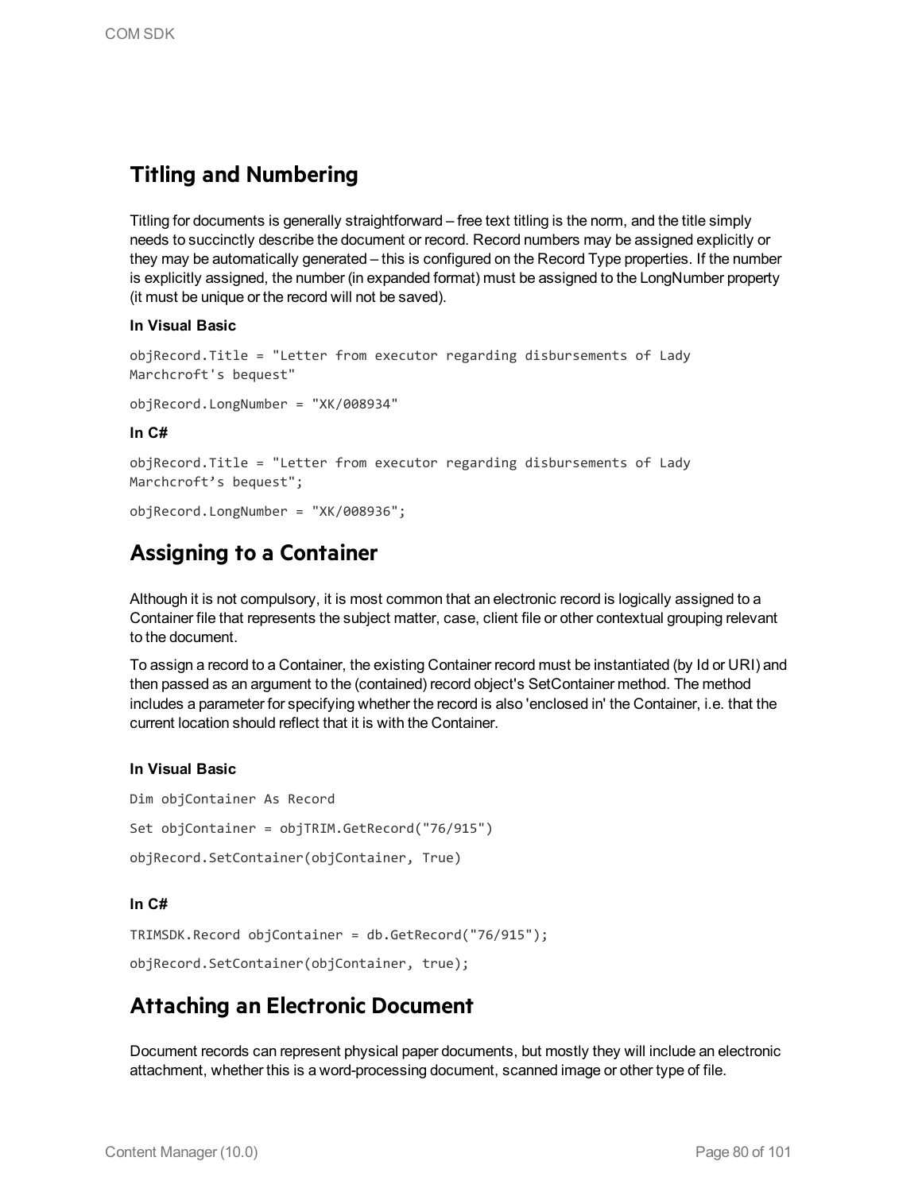## Titling and Numbering

Titling for documents is generally straightforward – free text titling is the norm, and the title simply needs to succinctly describe the document or record. Record numbers may be assigned explicitly or they may be automatically generated – this is configured on the Record Type properties. If the number is explicitly assigned, the number (in expanded format) must be assigned to the LongNumber property (it must be unique or the record will not be saved).

**In Visual Basic**

```
objRecord.Title = "Letter from executor regarding disbursements of Lady
Marchcroft's bequest"

objRecord.LongNumber = "XK/008934"
```

**In C#**

```
objRecord.Title = "Letter from executor regarding disbursements of Lady
Marchcroft’s bequest";

objRecord.LongNumber = "XK/008936";
```

## Assigning to a Container

Although it is not compulsory, it is most common that an electronic record is logically assigned to a Container file that represents the subject matter, case, client file or other contextual grouping relevant to the document.

To assign a record to a Container, the existing Container record must be instantiated (by Id or URI) and then passed as an argument to the (contained) record object's SetContainer method. The method includes a parameter for specifying whether the record is also 'enclosed in' the Container, i.e. that the current location should reflect that it is with the Container.

**In Visual Basic**

```
Dim objContainer As Record

Set objContainer = objTRIM.GetRecord("76/915")

objRecord.SetContainer(objContainer, True)
```

**In C#**

```
TRIMSDK.Record objContainer = db.GetRecord("76/915");

objRecord.SetContainer(objContainer, true);
```

## Attaching an Electronic Document

Document records can represent physical paper documents, but mostly they will include an electronic attachment, whether this is a word-processing document, scanned image or other type of file.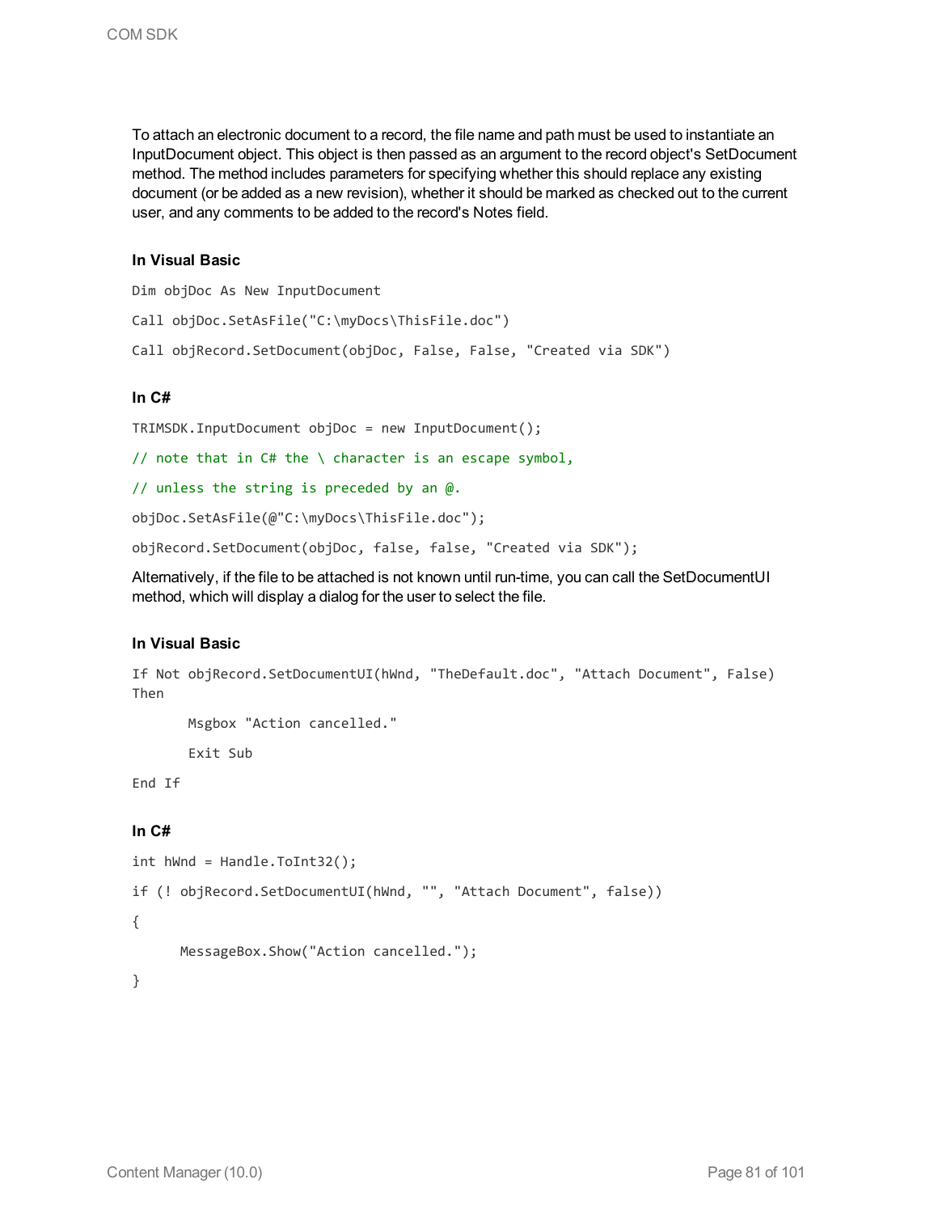To attach an electronic document to a record, the file name and path must be used to instantiate an InputDocument object. This object is then passed as an argument to the record object's SetDocument method. The method includes parameters for specifying whether this should replace any existing document (or be added as a new revision), whether it should be marked as checked out to the current user, and any comments to be added to the record's Notes field.

**In Visual Basic**

```
Dim objDoc As New InputDocument

Call objDoc.SetAsFile("C:\myDocs\ThisFile.doc")

Call objRecord.SetDocument(objDoc, False, False, "Created via SDK")
```

**In C#**

```
TRIMSDK.InputDocument objDoc = new InputDocument();

// note that in C# the \ character is an escape symbol,

// unless the string is preceded by an @.

objDoc.SetAsFile(@"C:\myDocs\ThisFile.doc");

objRecord.SetDocument(objDoc, false, false, "Created via SDK");
```

Alternatively, if the file to be attached is not known until run-time, you can call the SetDocumentUI method, which will display a dialog for the user to select the file.

**In Visual Basic**

```
If Not objRecord.SetDocumentUI(hWnd, "TheDefault.doc", "Attach Document", False)
Then

       Msgbox "Action cancelled."

       Exit Sub

End If
```

**In C#**

```
int hWnd = Handle.ToInt32();

if (! objRecord.SetDocumentUI(hWnd, "", "Attach Document", false))

{

      MessageBox.Show("Action cancelled.");

}
```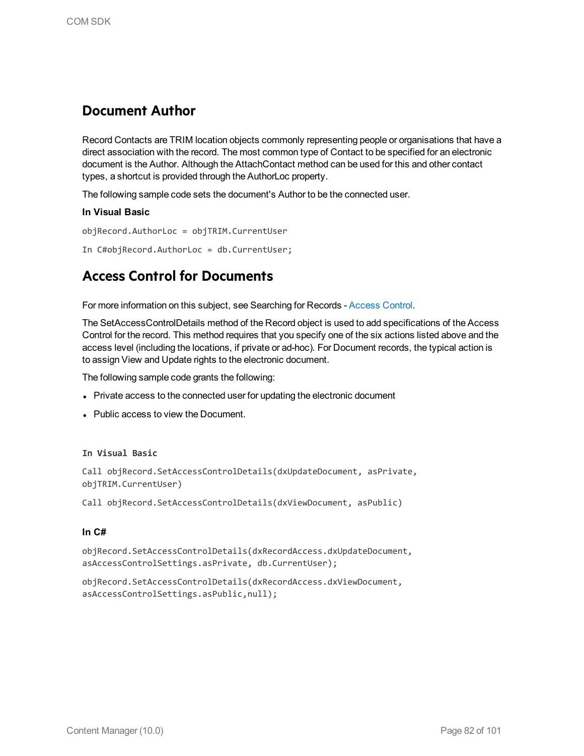## Document Author

Record Contacts are TRIM location objects commonly representing people or organisations that have a direct association with the record. The most common type of Contact to be specified for an electronic document is the Author. Although the AttachContact method can be used for this and other contact types, a shortcut is provided through the AuthorLoc property.

The following sample code sets the document's Author to be the connected user.

**In Visual Basic**

```
objRecord.AuthorLoc = objTRIM.CurrentUser
```

```
In C#objRecord.AuthorLoc = db.CurrentUser;
```

## Access Control for Documents

For more information on this subject, see Searching for Records - Access Control.

The SetAccessControlDetails method of the Record object is used to add specifications of the Access Control for the record. This method requires that you specify one of the six actions listed above and the access level (including the locations, if private or ad-hoc). For Document records, the typical action is to assign View and Update rights to the electronic document.

The following sample code grants the following:

- Private access to the connected user for updating the electronic document
- Public access to view the Document.

**In Visual Basic**

```
Call objRecord.SetAccessControlDetails(dxUpdateDocument, asPrivate,
objTRIM.CurrentUser)

Call objRecord.SetAccessControlDetails(dxViewDocument, asPublic)
```

**In C#**

```
objRecord.SetAccessControlDetails(dxRecordAccess.dxUpdateDocument,
asAccessControlSettings.asPrivate, db.CurrentUser);

objRecord.SetAccessControlDetails(dxRecordAccess.dxViewDocument,
asAccessControlSettings.asPublic,null);
```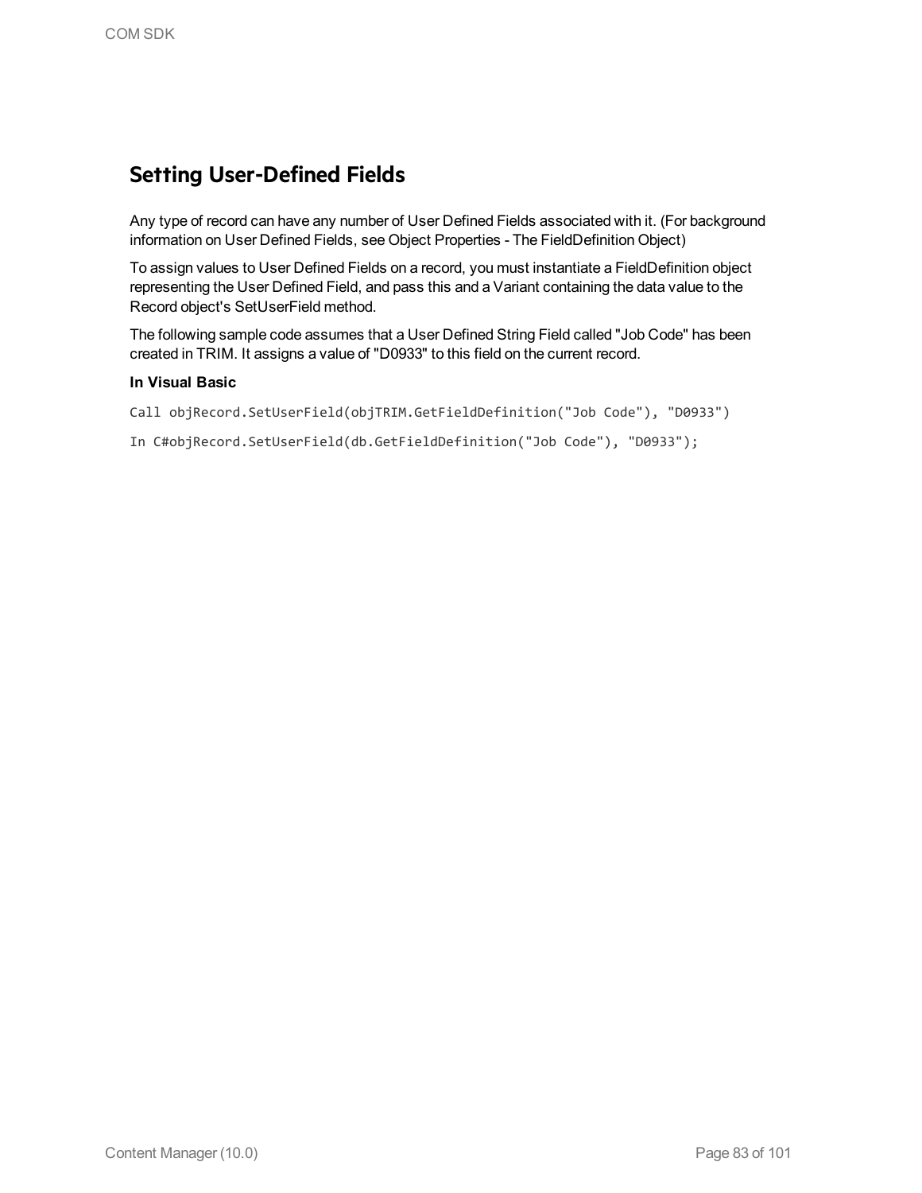## Setting User-Defined Fields

Any type of record can have any number of User Defined Fields associated with it. (For background information on User Defined Fields, see Object Properties - The FieldDefinition Object)

To assign values to User Defined Fields on a record, you must instantiate a FieldDefinition object representing the User Defined Field, and pass this and a Variant containing the data value to the Record object's SetUserField method.

The following sample code assumes that a User Defined String Field called "Job Code" has been created in TRIM. It assigns a value of "D0933" to this field on the current record.

**In Visual Basic**

```
Call objRecord.SetUserField(objTRIM.GetFieldDefinition("Job Code"), "D0933")
```

```
In C#objRecord.SetUserField(db.GetFieldDefinition("Job Code"), "D0933");
```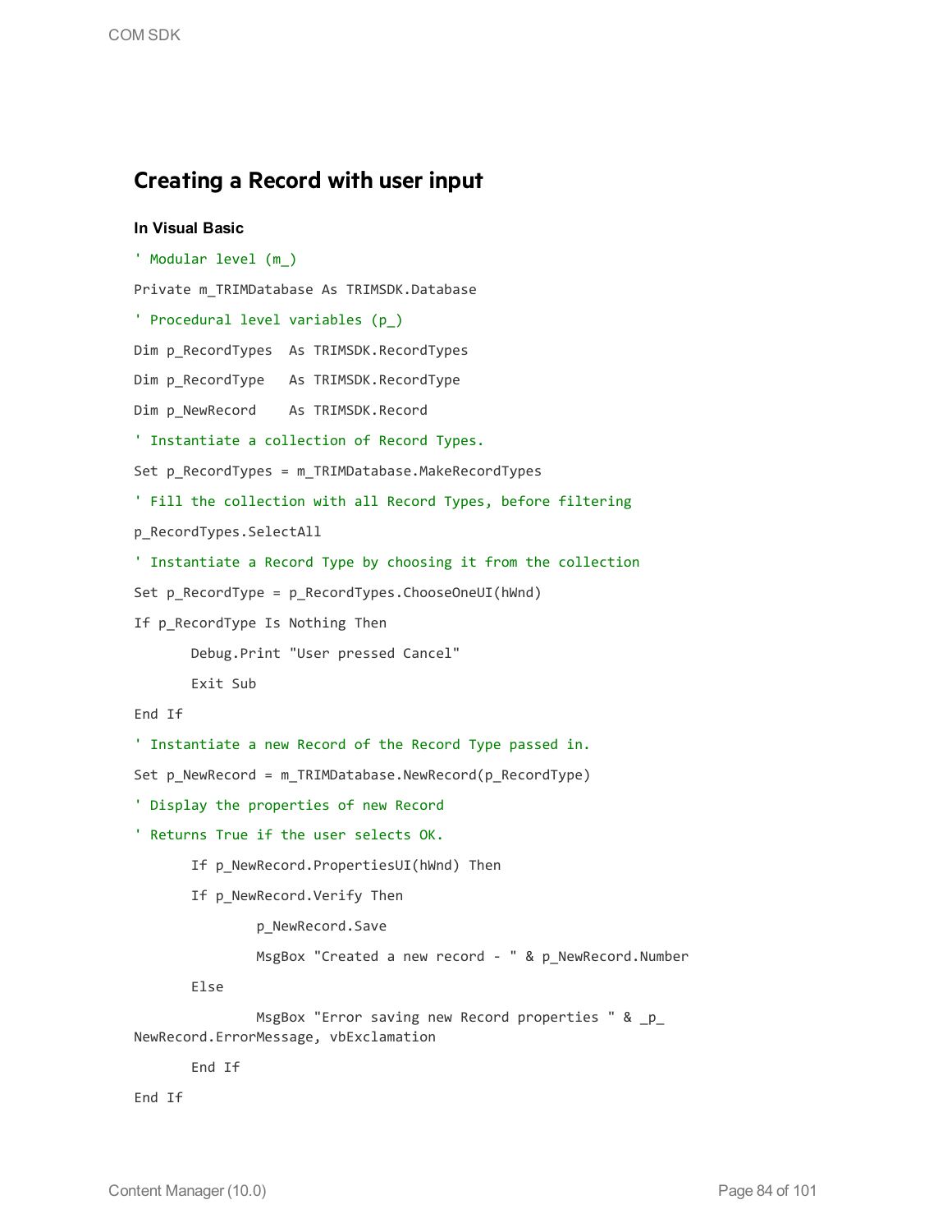## Creating a Record with user input

**In Visual Basic**

```
' Modular level (m_)
Private m_TRIMDatabase As TRIMSDK.Database
' Procedural level variables (p_)
Dim p_RecordTypes  As TRIMSDK.RecordTypes
Dim p_RecordType   As TRIMSDK.RecordType
Dim p_NewRecord    As TRIMSDK.Record
' Instantiate a collection of Record Types.
Set p_RecordTypes = m_TRIMDatabase.MakeRecordTypes
' Fill the collection with all Record Types, before filtering
p_RecordTypes.SelectAll
' Instantiate a Record Type by choosing it from the collection
Set p_RecordType = p_RecordTypes.ChooseOneUI(hWnd)
If p_RecordType Is Nothing Then
       Debug.Print "User pressed Cancel"
       Exit Sub
End If
' Instantiate a new Record of the Record Type passed in.
Set p_NewRecord = m_TRIMDatabase.NewRecord(p_RecordType)
' Display the properties of new Record
' Returns True if the user selects OK.
       If p_NewRecord.PropertiesUI(hWnd) Then
       If p_NewRecord.Verify Then
               p_NewRecord.Save
               MsgBox "Created a new record - " & p_NewRecord.Number
       Else
               MsgBox "Error saving new Record properties " & _p_
NewRecord.ErrorMessage, vbExclamation
       End If
End If
```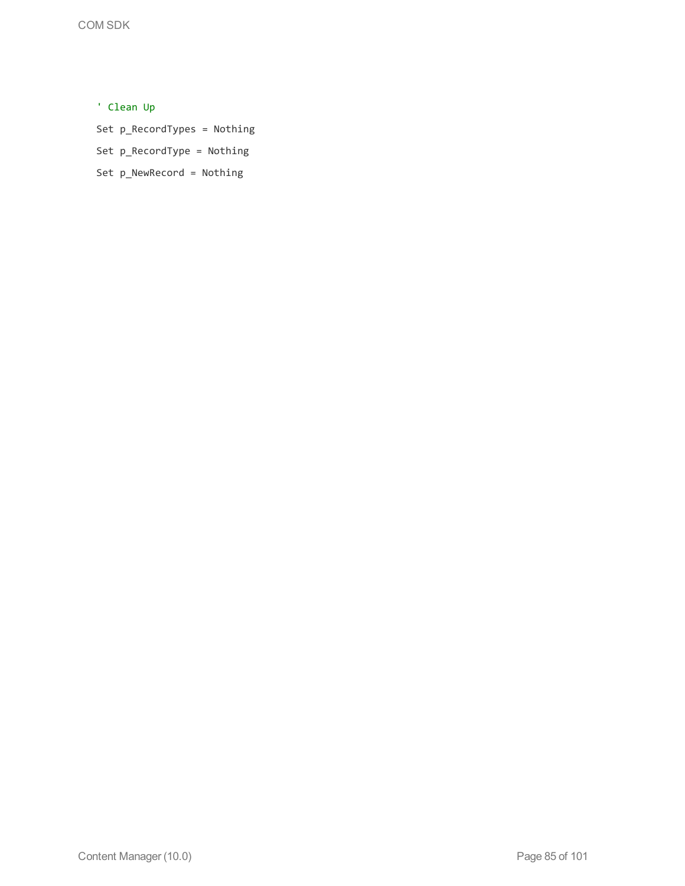```
' Clean Up
Set p_RecordTypes = Nothing
Set p_RecordType = Nothing
Set p_NewRecord = Nothing
```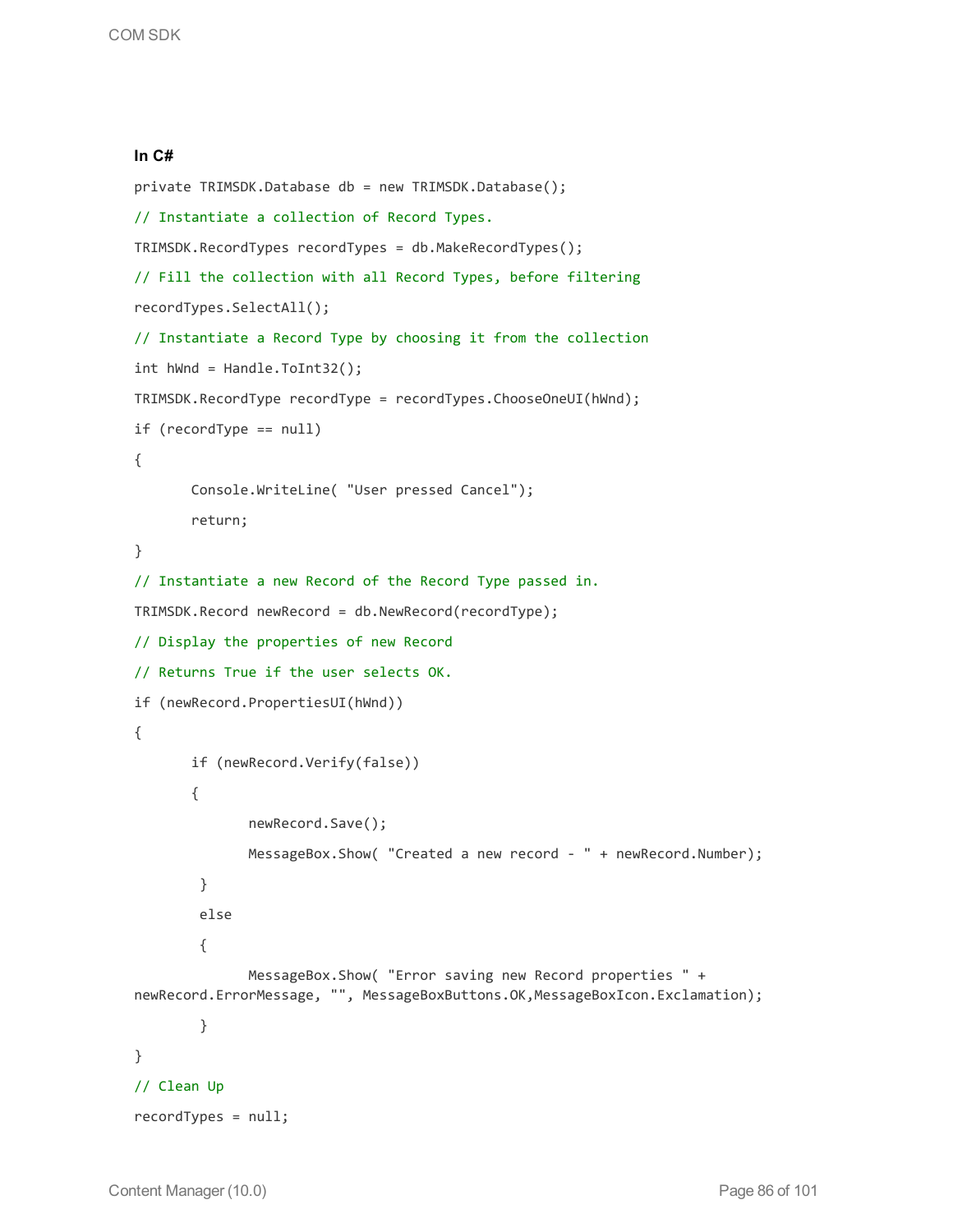**In C#**

```
private TRIMSDK.Database db = new TRIMSDK.Database();
// Instantiate a collection of Record Types.
TRIMSDK.RecordTypes recordTypes = db.MakeRecordTypes();
// Fill the collection with all Record Types, before filtering
recordTypes.SelectAll();
// Instantiate a Record Type by choosing it from the collection
int hWnd = Handle.ToInt32();
TRIMSDK.RecordType recordType = recordTypes.ChooseOneUI(hWnd);
if (recordType == null)
{
       Console.WriteLine( "User pressed Cancel");
       return;
}
// Instantiate a new Record of the Record Type passed in.
TRIMSDK.Record newRecord = db.NewRecord(recordType);
// Display the properties of new Record
// Returns True if the user selects OK.
if (newRecord.PropertiesUI(hWnd))
{
       if (newRecord.Verify(false))
       {
              newRecord.Save();
              MessageBox.Show( "Created a new record - " + newRecord.Number);
        }
        else
        {
              MessageBox.Show( "Error saving new Record properties " +
newRecord.ErrorMessage, "", MessageBoxButtons.OK,MessageBoxIcon.Exclamation);
        }
}
// Clean Up
recordTypes = null;
```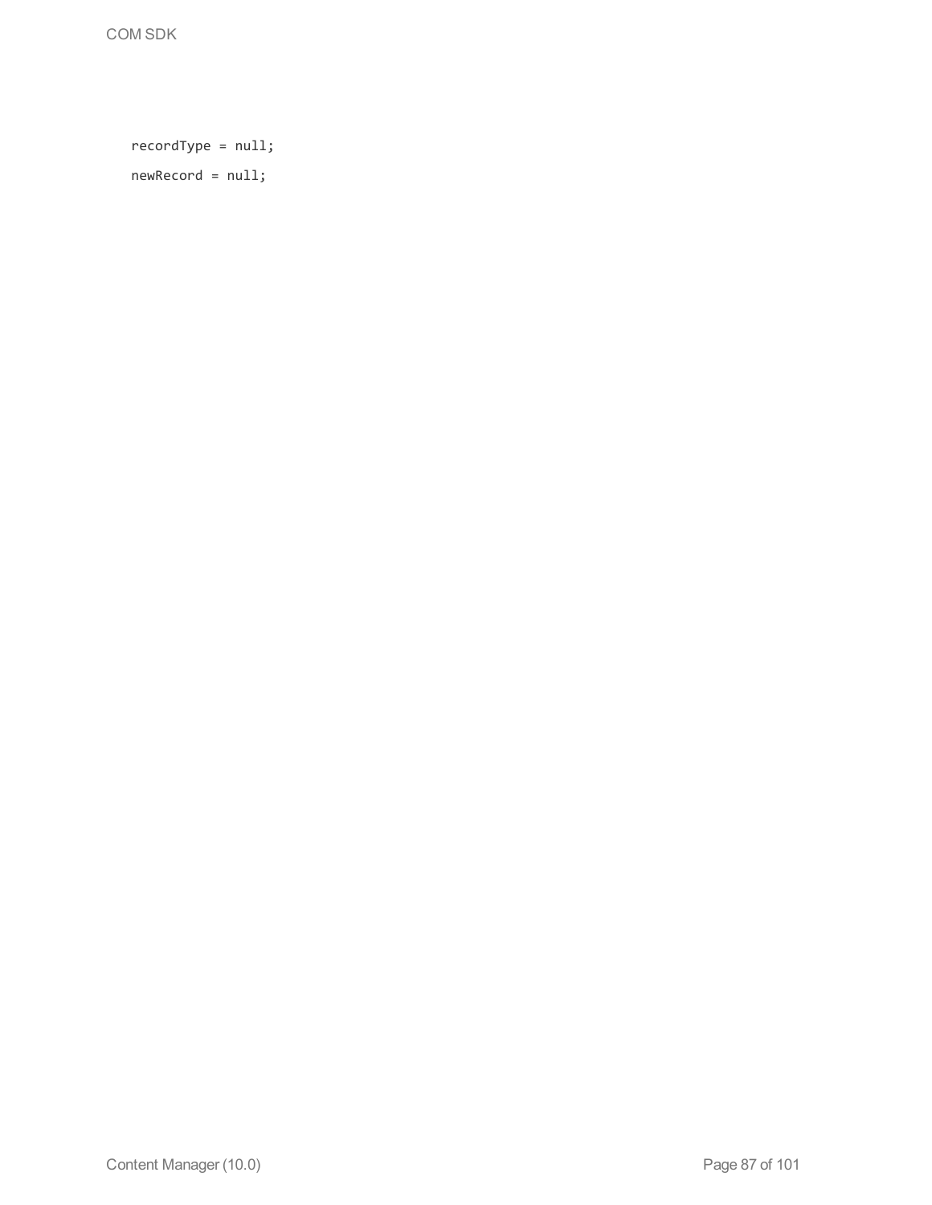```
recordType = null;
newRecord = null;
```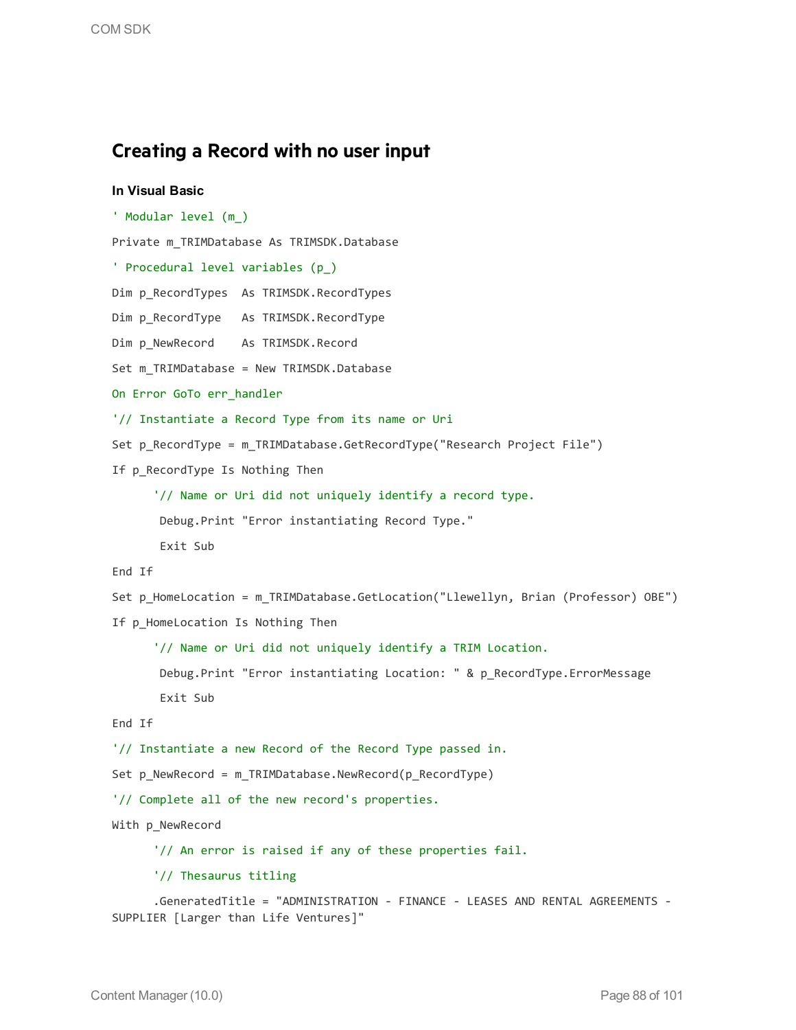## Creating a Record with no user input

#### In Visual Basic

```
' Modular level (m_)
Private m_TRIMDatabase As TRIMSDK.Database
' Procedural level variables (p_)
Dim p_RecordTypes  As TRIMSDK.RecordTypes
Dim p_RecordType   As TRIMSDK.RecordType
Dim p_NewRecord    As TRIMSDK.Record
Set m_TRIMDatabase = New TRIMSDK.Database
On Error GoTo err_handler
'// Instantiate a Record Type from its name or Uri
Set p_RecordType = m_TRIMDatabase.GetRecordType("Research Project File")
If p_RecordType Is Nothing Then
      '// Name or Uri did not uniquely identify a record type.
       Debug.Print "Error instantiating Record Type."
       Exit Sub
End If
Set p_HomeLocation = m_TRIMDatabase.GetLocation("Llewellyn, Brian (Professor) OBE")
If p_HomeLocation Is Nothing Then
      '// Name or Uri did not uniquely identify a TRIM Location.
       Debug.Print "Error instantiating Location: " & p_RecordType.ErrorMessage
       Exit Sub
End If
'// Instantiate a new Record of the Record Type passed in.
Set p_NewRecord = m_TRIMDatabase.NewRecord(p_RecordType)
'// Complete all of the new record's properties.
With p_NewRecord
      '// An error is raised if any of these properties fail.
      '// Thesaurus titling
      .GeneratedTitle = "ADMINISTRATION - FINANCE - LEASES AND RENTAL AGREEMENTS -
SUPPLIER [Larger than Life Ventures]"
```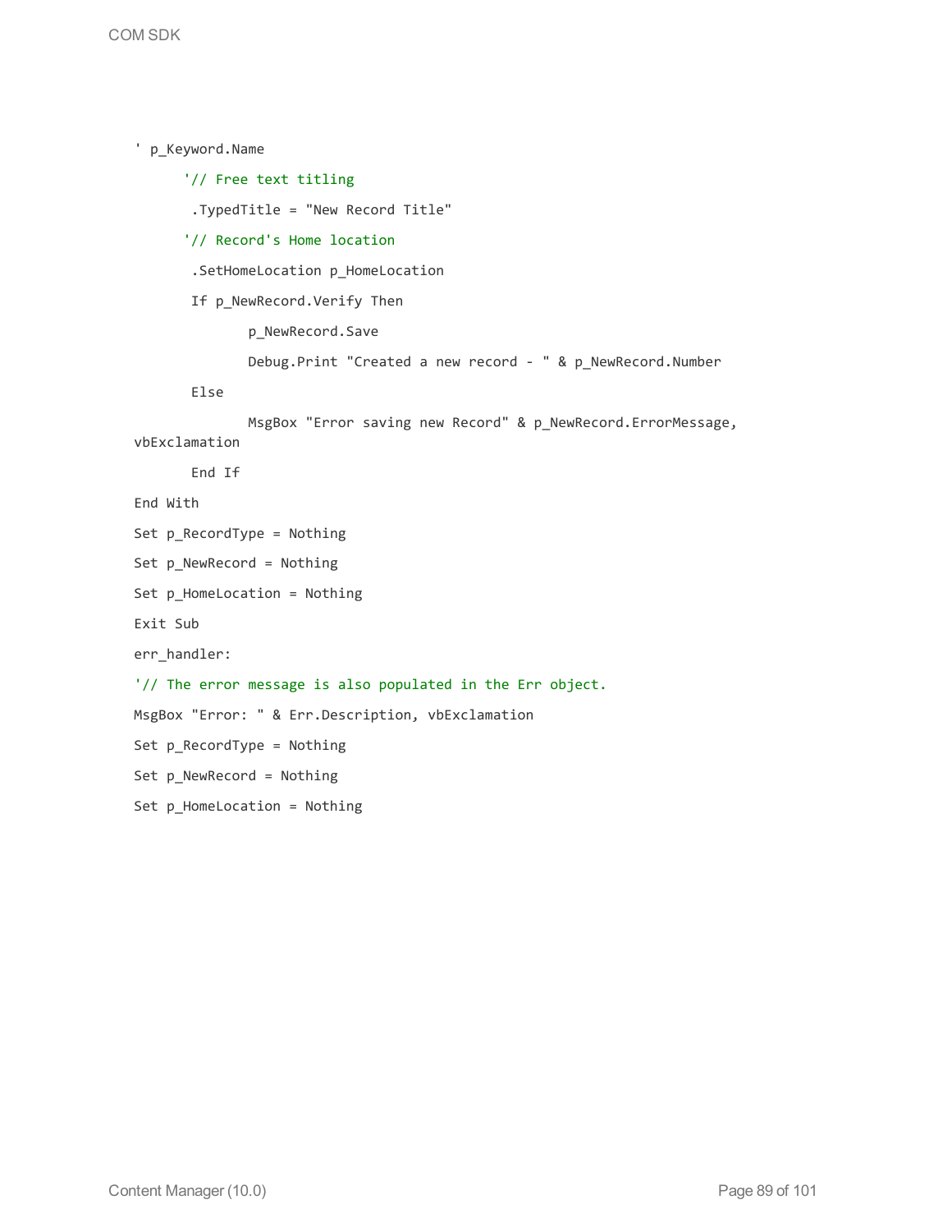```
' p_Keyword.Name
      '// Free text titling
       .TypedTitle = "New Record Title"
      '// Record's Home location
       .SetHomeLocation p_HomeLocation
       If p_NewRecord.Verify Then
              p_NewRecord.Save
              Debug.Print "Created a new record - " & p_NewRecord.Number
       Else
              MsgBox "Error saving new Record" & p_NewRecord.ErrorMessage,
vbExclamation
       End If
End With
Set p_RecordType = Nothing
Set p_NewRecord = Nothing
Set p_HomeLocation = Nothing
Exit Sub
err_handler:
'// The error message is also populated in the Err object.
MsgBox "Error: " & Err.Description, vbExclamation
Set p_RecordType = Nothing
Set p_NewRecord = Nothing
Set p_HomeLocation = Nothing
```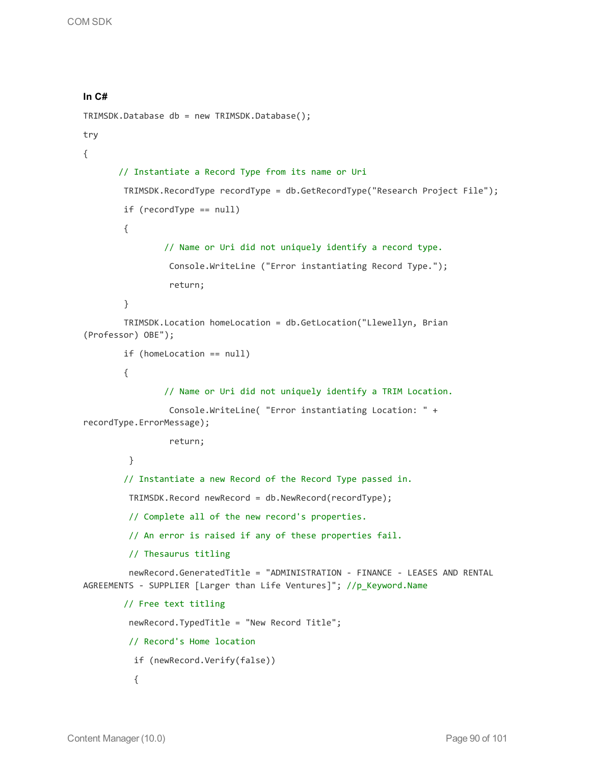**In C#**

```
TRIMSDK.Database db = new TRIMSDK.Database();
try
{
       // Instantiate a Record Type from its name or Uri
        TRIMSDK.RecordType recordType = db.GetRecordType("Research Project File");
        if (recordType == null)
        {
                // Name or Uri did not uniquely identify a record type.
                 Console.WriteLine ("Error instantiating Record Type.");
                 return;
        }
        TRIMSDK.Location homeLocation = db.GetLocation("Llewellyn, Brian
(Professor) OBE");
        if (homeLocation == null)
        {
                // Name or Uri did not uniquely identify a TRIM Location.
                 Console.WriteLine( "Error instantiating Location: " +
recordType.ErrorMessage);
                 return;
         }
        // Instantiate a new Record of the Record Type passed in.
         TRIMSDK.Record newRecord = db.NewRecord(recordType);
         // Complete all of the new record's properties.
         // An error is raised if any of these properties fail.
         // Thesaurus titling
         newRecord.GeneratedTitle = "ADMINISTRATION - FINANCE - LEASES AND RENTAL
AGREEMENTS - SUPPLIER [Larger than Life Ventures]"; //p_Keyword.Name
        // Free text titling
         newRecord.TypedTitle = "New Record Title";
         // Record's Home location
          if (newRecord.Verify(false))
          {
```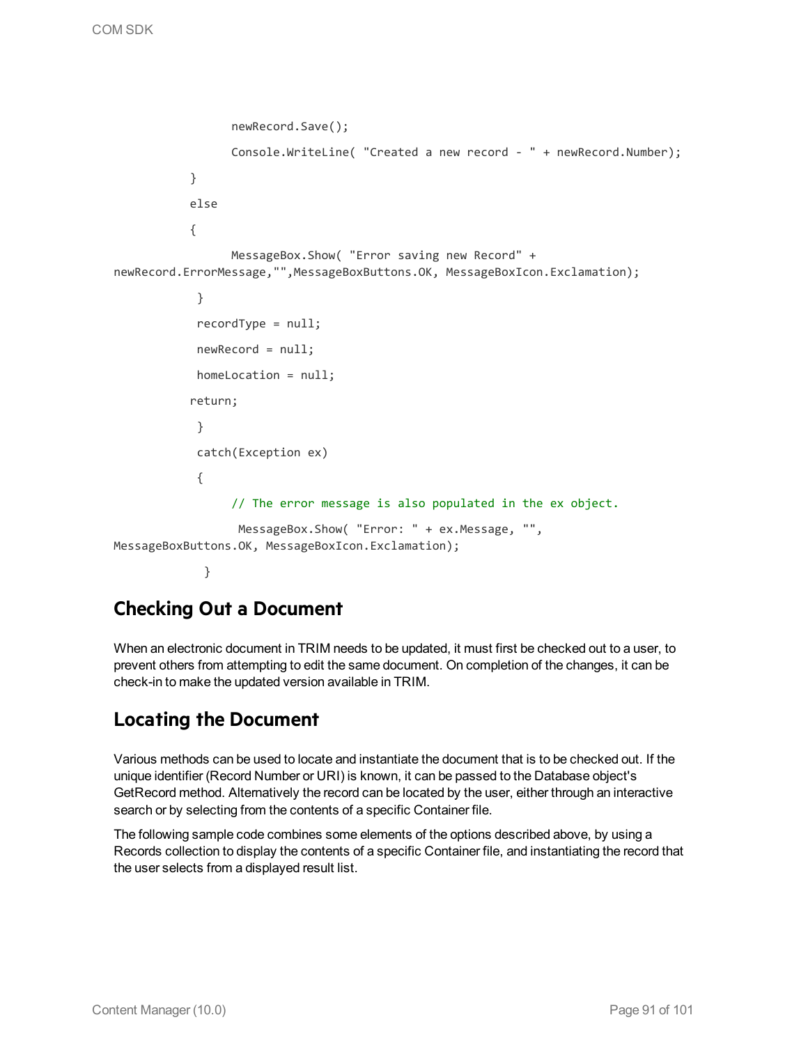```
                newRecord.Save();
                Console.WriteLine( "Created a new record - " + newRecord.Number);
            }
            else
            {
                MessageBox.Show( "Error saving new Record" +
newRecord.ErrorMessage,"",MessageBoxButtons.OK, MessageBoxIcon.Exclamation);
             }
             recordType = null;
             newRecord = null;
             homeLocation = null;
            return;
             }
             catch(Exception ex)
             {
                // The error message is also populated in the ex object.
                 MessageBox.Show( "Error: " + ex.Message, "",
MessageBoxButtons.OK, MessageBoxIcon.Exclamation);
              }
```

## Checking Out a Document

When an electronic document in TRIM needs to be updated, it must first be checked out to a user, to prevent others from attempting to edit the same document. On completion of the changes, it can be check-in to make the updated version available in TRIM.

## Locating the Document

Various methods can be used to locate and instantiate the document that is to be checked out. If the unique identifier (Record Number or URI) is known, it can be passed to the Database object's GetRecord method. Alternatively the record can be located by the user, either through an interactive search or by selecting from the contents of a specific Container file.

The following sample code combines some elements of the options described above, by using a Records collection to display the contents of a specific Container file, and instantiating the record that the user selects from a displayed result list.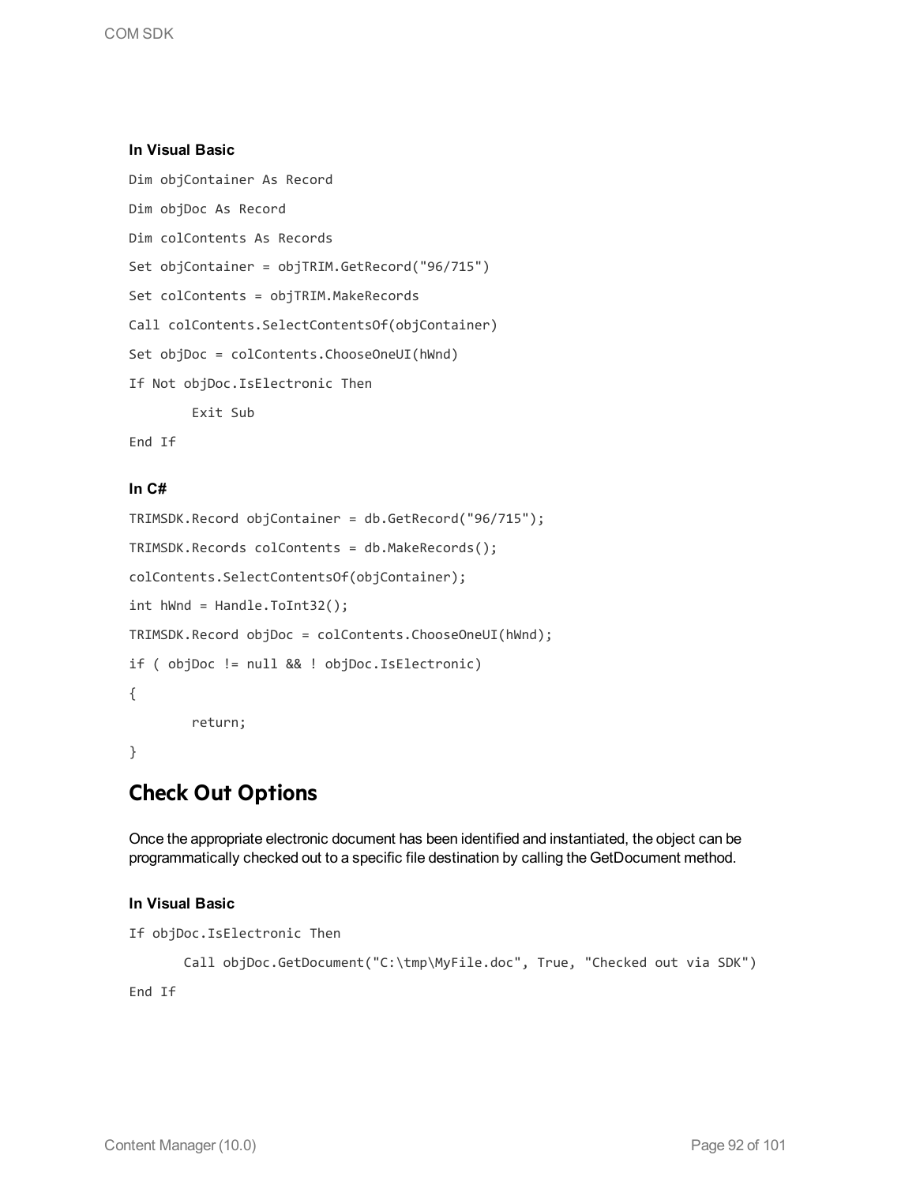**In Visual Basic**

```
Dim objContainer As Record
Dim objDoc As Record
Dim colContents As Records
Set objContainer = objTRIM.GetRecord("96/715")
Set colContents = objTRIM.MakeRecords
Call colContents.SelectContentsOf(objContainer)
Set objDoc = colContents.ChooseOneUI(hWnd)
If Not objDoc.IsElectronic Then
        Exit Sub
End If
```

**In C#**

```
TRIMSDK.Record objContainer = db.GetRecord("96/715");
TRIMSDK.Records colContents = db.MakeRecords();
colContents.SelectContentsOf(objContainer);
int hWnd = Handle.ToInt32();
TRIMSDK.Record objDoc = colContents.ChooseOneUI(hWnd);
if ( objDoc != null && ! objDoc.IsElectronic)
{
        return;
}
```

## Check Out Options

Once the appropriate electronic document has been identified and instantiated, the object can be programmatically checked out to a specific file destination by calling the GetDocument method.

**In Visual Basic**

```
If objDoc.IsElectronic Then
       Call objDoc.GetDocument("C:\tmp\MyFile.doc", True, "Checked out via SDK")
End If
```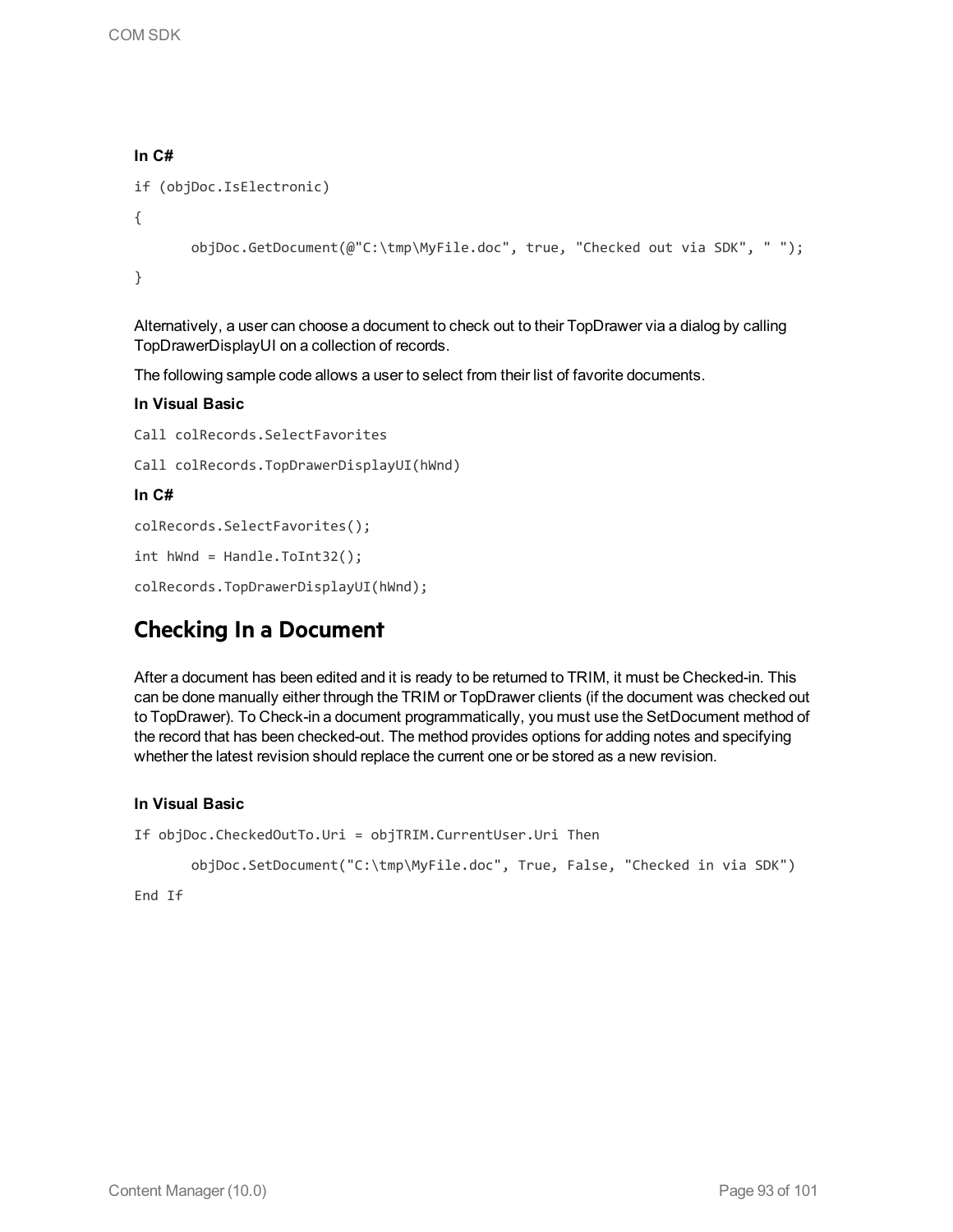**In C#**

```
if (objDoc.IsElectronic)
{
       objDoc.GetDocument(@"C:\tmp\MyFile.doc", true, "Checked out via SDK", " ");
}
```

Alternatively, a user can choose a document to check out to their TopDrawer via a dialog by calling TopDrawerDisplayUI on a collection of records.

The following sample code allows a user to select from their list of favorite documents.

**In Visual Basic**

```
Call colRecords.SelectFavorites
Call colRecords.TopDrawerDisplayUI(hWnd)
```

**In C#**

```
colRecords.SelectFavorites();
int hWnd = Handle.ToInt32();
colRecords.TopDrawerDisplayUI(hWnd);
```

## Checking In a Document

After a document has been edited and it is ready to be returned to TRIM, it must be Checked-in. This can be done manually either through the TRIM or TopDrawer clients (if the document was checked out to TopDrawer). To Check-in a document programmatically, you must use the SetDocument method of the record that has been checked-out. The method provides options for adding notes and specifying whether the latest revision should replace the current one or be stored as a new revision.

**In Visual Basic**

```
If objDoc.CheckedOutTo.Uri = objTRIM.CurrentUser.Uri Then
       objDoc.SetDocument("C:\tmp\MyFile.doc", True, False, "Checked in via SDK")
End If
```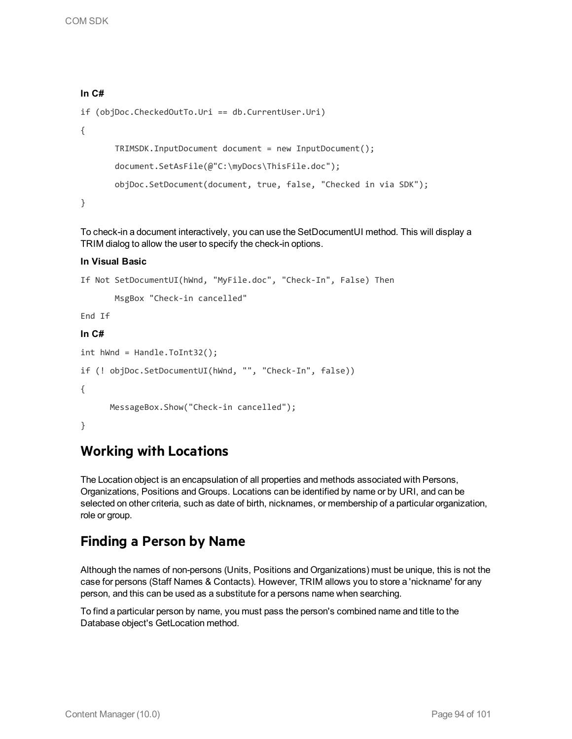**In C#**

```
if (objDoc.CheckedOutTo.Uri == db.CurrentUser.Uri)
{
       TRIMSDK.InputDocument document = new InputDocument();
       document.SetAsFile(@"C:\myDocs\ThisFile.doc");
       objDoc.SetDocument(document, true, false, "Checked in via SDK");
}
```

To check-in a document interactively, you can use the SetDocumentUI method. This will display a TRIM dialog to allow the user to specify the check-in options.

**In Visual Basic**

```
If Not SetDocumentUI(hWnd, "MyFile.doc", "Check-In", False) Then
       MsgBox "Check-in cancelled"
End If
```

**In C#**

```
int hWnd = Handle.ToInt32();
if (! objDoc.SetDocumentUI(hWnd, "", "Check-In", false))
{
      MessageBox.Show("Check-in cancelled");
}
```

## Working with Locations

The Location object is an encapsulation of all properties and methods associated with Persons, Organizations, Positions and Groups. Locations can be identified by name or by URI, and can be selected on other criteria, such as date of birth, nicknames, or membership of a particular organization, role or group.

## Finding a Person by Name

Although the names of non-persons (Units, Positions and Organizations) must be unique, this is not the case for persons (Staff Names & Contacts). However, TRIM allows you to store a 'nickname' for any person, and this can be used as a substitute for a persons name when searching.

To find a particular person by name, you must pass the person's combined name and title to the Database object's GetLocation method.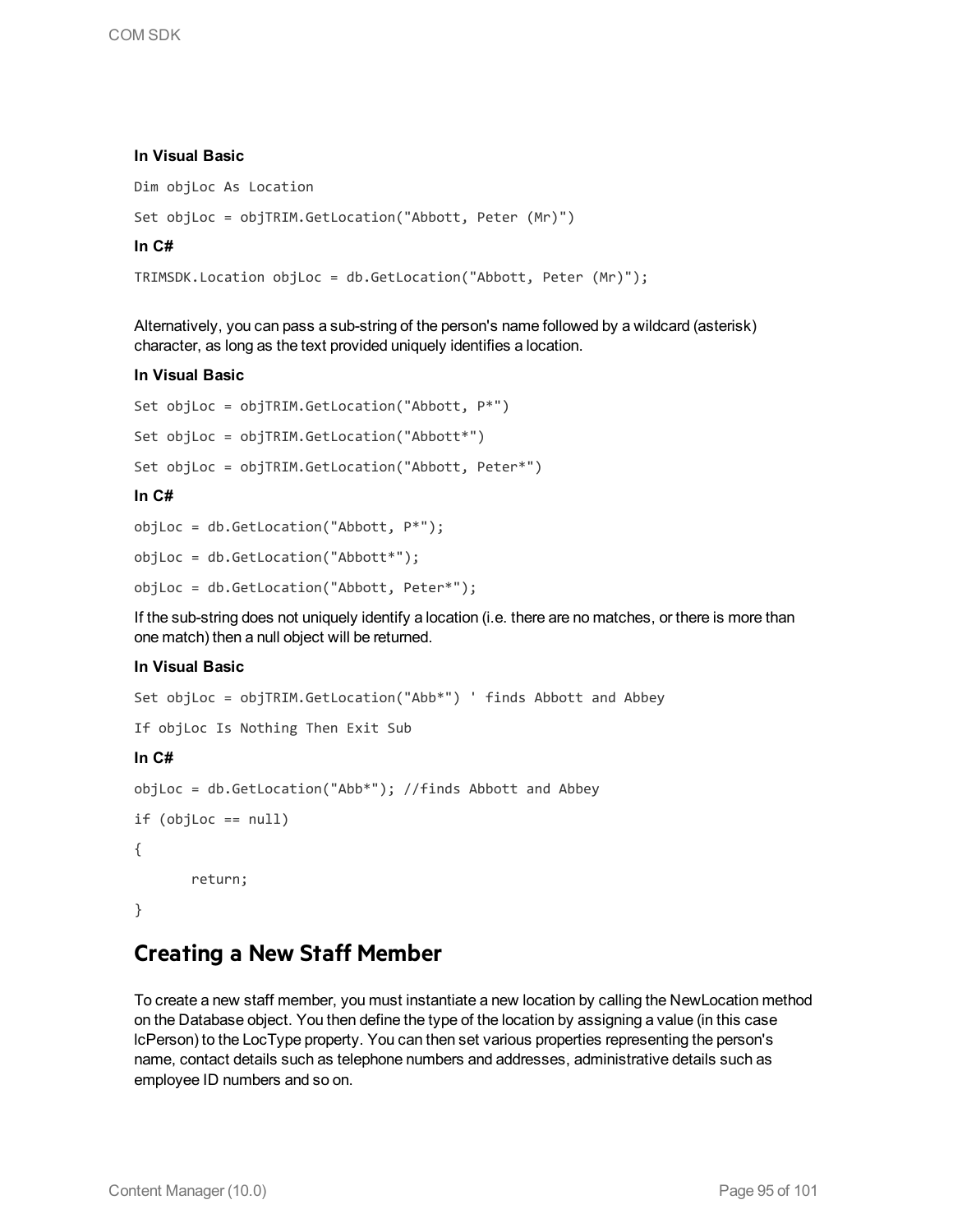**In Visual Basic**

```
Dim objLoc As Location
Set objLoc = objTRIM.GetLocation("Abbott, Peter (Mr)")
```

**In C#**

```
TRIMSDK.Location objLoc = db.GetLocation("Abbott, Peter (Mr)");
```

Alternatively, you can pass a sub-string of the person's name followed by a wildcard (asterisk) character, as long as the text provided uniquely identifies a location.

**In Visual Basic**

```
Set objLoc = objTRIM.GetLocation("Abbott, P*")
Set objLoc = objTRIM.GetLocation("Abbott*")
Set objLoc = objTRIM.GetLocation("Abbott, Peter*")
```

**In C#**

```
objLoc = db.GetLocation("Abbott, P*");
objLoc = db.GetLocation("Abbott*");
objLoc = db.GetLocation("Abbott, Peter*");
```

If the sub-string does not uniquely identify a location (i.e. there are no matches, or there is more than one match) then a null object will be returned.

**In Visual Basic**

```
Set objLoc = objTRIM.GetLocation("Abb*") ' finds Abbott and Abbey
If objLoc Is Nothing Then Exit Sub
```

**In C#**

```
objLoc = db.GetLocation("Abb*"); //finds Abbott and Abbey
if (objLoc == null)
{
       return;
}
```

## Creating a New Staff Member

To create a new staff member, you must instantiate a new location by calling the NewLocation method on the Database object. You then define the type of the location by assigning a value (in this case lcPerson) to the LocType property. You can then set various properties representing the person's name, contact details such as telephone numbers and addresses, administrative details such as employee ID numbers and so on.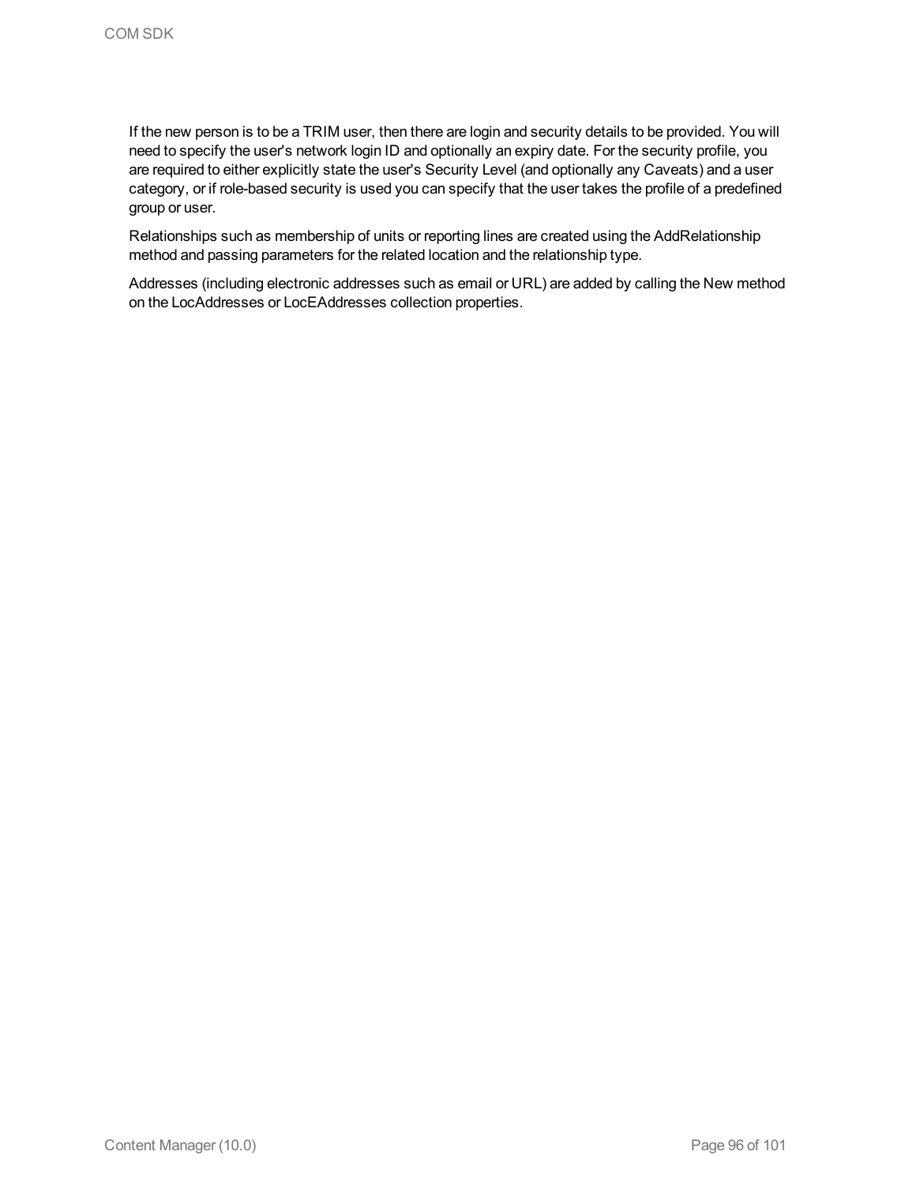If the new person is to be a TRIM user, then there are login and security details to be provided. You will need to specify the user's network login ID and optionally an expiry date. For the security profile, you are required to either explicitly state the user's Security Level (and optionally any Caveats) and a user category, or if role-based security is used you can specify that the user takes the profile of a predefined group or user.

Relationships such as membership of units or reporting lines are created using the AddRelationship method and passing parameters for the related location and the relationship type.

Addresses (including electronic addresses such as email or URL) are added by calling the New method on the LocAddresses or LocEAddresses collection properties.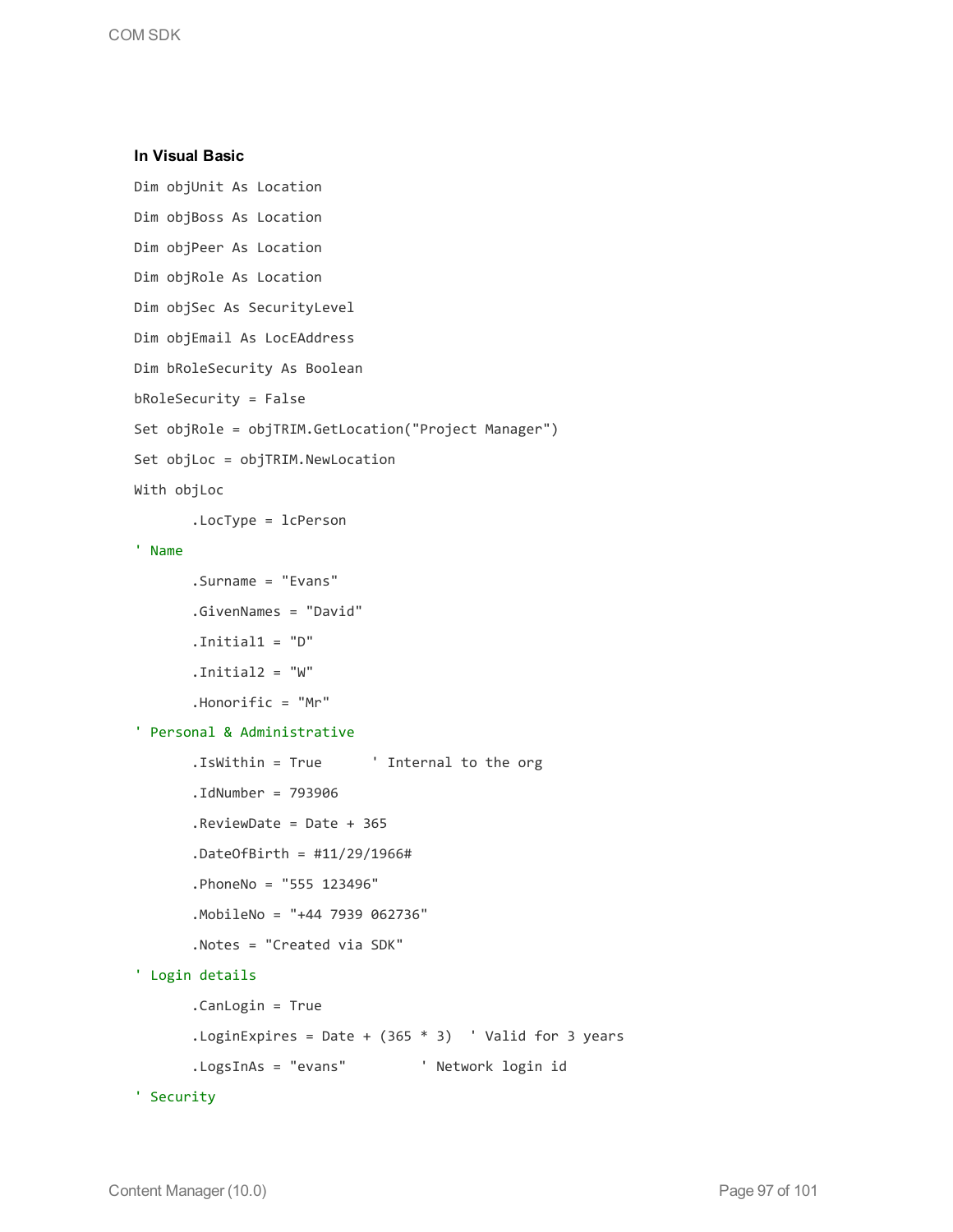**In Visual Basic**

```
Dim objUnit As Location
Dim objBoss As Location
Dim objPeer As Location
Dim objRole As Location
Dim objSec As SecurityLevel
Dim objEmail As LocEAddress
Dim bRoleSecurity As Boolean
bRoleSecurity = False
Set objRole = objTRIM.GetLocation("Project Manager")
Set objLoc = objTRIM.NewLocation
With objLoc
       .LocType = lcPerson
' Name
       .Surname = "Evans"
       .GivenNames = "David"
       .Initial1 = "D"
       .Initial2 = "W"
       .Honorific = "Mr"
' Personal & Administrative
       .IsWithin = True      ' Internal to the org
       .IdNumber = 793906
       .ReviewDate = Date + 365
       .DateOfBirth = #11/29/1966#
       .PhoneNo = "555 123496"
       .MobileNo = "+44 7939 062736"
       .Notes = "Created via SDK"
' Login details
       .CanLogin = True
       .LoginExpires = Date + (365 * 3)  ' Valid for 3 years
       .LogsInAs = "evans"         ' Network login id
' Security
```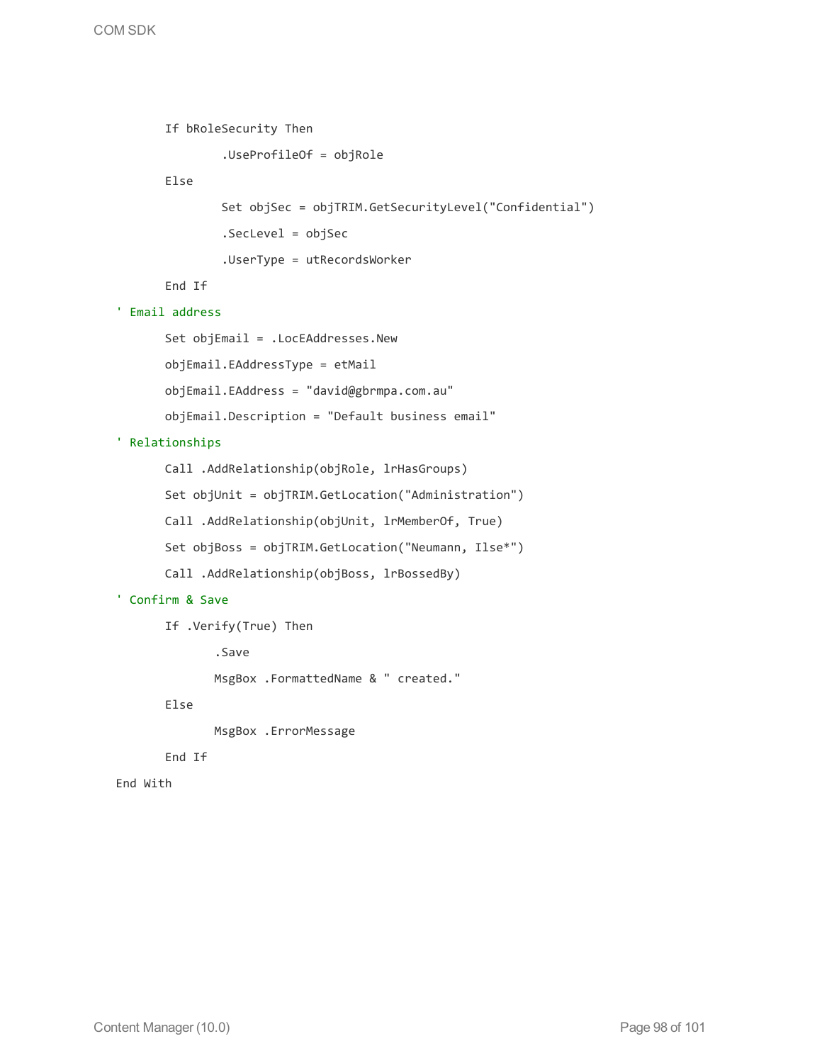```
        If bRoleSecurity Then
                .UseProfileOf = objRole
        Else
                Set objSec = objTRIM.GetSecurityLevel("Confidential")
                .SecLevel = objSec
                .UserType = utRecordsWorker
        End If
' Email address
        Set objEmail = .LocEAddresses.New
        objEmail.EAddressType = etMail
        objEmail.EAddress = "david@gbrmpa.com.au"
        objEmail.Description = "Default business email"
' Relationships
        Call .AddRelationship(objRole, lrHasGroups)
        Set objUnit = objTRIM.GetLocation("Administration")
        Call .AddRelationship(objUnit, lrMemberOf, True)
        Set objBoss = objTRIM.GetLocation("Neumann, Ilse*")
        Call .AddRelationship(objBoss, lrBossedBy)
' Confirm & Save
        If .Verify(True) Then
               .Save
               MsgBox .FormattedName & " created."
        Else
               MsgBox .ErrorMessage
        End If
End With
```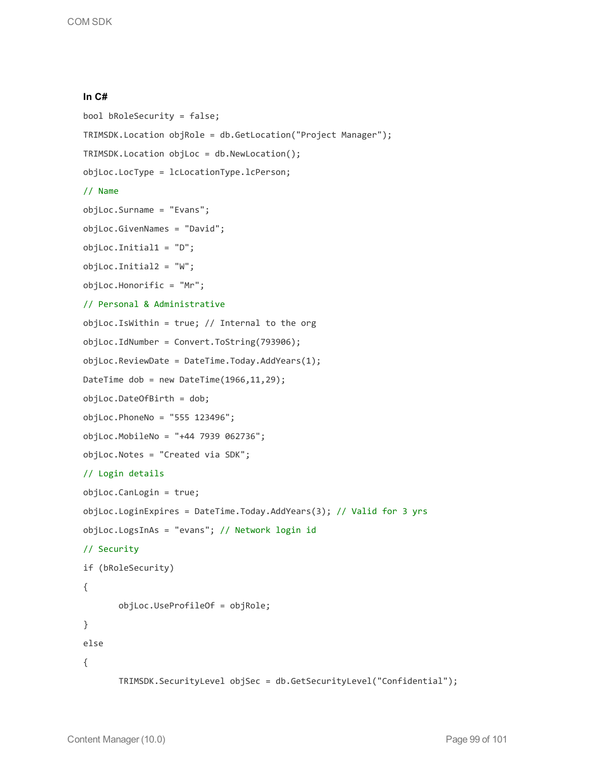**In C#**

```
bool bRoleSecurity = false;
TRIMSDK.Location objRole = db.GetLocation("Project Manager");
TRIMSDK.Location objLoc = db.NewLocation();
objLoc.LocType = lcLocationType.lcPerson;
// Name
objLoc.Surname = "Evans";
objLoc.GivenNames = "David";
objLoc.Initial1 = "D";
objLoc.Initial2 = "W";
objLoc.Honorific = "Mr";
// Personal & Administrative
objLoc.IsWithin = true; // Internal to the org
objLoc.IdNumber = Convert.ToString(793906);
objLoc.ReviewDate = DateTime.Today.AddYears(1);
DateTime dob = new DateTime(1966,11,29);
objLoc.DateOfBirth = dob;
objLoc.PhoneNo = "555 123496";
objLoc.MobileNo = "+44 7939 062736";
objLoc.Notes = "Created via SDK";
// Login details
objLoc.CanLogin = true;
objLoc.LoginExpires = DateTime.Today.AddYears(3); // Valid for 3 yrs
objLoc.LogsInAs = "evans"; // Network login id
// Security
if (bRoleSecurity)
{
       objLoc.UseProfileOf = objRole;
}
else
{
       TRIMSDK.SecurityLevel objSec = db.GetSecurityLevel("Confidential");
```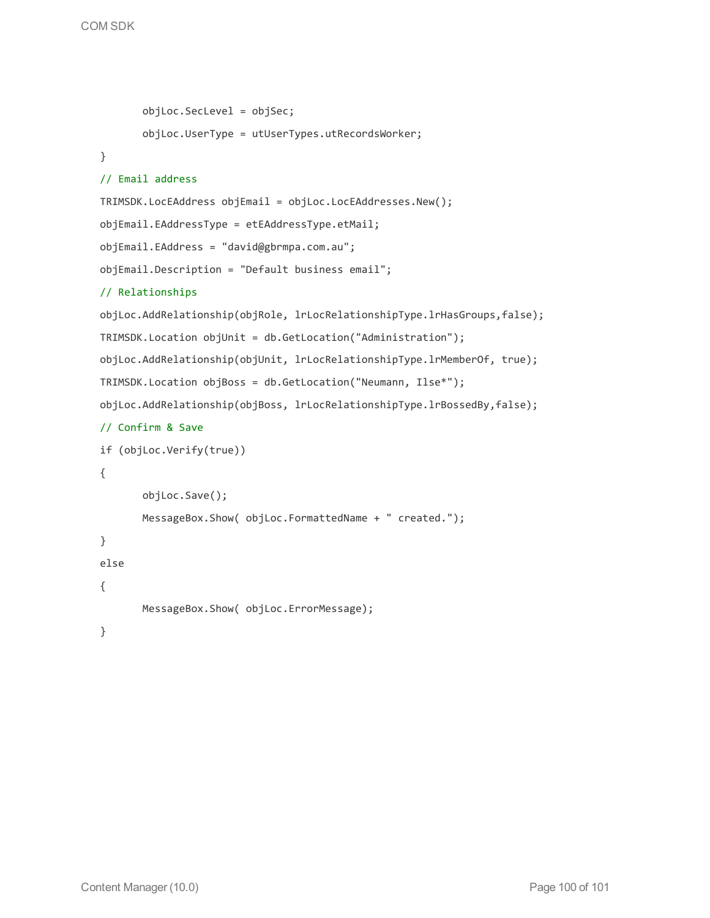```
        objLoc.SecLevel = objSec;
        objLoc.UserType = utUserTypes.utRecordsWorker;
}
// Email address
TRIMSDK.LocEAddress objEmail = objLoc.LocEAddresses.New();
objEmail.EAddressType = etEAddressType.etMail;
objEmail.EAddress = "david@gbrmpa.com.au";
objEmail.Description = "Default business email";
// Relationships
objLoc.AddRelationship(objRole, lrLocRelationshipType.lrHasGroups,false);
TRIMSDK.Location objUnit = db.GetLocation("Administration");
objLoc.AddRelationship(objUnit, lrLocRelationshipType.lrMemberOf, true);
TRIMSDK.Location objBoss = db.GetLocation("Neumann, Ilse*");
objLoc.AddRelationship(objBoss, lrLocRelationshipType.lrBossedBy,false);
// Confirm & Save
if (objLoc.Verify(true))
{
        objLoc.Save();
        MessageBox.Show( objLoc.FormattedName + " created.");
}
else
{
        MessageBox.Show( objLoc.ErrorMessage);
}
```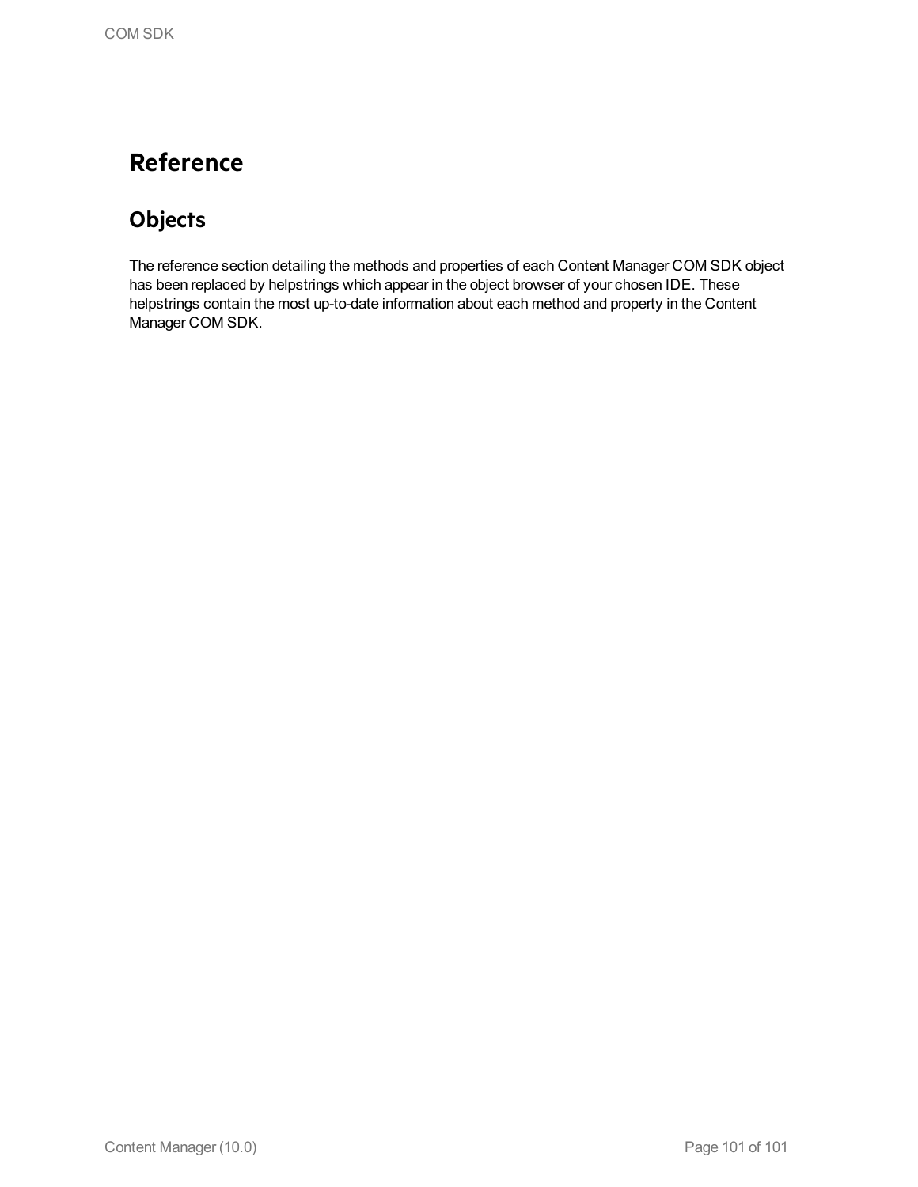# Reference

## Objects

The reference section detailing the methods and properties of each Content Manager COM SDK object has been replaced by helpstrings which appear in the object browser of your chosen IDE. These helpstrings contain the most up-to-date information about each method and property in the Content Manager COM SDK.